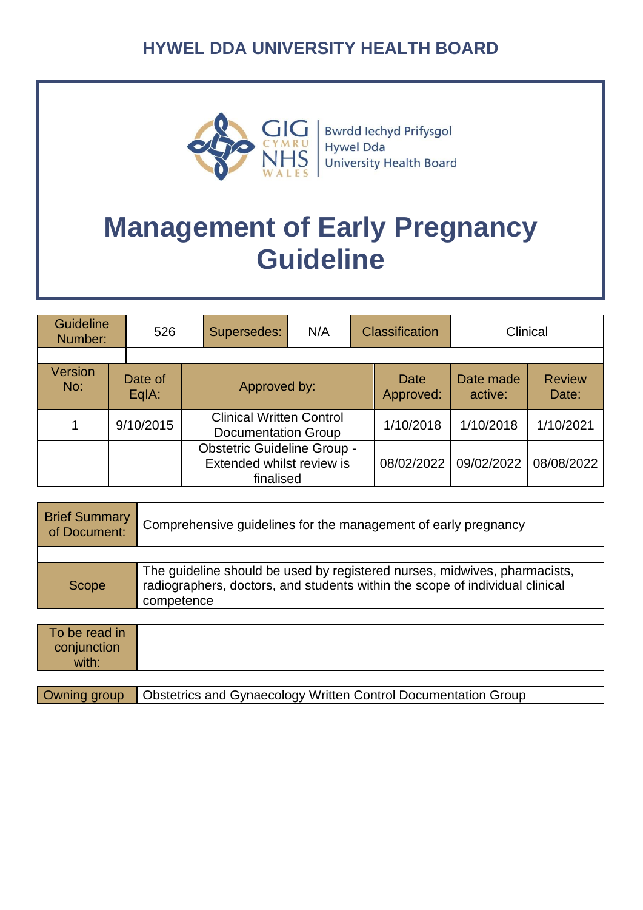HYWEL DDA UNIVERSITY HEALTH BOARD

Bwrdd Iechyd Prifysgol Hywel Dda University Health Board

# Management of Early Pregnancy Guideline

| Guideline Number: | 526 | Supersedes: | N/A | Classification | Clinical |
|---|---|---|---|---|---|

| Version No: | Date of EqIA: | Approved by: | Date Approved: | Date made active: | Review Date: |
|---|---|---|---|---|---|
| 1 | 9/10/2015 | Clinical Written Control Documentation Group | 1/10/2018 | 1/10/2018 | 1/10/2021 |
| | | Obstetric Guideline Group - Extended whilst review is finalised | 08/02/2022 | 09/02/2022 | 08/08/2022 |

| Brief Summary of Document: | Comprehensive guidelines for the management of early pregnancy |
|---|---|
| Scope | The guideline should be used by registered nurses, midwives, pharmacists, radiographers, doctors, and students within the scope of individual clinical competence |

| To be read in conjunction with: | |
|---|---|

| Owning group | Obstetrics and Gynaecology Written Control Documentation Group |
|---|---|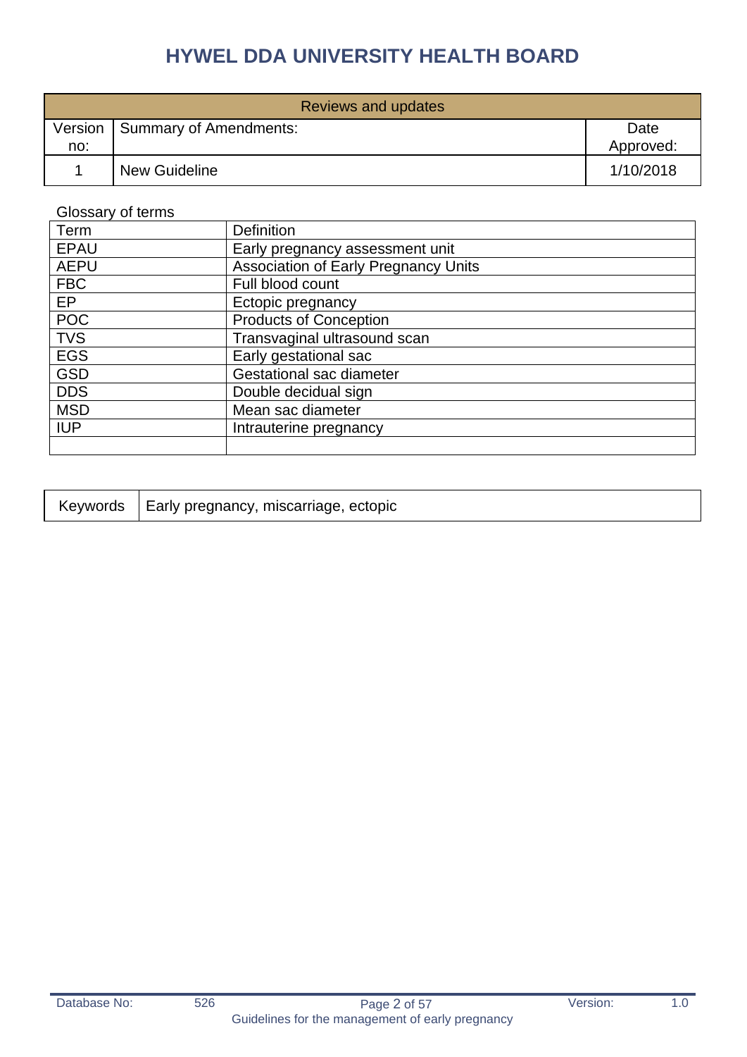# HYWEL DDA UNIVERSITY HEALTH BOARD

| Reviews and updates | | |
|---|---|---|
| Version no: | Summary of Amendments: | Date Approved: |
| 1 | New Guideline | 1/10/2018 |

Glossary of terms

| Term | Definition |
|---|---|
| EPAU | Early pregnancy assessment unit |
| AEPU | Association of Early Pregnancy Units |
| FBC | Full blood count |
| EP | Ectopic pregnancy |
| POC | Products of Conception |
| TVS | Transvaginal ultrasound scan |
| EGS | Early gestational sac |
| GSD | Gestational sac diameter |
| DDS | Double decidual sign |
| MSD | Mean sac diameter |
| IUP | Intrauterine pregnancy |
| | |

| Keywords | Early pregnancy, miscarriage, ectopic |
|---|---|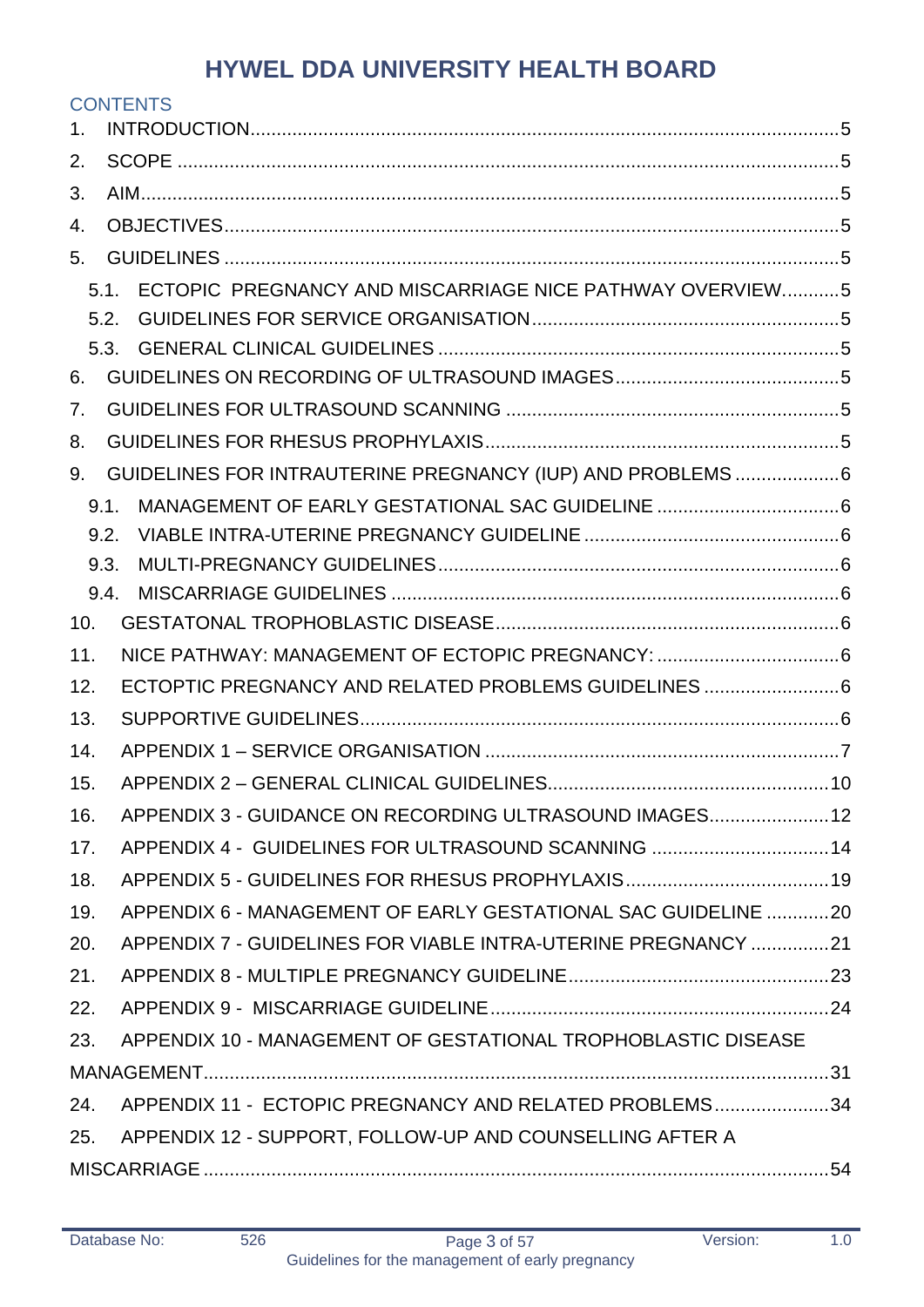# HYWEL DDA UNIVERSITY HEALTH BOARD

CONTENTS

1. INTRODUCTION....5
2. SCOPE....5
3. AIM....5
4. OBJECTIVES....5
5. GUIDELINES....5
   - 5.1. ECTOPIC PREGNANCY AND MISCARRIAGE NICE PATHWAY OVERVIEW....5
   - 5.2. GUIDELINES FOR SERVICE ORGANISATION....5
   - 5.3. GENERAL CLINICAL GUIDELINES....5
6. GUIDELINES ON RECORDING OF ULTRASOUND IMAGES....5
7. GUIDELINES FOR ULTRASOUND SCANNING....5
8. GUIDELINES FOR RHESUS PROPHYLAXIS....5
9. GUIDELINES FOR INTRAUTERINE PREGNANCY (IUP) AND PROBLEMS....6
   - 9.1. MANAGEMENT OF EARLY GESTATIONAL SAC GUIDELINE....6
   - 9.2. VIABLE INTRA-UTERINE PREGNANCY GUIDELINE....6
   - 9.3. MULTI-PREGNANCY GUIDELINES....6
   - 9.4. MISCARRIAGE GUIDELINES....6
10. GESTATONAL TROPHOBLASTIC DISEASE....6
11. NICE PATHWAY: MANAGEMENT OF ECTOPIC PREGNANCY:....6
12. ECTOPTIC PREGNANCY AND RELATED PROBLEMS GUIDELINES....6
13. SUPPORTIVE GUIDELINES....6
14. APPENDIX 1 – SERVICE ORGANISATION....7
15. APPENDIX 2 – GENERAL CLINICAL GUIDELINES....10
16. APPENDIX 3 - GUIDANCE ON RECORDING ULTRASOUND IMAGES....12
17. APPENDIX 4 - GUIDELINES FOR ULTRASOUND SCANNING....14
18. APPENDIX 5 - GUIDELINES FOR RHESUS PROPHYLAXIS....19
19. APPENDIX 6 - MANAGEMENT OF EARLY GESTATIONAL SAC GUIDELINE....20
20. APPENDIX 7 - GUIDELINES FOR VIABLE INTRA-UTERINE PREGNANCY....21
21. APPENDIX 8 - MULTIPLE PREGNANCY GUIDELINE....23
22. APPENDIX 9 - MISCARRIAGE GUIDELINE....24
23. APPENDIX 10 - MANAGEMENT OF GESTATIONAL TROPHOBLASTIC DISEASE MANAGEMENT....31
24. APPENDIX 11 - ECTOPIC PREGNANCY AND RELATED PROBLEMS....34
25. APPENDIX 12 - SUPPORT, FOLLOW-UP AND COUNSELLING AFTER A MISCARRIAGE....54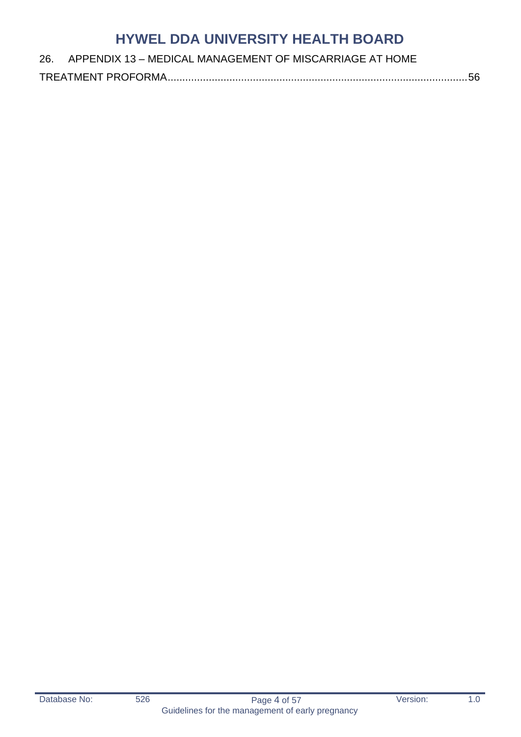26. APPENDIX 13 – MEDICAL MANAGEMENT OF MISCARRIAGE AT HOME TREATMENT PROFORMA.....56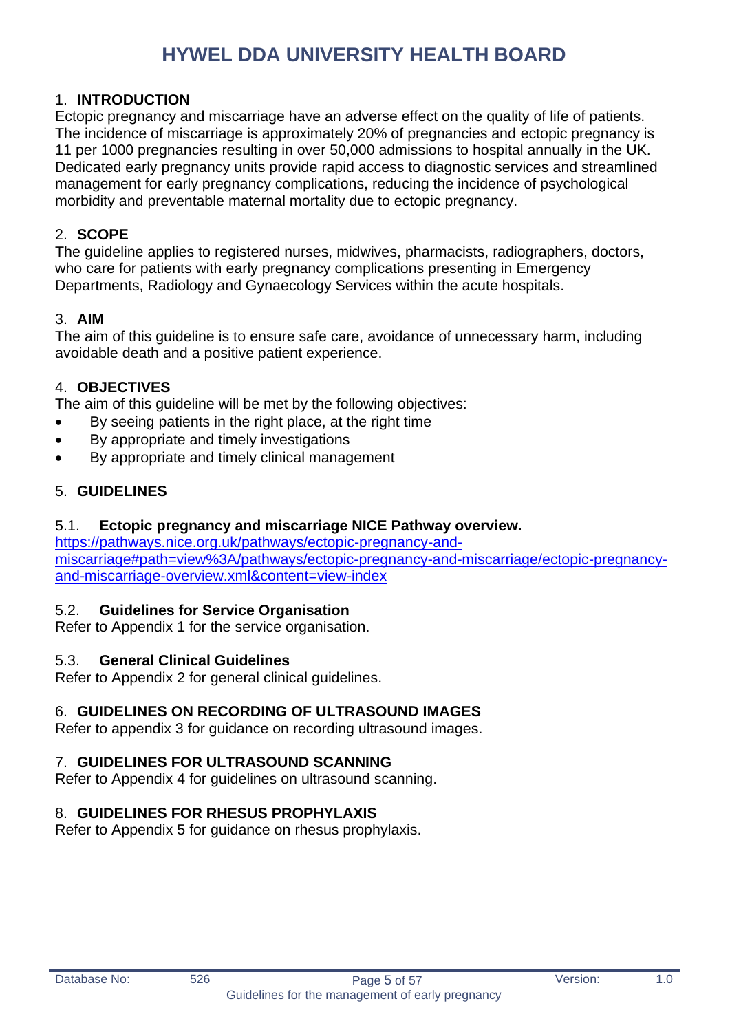## 1. INTRODUCTION

Ectopic pregnancy and miscarriage have an adverse effect on the quality of life of patients. The incidence of miscarriage is approximately 20% of pregnancies and ectopic pregnancy is 11 per 1000 pregnancies resulting in over 50,000 admissions to hospital annually in the UK. Dedicated early pregnancy units provide rapid access to diagnostic services and streamlined management for early pregnancy complications, reducing the incidence of psychological morbidity and preventable maternal mortality due to ectopic pregnancy.

## 2. SCOPE

The guideline applies to registered nurses, midwives, pharmacists, radiographers, doctors, who care for patients with early pregnancy complications presenting in Emergency Departments, Radiology and Gynaecology Services within the acute hospitals.

## 3. AIM

The aim of this guideline is to ensure safe care, avoidance of unnecessary harm, including avoidable death and a positive patient experience.

## 4. OBJECTIVES

The aim of this guideline will be met by the following objectives:

- By seeing patients in the right place, at the right time
- By appropriate and timely investigations
- By appropriate and timely clinical management

## 5. GUIDELINES

### 5.1. Ectopic pregnancy and miscarriage NICE Pathway overview.

[https://pathways.nice.org.uk/pathways/ectopic-pregnancy-and-miscarriage#path=view%3A/pathways/ectopic-pregnancy-and-miscarriage/ectopic-pregnancy-and-miscarriage-overview.xml&content=view-index](https://pathways.nice.org.uk/pathways/ectopic-pregnancy-and-miscarriage#path=view%3A/pathways/ectopic-pregnancy-and-miscarriage/ectopic-pregnancy-and-miscarriage-overview.xml&content=view-index)

### 5.2. Guidelines for Service Organisation

Refer to Appendix 1 for the service organisation.

### 5.3. General Clinical Guidelines

Refer to Appendix 2 for general clinical guidelines.

## 6. GUIDELINES ON RECORDING OF ULTRASOUND IMAGES

Refer to appendix 3 for guidance on recording ultrasound images.

## 7. GUIDELINES FOR ULTRASOUND SCANNING

Refer to Appendix 4 for guidelines on ultrasound scanning.

## 8. GUIDELINES FOR RHESUS PROPHYLAXIS

Refer to Appendix 5 for guidance on rhesus prophylaxis.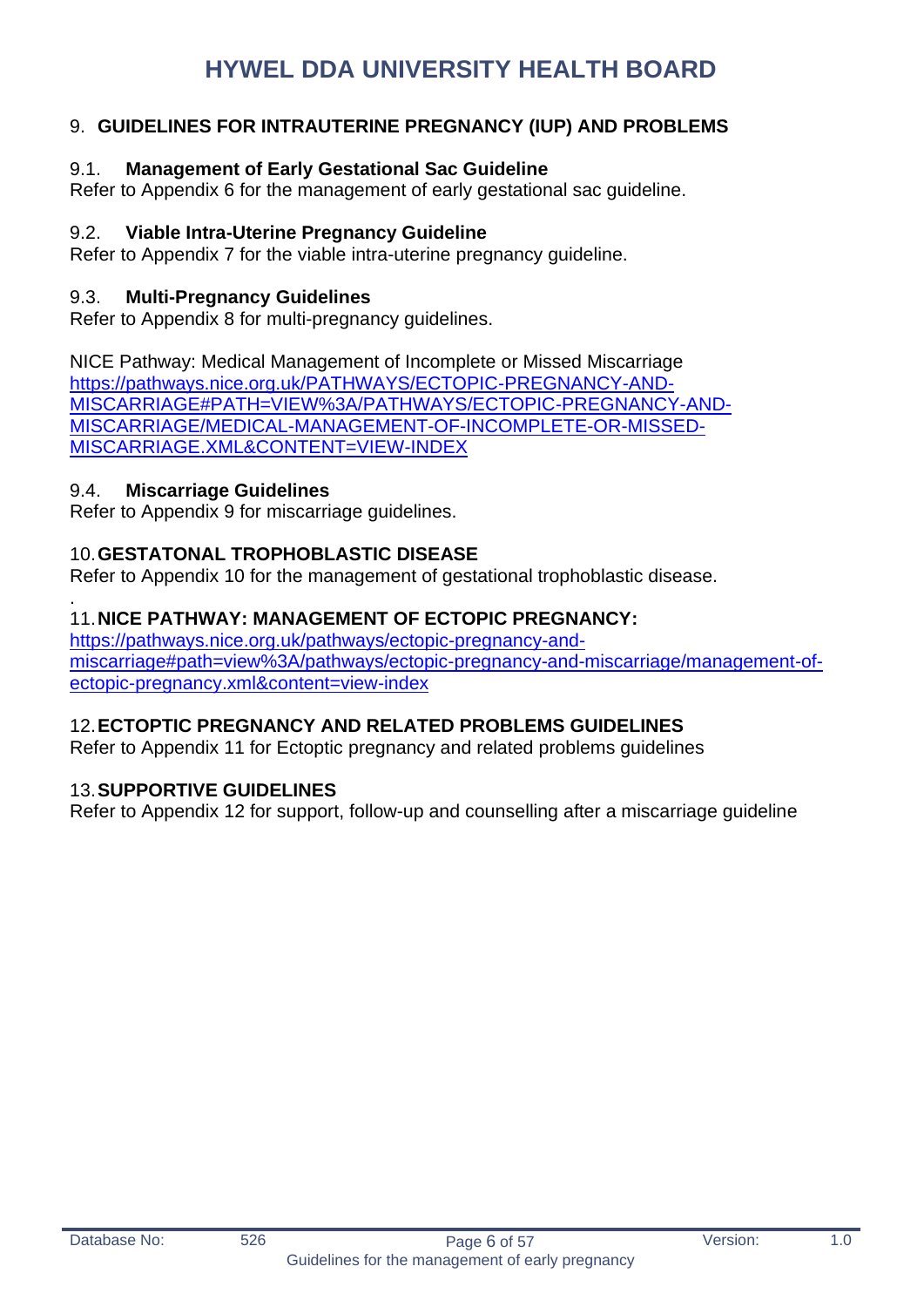## 9. GUIDELINES FOR INTRAUTERINE PREGNANCY (IUP) AND PROBLEMS

### 9.1. Management of Early Gestational Sac Guideline

Refer to Appendix 6 for the management of early gestational sac guideline.

### 9.2. Viable Intra-Uterine Pregnancy Guideline

Refer to Appendix 7 for the viable intra-uterine pregnancy guideline.

### 9.3. Multi-Pregnancy Guidelines

Refer to Appendix 8 for multi-pregnancy guidelines.

NICE Pathway: Medical Management of Incomplete or Missed Miscarriage
https://pathways.nice.org.uk/PATHWAYS/ECTOPIC-PREGNANCY-AND-MISCARRIAGE#PATH=VIEW%3A/PATHWAYS/ECTOPIC-PREGNANCY-AND-MISCARRIAGE/MEDICAL-MANAGEMENT-OF-INCOMPLETE-OR-MISSED-MISCARRIAGE.XML&CONTENT=VIEW-INDEX

### 9.4. Miscarriage Guidelines

Refer to Appendix 9 for miscarriage guidelines.

## 10. GESTATONAL TROPHOBLASTIC DISEASE

Refer to Appendix 10 for the management of gestational trophoblastic disease.

.

## 11. NICE PATHWAY: MANAGEMENT OF ECTOPIC PREGNANCY:

https://pathways.nice.org.uk/pathways/ectopic-pregnancy-and-miscarriage#path=view%3A/pathways/ectopic-pregnancy-and-miscarriage/management-of-ectopic-pregnancy.xml&content=view-index

## 12. ECTOPTIC PREGNANCY AND RELATED PROBLEMS GUIDELINES

Refer to Appendix 11 for Ectoptic pregnancy and related problems guidelines

## 13. SUPPORTIVE GUIDELINES

Refer to Appendix 12 for support, follow-up and counselling after a miscarriage guideline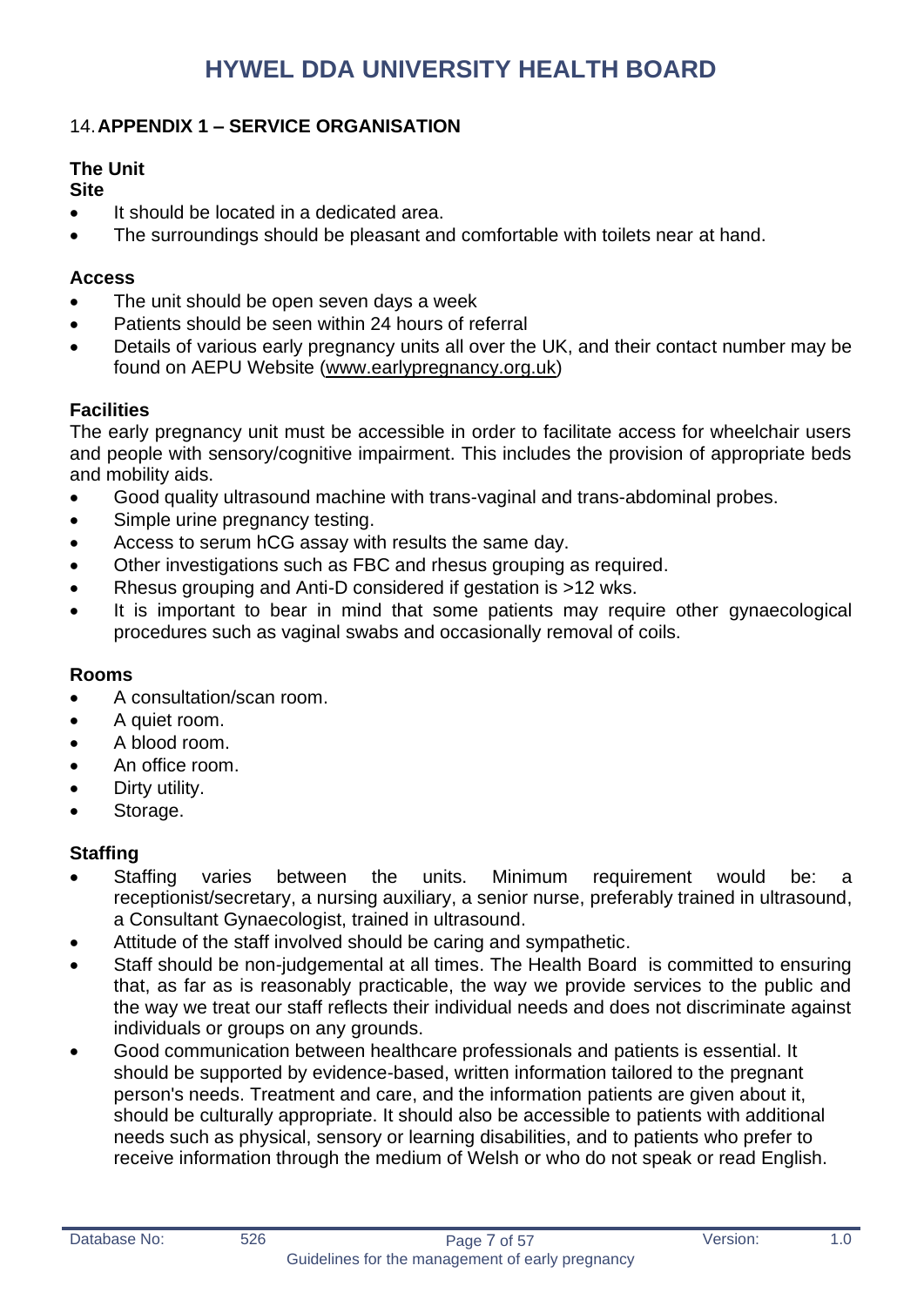## 14. APPENDIX 1 – SERVICE ORGANISATION

### The Unit

**Site**

- It should be located in a dedicated area.
- The surroundings should be pleasant and comfortable with toilets near at hand.

**Access**

- The unit should be open seven days a week
- Patients should be seen within 24 hours of referral
- Details of various early pregnancy units all over the UK, and their contact number may be found on AEPU Website (www.earlypregnancy.org.uk)

**Facilities**

The early pregnancy unit must be accessible in order to facilitate access for wheelchair users and people with sensory/cognitive impairment. This includes the provision of appropriate beds and mobility aids.

- Good quality ultrasound machine with trans-vaginal and trans-abdominal probes.
- Simple urine pregnancy testing.
- Access to serum hCG assay with results the same day.
- Other investigations such as FBC and rhesus grouping as required.
- Rhesus grouping and Anti-D considered if gestation is >12 wks.
- It is important to bear in mind that some patients may require other gynaecological procedures such as vaginal swabs and occasionally removal of coils.

**Rooms**

- A consultation/scan room.
- A quiet room.
- A blood room.
- An office room.
- Dirty utility.
- Storage.

**Staffing**

- Staffing varies between the units. Minimum requirement would be: a receptionist/secretary, a nursing auxiliary, a senior nurse, preferably trained in ultrasound, a Consultant Gynaecologist, trained in ultrasound.
- Attitude of the staff involved should be caring and sympathetic.
- Staff should be non-judgemental at all times. The Health Board is committed to ensuring that, as far as is reasonably practicable, the way we provide services to the public and the way we treat our staff reflects their individual needs and does not discriminate against individuals or groups on any grounds.
- Good communication between healthcare professionals and patients is essential. It should be supported by evidence-based, written information tailored to the pregnant person's needs. Treatment and care, and the information patients are given about it, should be culturally appropriate. It should also be accessible to patients with additional needs such as physical, sensory or learning disabilities, and to patients who prefer to receive information through the medium of Welsh or who do not speak or read English.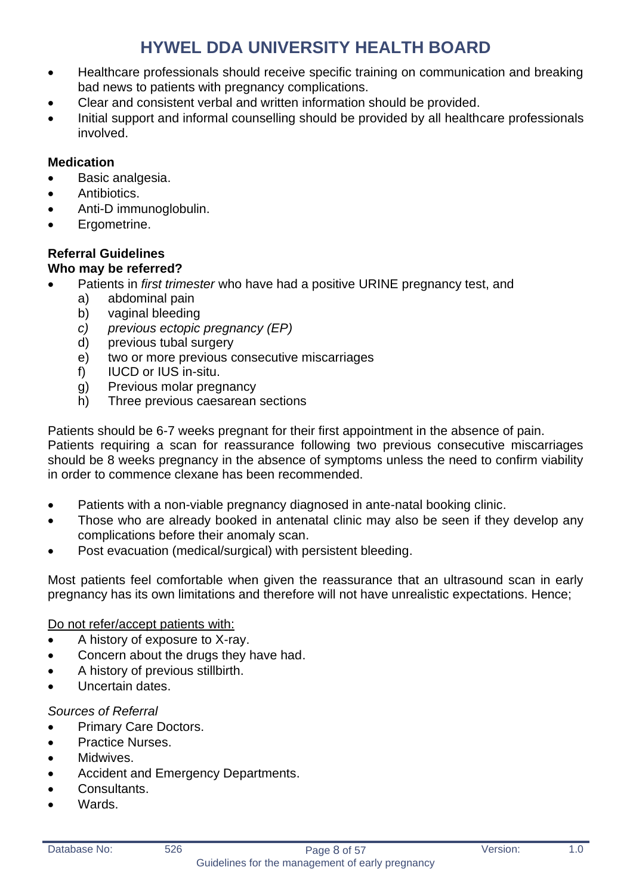- Healthcare professionals should receive specific training on communication and breaking bad news to patients with pregnancy complications.
- Clear and consistent verbal and written information should be provided.
- Initial support and informal counselling should be provided by all healthcare professionals involved.

**Medication**

- Basic analgesia.
- Antibiotics.
- Anti-D immunoglobulin.
- Ergometrine.

**Referral Guidelines**

**Who may be referred?**

- Patients in *first trimester* who have had a positive URINE pregnancy test, and
  a) abdominal pain
  b) vaginal bleeding
  *c) previous ectopic pregnancy (EP)*
  d) previous tubal surgery
  e) two or more previous consecutive miscarriages
  f) IUCD or IUS in-situ.
  g) Previous molar pregnancy
  h) Three previous caesarean sections

Patients should be 6-7 weeks pregnant for their first appointment in the absence of pain. Patients requiring a scan for reassurance following two previous consecutive miscarriages should be 8 weeks pregnancy in the absence of symptoms unless the need to confirm viability in order to commence clexane has been recommended.

- Patients with a non-viable pregnancy diagnosed in ante-natal booking clinic.
- Those who are already booked in antenatal clinic may also be seen if they develop any complications before their anomaly scan.
- Post evacuation (medical/surgical) with persistent bleeding.

Most patients feel comfortable when given the reassurance that an ultrasound scan in early pregnancy has its own limitations and therefore will not have unrealistic expectations. Hence;

<u>Do not refer/accept patients with:</u>

- A history of exposure to X-ray.
- Concern about the drugs they have had.
- A history of previous stillbirth.
- Uncertain dates.

*Sources of Referral*

- Primary Care Doctors.
- Practice Nurses.
- Midwives.
- Accident and Emergency Departments.
- Consultants.
- Wards.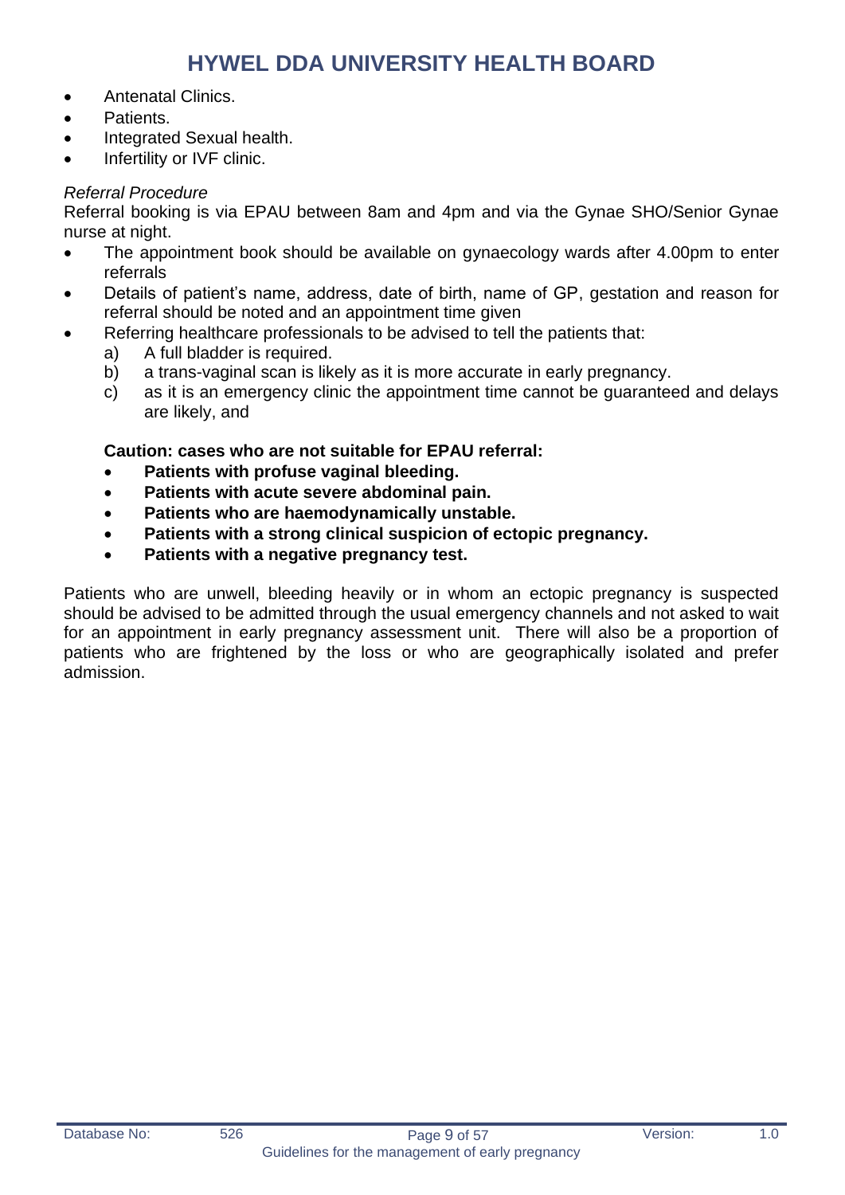- Antenatal Clinics.
- Patients.
- Integrated Sexual health.
- Infertility or IVF clinic.

*Referral Procedure*

Referral booking is via EPAU between 8am and 4pm and via the Gynae SHO/Senior Gynae nurse at night.

- The appointment book should be available on gynaecology wards after 4.00pm to enter referrals
- Details of patient's name, address, date of birth, name of GP, gestation and reason for referral should be noted and an appointment time given
- Referring healthcare professionals to be advised to tell the patients that:
  a) A full bladder is required.
  b) a trans-vaginal scan is likely as it is more accurate in early pregnancy.
  c) as it is an emergency clinic the appointment time cannot be guaranteed and delays are likely, and

**Caution: cases who are not suitable for EPAU referral:**

- **Patients with profuse vaginal bleeding.**
- **Patients with acute severe abdominal pain.**
- **Patients who are haemodynamically unstable.**
- **Patients with a strong clinical suspicion of ectopic pregnancy.**
- **Patients with a negative pregnancy test.**

Patients who are unwell, bleeding heavily or in whom an ectopic pregnancy is suspected should be advised to be admitted through the usual emergency channels and not asked to wait for an appointment in early pregnancy assessment unit. There will also be a proportion of patients who are frightened by the loss or who are geographically isolated and prefer admission.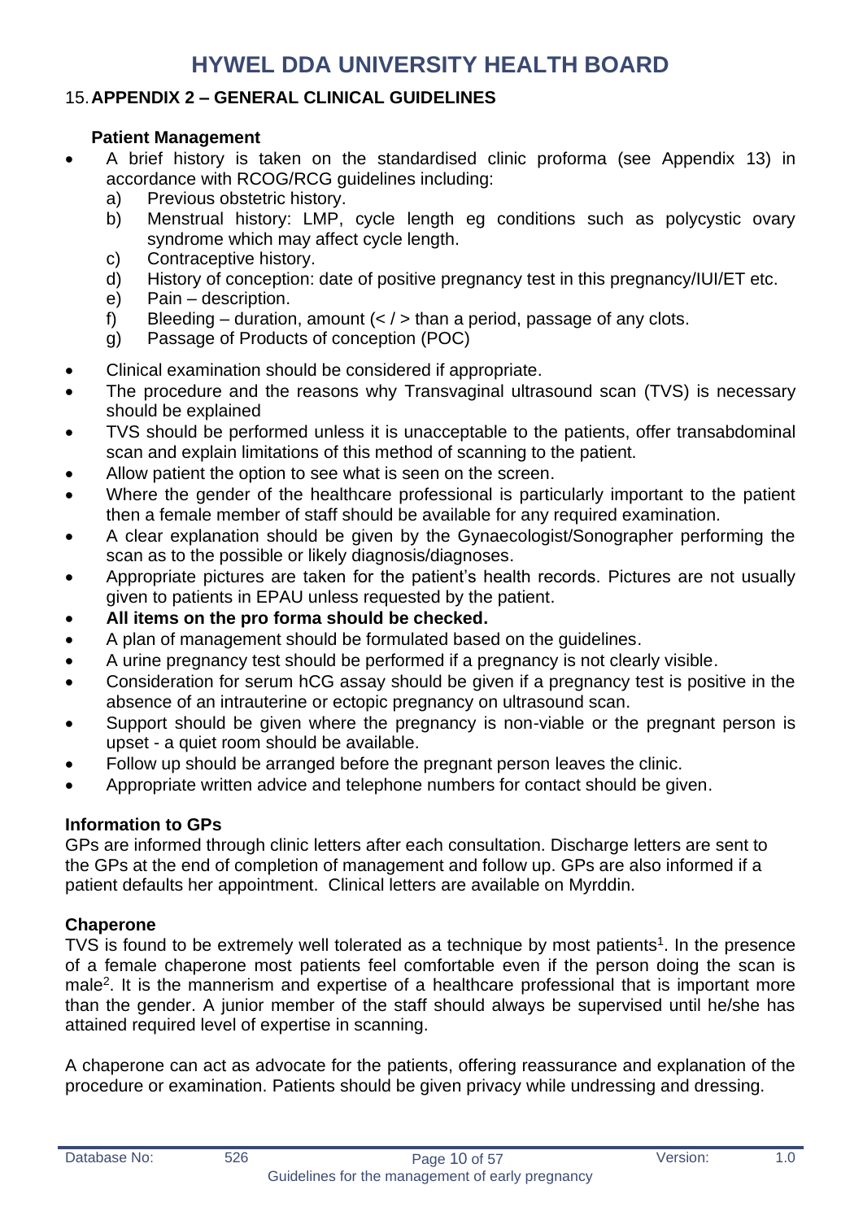## 15. APPENDIX 2 – GENERAL CLINICAL GUIDELINES

### Patient Management

- A brief history is taken on the standardised clinic proforma (see Appendix 13) in accordance with RCOG/RCG guidelines including:
  a) Previous obstetric history.
  b) Menstrual history: LMP, cycle length eg conditions such as polycystic ovary syndrome which may affect cycle length.
  c) Contraceptive history.
  d) History of conception: date of positive pregnancy test in this pregnancy/IUI/ET etc.
  e) Pain – description.
  f) Bleeding – duration, amount (< / > than a period, passage of any clots.
  g) Passage of Products of conception (POC)
- Clinical examination should be considered if appropriate.
- The procedure and the reasons why Transvaginal ultrasound scan (TVS) is necessary should be explained
- TVS should be performed unless it is unacceptable to the patients, offer transabdominal scan and explain limitations of this method of scanning to the patient.
- Allow patient the option to see what is seen on the screen.
- Where the gender of the healthcare professional is particularly important to the patient then a female member of staff should be available for any required examination.
- A clear explanation should be given by the Gynaecologist/Sonographer performing the scan as to the possible or likely diagnosis/diagnoses.
- Appropriate pictures are taken for the patient's health records. Pictures are not usually given to patients in EPAU unless requested by the patient.
- **All items on the pro forma should be checked.**
- A plan of management should be formulated based on the guidelines.
- A urine pregnancy test should be performed if a pregnancy is not clearly visible.
- Consideration for serum hCG assay should be given if a pregnancy test is positive in the absence of an intrauterine or ectopic pregnancy on ultrasound scan.
- Support should be given where the pregnancy is non-viable or the pregnant person is upset - a quiet room should be available.
- Follow up should be arranged before the pregnant person leaves the clinic.
- Appropriate written advice and telephone numbers for contact should be given.

### Information to GPs

GPs are informed through clinic letters after each consultation. Discharge letters are sent to the GPs at the end of completion of management and follow up. GPs are also informed if a patient defaults her appointment. Clinical letters are available on Myrddin.

### Chaperone

TVS is found to be extremely well tolerated as a technique by most patients[1]. In the presence of a female chaperone most patients feel comfortable even if the person doing the scan is male[2]. It is the mannerism and expertise of a healthcare professional that is important more than the gender. A junior member of the staff should always be supervised until he/she has attained required level of expertise in scanning.

A chaperone can act as advocate for the patients, offering reassurance and explanation of the procedure or examination. Patients should be given privacy while undressing and dressing.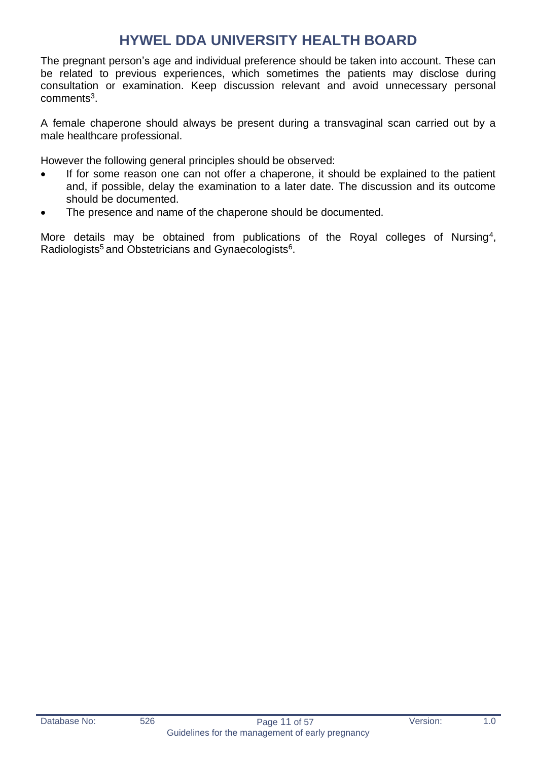The pregnant person's age and individual preference should be taken into account. These can be related to previous experiences, which sometimes the patients may disclose during consultation or examination. Keep discussion relevant and avoid unnecessary personal comments[3].

A female chaperone should always be present during a transvaginal scan carried out by a male healthcare professional.

However the following general principles should be observed:

- If for some reason one can not offer a chaperone, it should be explained to the patient and, if possible, delay the examination to a later date. The discussion and its outcome should be documented.
- The presence and name of the chaperone should be documented.

More details may be obtained from publications of the Royal colleges of Nursing[4], Radiologists[5] and Obstetricians and Gynaecologists[6].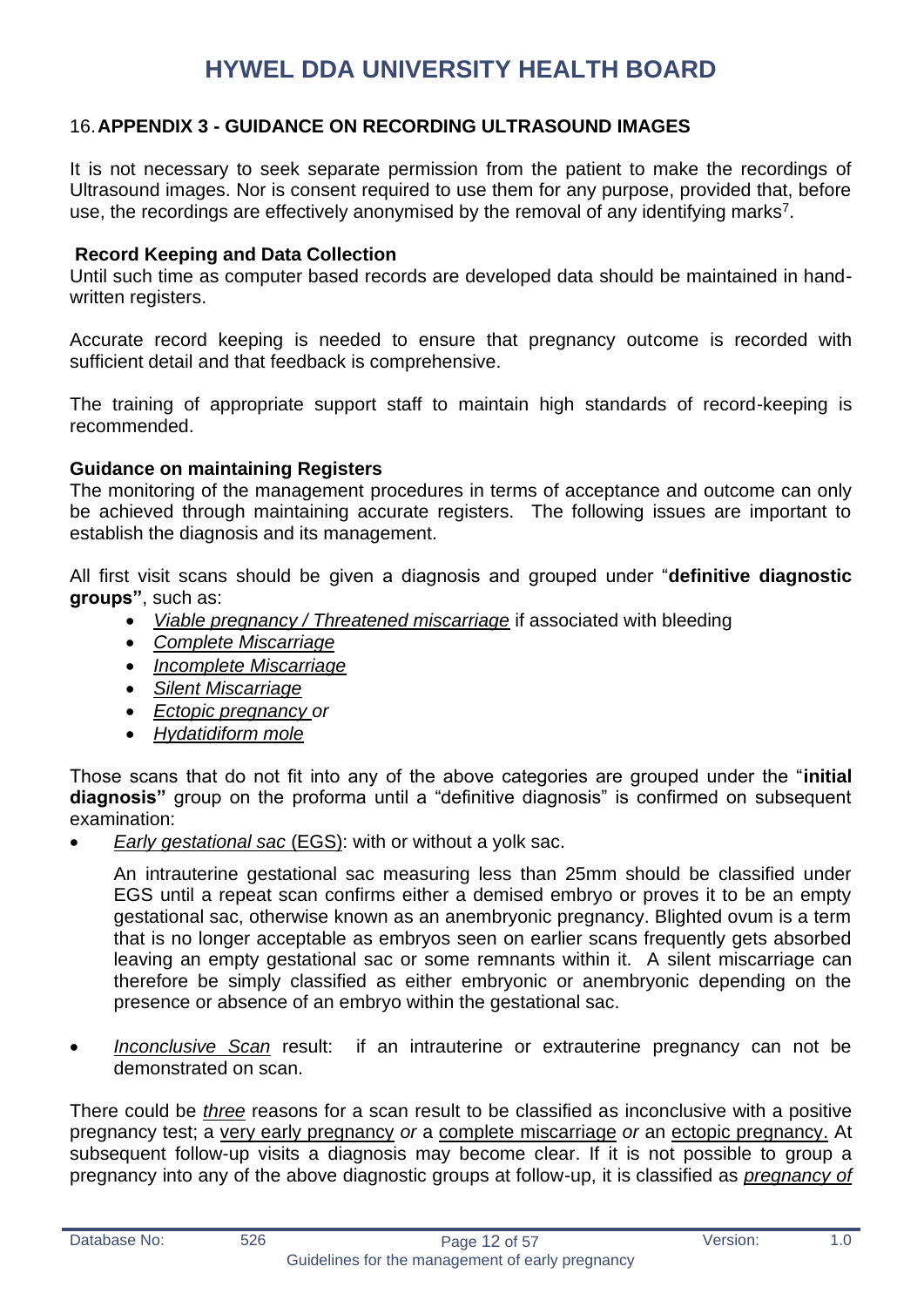## 16. APPENDIX 3 - GUIDANCE ON RECORDING ULTRASOUND IMAGES

It is not necessary to seek separate permission from the patient to make the recordings of Ultrasound images. Nor is consent required to use them for any purpose, provided that, before use, the recordings are effectively anonymised by the removal of any identifying marks[7].

### Record Keeping and Data Collection

Until such time as computer based records are developed data should be maintained in hand-written registers.

Accurate record keeping is needed to ensure that pregnancy outcome is recorded with sufficient detail and that feedback is comprehensive.

The training of appropriate support staff to maintain high standards of record-keeping is recommended.

### Guidance on maintaining Registers

The monitoring of the management procedures in terms of acceptance and outcome can only be achieved through maintaining accurate registers. The following issues are important to establish the diagnosis and its management.

All first visit scans should be given a diagnosis and grouped under "**definitive diagnostic groups"**, such as:

- *Viable pregnancy / Threatened miscarriage* if associated with bleeding
- *Complete Miscarriage*
- *Incomplete Miscarriage*
- *Silent Miscarriage*
- *Ectopic pregnancy or*
- *Hydatidiform mole*

Those scans that do not fit into any of the above categories are grouped under the "**initial diagnosis"** group on the proforma until a "definitive diagnosis" is confirmed on subsequent examination:

- *Early gestational sac* (EGS): with or without a yolk sac.

  An intrauterine gestational sac measuring less than 25mm should be classified under EGS until a repeat scan confirms either a demised embryo or proves it to be an empty gestational sac, otherwise known as an anembryonic pregnancy. Blighted ovum is a term that is no longer acceptable as embryos seen on earlier scans frequently gets absorbed leaving an empty gestational sac or some remnants within it. A silent miscarriage can therefore be simply classified as either embryonic or anembryonic depending on the presence or absence of an embryo within the gestational sac.

- *Inconclusive Scan* result: if an intrauterine or extrauterine pregnancy can not be demonstrated on scan.

There could be *three* reasons for a scan result to be classified as inconclusive with a positive pregnancy test; a very early pregnancy *or* a complete miscarriage *or* an ectopic pregnancy. At subsequent follow-up visits a diagnosis may become clear. If it is not possible to group a pregnancy into any of the above diagnostic groups at follow-up, it is classified as *pregnancy of*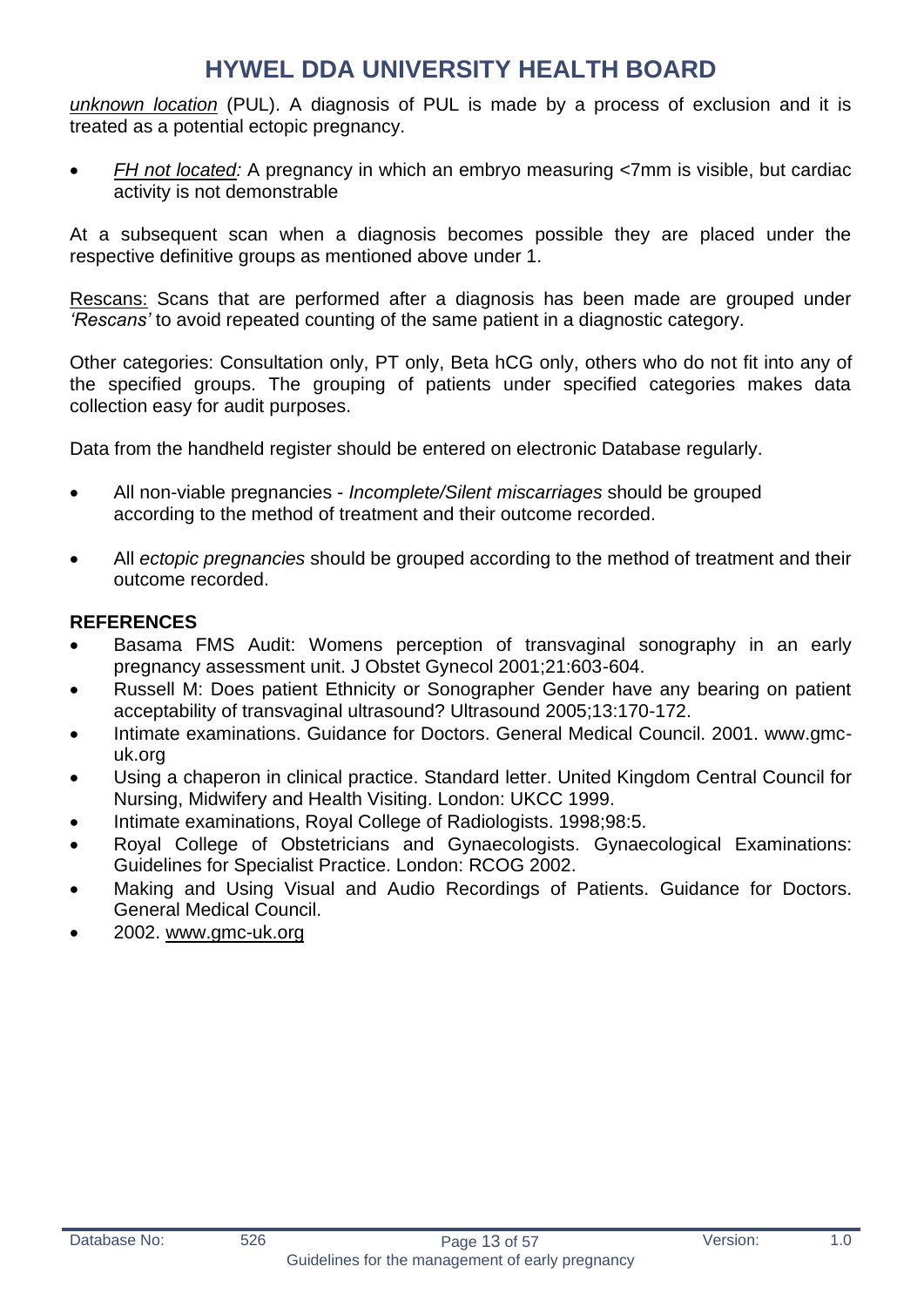unknown location (PUL). A diagnosis of PUL is made by a process of exclusion and it is treated as a potential ectopic pregnancy.

- *FH not located:* A pregnancy in which an embryo measuring <7mm is visible, but cardiac activity is not demonstrable

At a subsequent scan when a diagnosis becomes possible they are placed under the respective definitive groups as mentioned above under 1.

Rescans: Scans that are performed after a diagnosis has been made are grouped under *'Rescans'* to avoid repeated counting of the same patient in a diagnostic category.

Other categories: Consultation only, PT only, Beta hCG only, others who do not fit into any of the specified groups. The grouping of patients under specified categories makes data collection easy for audit purposes.

Data from the handheld register should be entered on electronic Database regularly.

- All non-viable pregnancies - *Incomplete/Silent miscarriages* should be grouped according to the method of treatment and their outcome recorded.

- All *ectopic pregnancies* should be grouped according to the method of treatment and their outcome recorded.

**REFERENCES**

- Basama FMS Audit: Womens perception of transvaginal sonography in an early pregnancy assessment unit. J Obstet Gynecol 2001;21:603-604.
- Russell M: Does patient Ethnicity or Sonographer Gender have any bearing on patient acceptability of transvaginal ultrasound? Ultrasound 2005;13:170-172.
- Intimate examinations. Guidance for Doctors. General Medical Council. 2001. www.gmc-uk.org
- Using a chaperon in clinical practice. Standard letter. United Kingdom Central Council for Nursing, Midwifery and Health Visiting. London: UKCC 1999.
- Intimate examinations, Royal College of Radiologists. 1998;98:5.
- Royal College of Obstetricians and Gynaecologists. Gynaecological Examinations: Guidelines for Specialist Practice. London: RCOG 2002.
- Making and Using Visual and Audio Recordings of Patients. Guidance for Doctors. General Medical Council.
- 2002. www.gmc-uk.org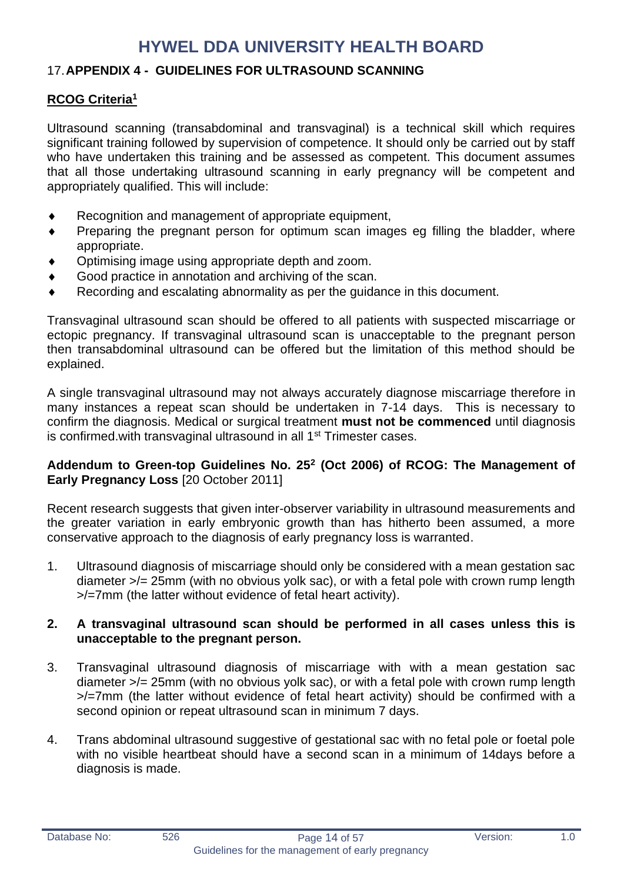## 17. APPENDIX 4 - GUIDELINES FOR ULTRASOUND SCANNING

### RCOG Criteria[1]

Ultrasound scanning (transabdominal and transvaginal) is a technical skill which requires significant training followed by supervision of competence. It should only be carried out by staff who have undertaken this training and be assessed as competent. This document assumes that all those undertaking ultrasound scanning in early pregnancy will be competent and appropriately qualified. This will include:

- Recognition and management of appropriate equipment,
- Preparing the pregnant person for optimum scan images eg filling the bladder, where appropriate.
- Optimising image using appropriate depth and zoom.
- Good practice in annotation and archiving of the scan.
- Recording and escalating abnormality as per the guidance in this document.

Transvaginal ultrasound scan should be offered to all patients with suspected miscarriage or ectopic pregnancy. If transvaginal ultrasound scan is unacceptable to the pregnant person then transabdominal ultrasound can be offered but the limitation of this method should be explained.

A single transvaginal ultrasound may not always accurately diagnose miscarriage therefore in many instances a repeat scan should be undertaken in 7-14 days. This is necessary to confirm the diagnosis. Medical or surgical treatment **must not be commenced** until diagnosis is confirmed.with transvaginal ultrasound in all 1st Trimester cases.

**Addendum to Green-top Guidelines No. 25[2] (Oct 2006) of RCOG: The Management of Early Pregnancy Loss** [20 October 2011]

Recent research suggests that given inter-observer variability in ultrasound measurements and the greater variation in early embryonic growth than has hitherto been assumed, a more conservative approach to the diagnosis of early pregnancy loss is warranted.

1. Ultrasound diagnosis of miscarriage should only be considered with a mean gestation sac diameter >/= 25mm (with no obvious yolk sac), or with a fetal pole with crown rump length >/=7mm (the latter without evidence of fetal heart activity).
2. **A transvaginal ultrasound scan should be performed in all cases unless this is unacceptable to the pregnant person.**
3. Transvaginal ultrasound diagnosis of miscarriage with with a mean gestation sac diameter >/= 25mm (with no obvious yolk sac), or with a fetal pole with crown rump length >/=7mm (the latter without evidence of fetal heart activity) should be confirmed with a second opinion or repeat ultrasound scan in minimum 7 days.
4. Trans abdominal ultrasound suggestive of gestational sac with no fetal pole or foetal pole with no visible heartbeat should have a second scan in a minimum of 14days before a diagnosis is made.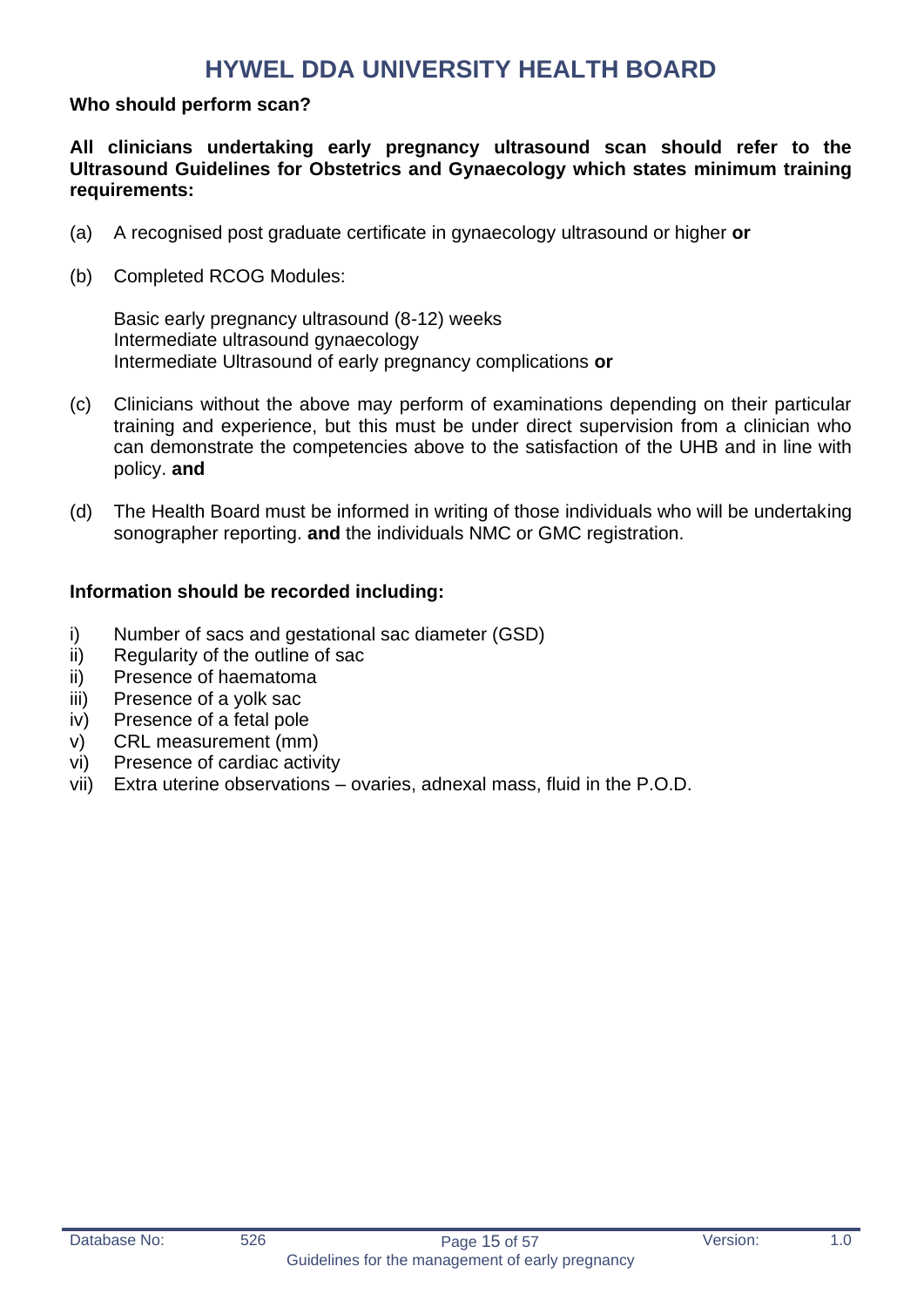**Who should perform scan?**

**All clinicians undertaking early pregnancy ultrasound scan should refer to the Ultrasound Guidelines for Obstetrics and Gynaecology which states minimum training requirements:**

(a) A recognised post graduate certificate in gynaecology ultrasound or higher **or**

(b) Completed RCOG Modules:

Basic early pregnancy ultrasound (8-12) weeks
Intermediate ultrasound gynaecology
Intermediate Ultrasound of early pregnancy complications **or**

(c) Clinicians without the above may perform of examinations depending on their particular training and experience, but this must be under direct supervision from a clinician who can demonstrate the competencies above to the satisfaction of the UHB and in line with policy. **and**

(d) The Health Board must be informed in writing of those individuals who will be undertaking sonographer reporting. **and** the individuals NMC or GMC registration.

**Information should be recorded including:**

i) Number of sacs and gestational sac diameter (GSD)
ii) Regularity of the outline of sac
ii) Presence of haematoma
iii) Presence of a yolk sac
iv) Presence of a fetal pole
v) CRL measurement (mm)
vi) Presence of cardiac activity
vii) Extra uterine observations – ovaries, adnexal mass, fluid in the P.O.D.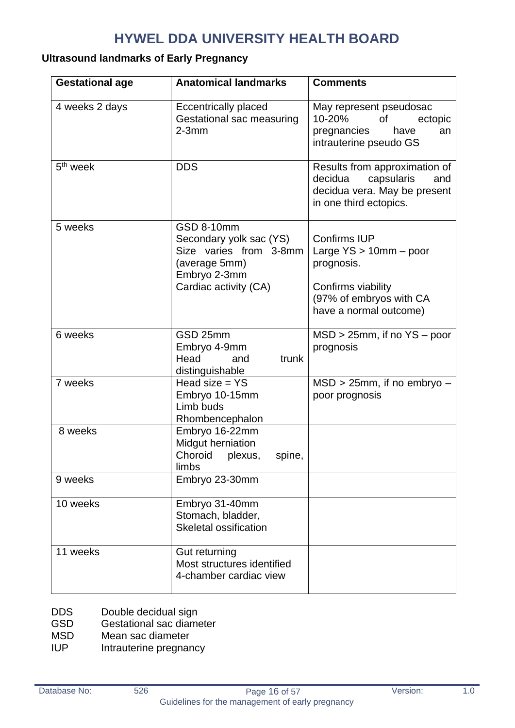## Ultrasound landmarks of Early Pregnancy

| Gestational age | Anatomical landmarks | Comments |
|---|---|---|
| 4 weeks 2 days | Eccentrically placed Gestational sac measuring 2-3mm | May represent pseudosac 10-20% of ectopic pregnancies have an intrauterine pseudo GS |
| 5th week | DDS | Results from approximation of decidua capsularis and decidua vera. May be present in one third ectopics. |
| 5 weeks | GSD 8-10mm<br>Secondary yolk sac (YS) Size varies from 3-8mm (average 5mm)<br>Embryo 2-3mm<br>Cardiac activity (CA) | Confirms IUP<br>Large YS > 10mm – poor prognosis.<br><br>Confirms viability (97% of embryos with CA have a normal outcome) |
| 6 weeks | GSD 25mm<br>Embryo 4-9mm<br>Head and trunk distinguishable | MSD > 25mm, if no YS – poor prognosis |
| 7 weeks | Head size = YS<br>Embryo 10-15mm<br>Limb buds<br>Rhombencephalon | MSD > 25mm, if no embryo – poor prognosis |
| 8 weeks | Embryo 16-22mm<br>Midgut herniation<br>Choroid plexus, spine, limbs | |
| 9 weeks | Embryo 23-30mm | |
| 10 weeks | Embryo 31-40mm<br>Stomach, bladder,<br>Skeletal ossification | |
| 11 weeks | Gut returning<br>Most structures identified<br>4-chamber cardiac view | |

DDS Double decidual sign
GSD Gestational sac diameter
MSD Mean sac diameter
IUP Intrauterine pregnancy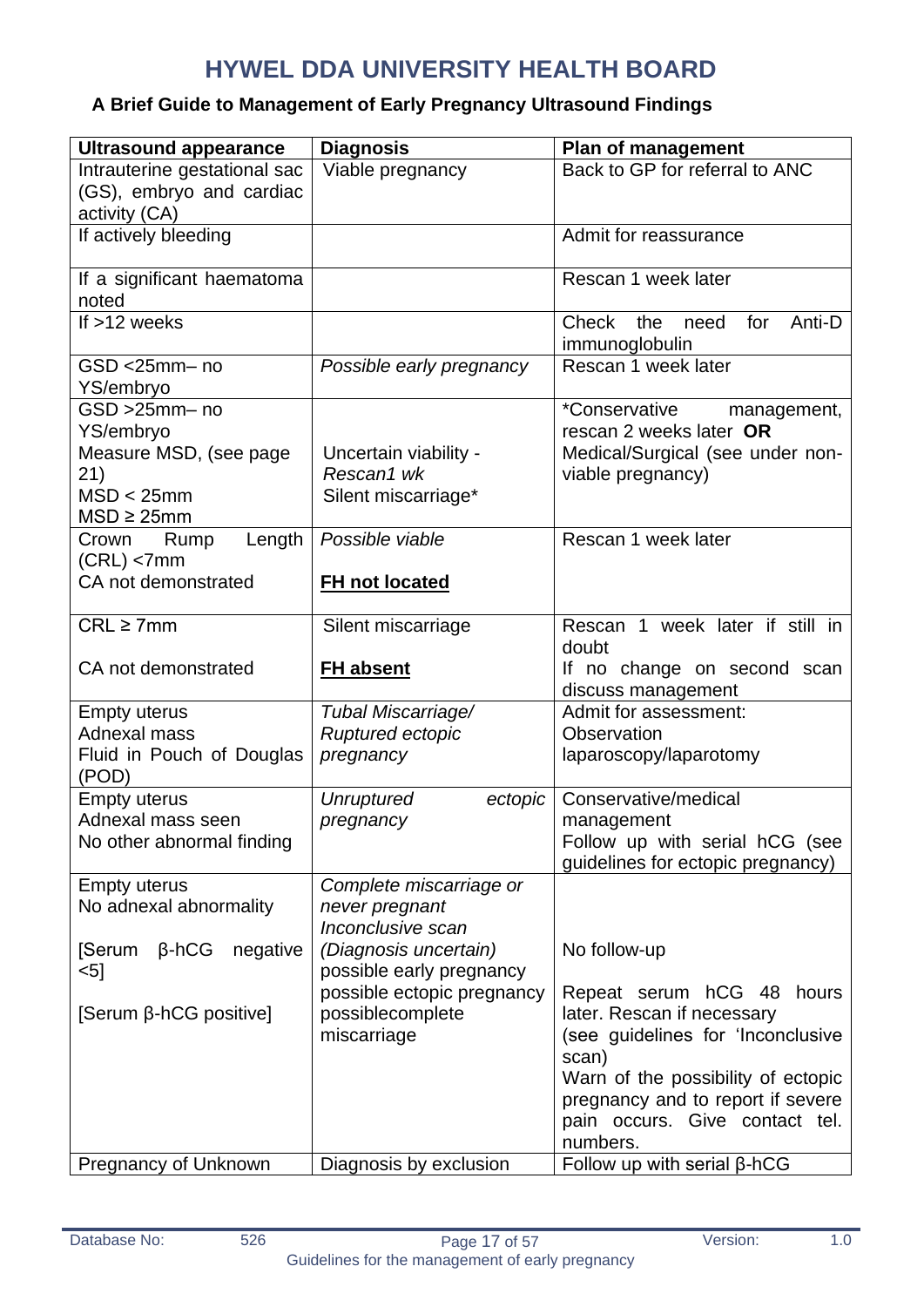# HYWEL DDA UNIVERSITY HEALTH BOARD

**A Brief Guide to Management of Early Pregnancy Ultrasound Findings**

| Ultrasound appearance | Diagnosis | Plan of management |
|---|---|---|
| Intrauterine gestational sac (GS), embryo and cardiac activity (CA) | Viable pregnancy | Back to GP for referral to ANC |
| If actively bleeding | | Admit for reassurance |
| If a significant haematoma noted | | Rescan 1 week later |
| If >12 weeks | | Check the need for Anti-D immunoglobulin |
| GSD <25mm– no YS/embryo | *Possible early pregnancy* | Rescan 1 week later |
| GSD >25mm– no YS/embryo<br>Measure MSD, (see page 21)<br>MSD < 25mm<br>MSD ≥ 25mm | Uncertain viability - *Rescan1 wk*<br>Silent miscarriage* | *Conservative management, rescan 2 weeks later **OR** Medical/Surgical (see under non-viable pregnancy) |
| Crown Rump Length (CRL) <7mm<br>CA not demonstrated | *Possible viable*<br>**<u>FH not located</u>** | Rescan 1 week later |
| CRL ≥ 7mm<br>CA not demonstrated | Silent miscarriage<br>**<u>FH absent</u>** | Rescan 1 week later if still in doubt<br>If no change on second scan discuss management |
| Empty uterus<br>Adnexal mass<br>Fluid in Pouch of Douglas (POD) | *Tubal Miscarriage/ Ruptured ectopic pregnancy* | Admit for assessment:<br>Observation<br>laparoscopy/laparotomy |
| Empty uterus<br>Adnexal mass seen<br>No other abnormal finding | *Unruptured ectopic pregnancy* | Conservative/medical management<br>Follow up with serial hCG (see guidelines for ectopic pregnancy) |
| Empty uterus<br>No adnexal abnormality<br><br>[Serum β-hCG negative <5]<br><br>[Serum β-hCG positive] | *Complete miscarriage or never pregnant*<br>*Inconclusive scan*<br>*(Diagnosis uncertain)*<br>possible early pregnancy<br>possible ectopic pregnancy<br>possiblecomplete miscarriage | No follow-up<br><br>Repeat serum hCG 48 hours later. Rescan if necessary<br>(see guidelines for 'Inconclusive scan)<br>Warn of the possibility of ectopic pregnancy and to report if severe pain occurs. Give contact tel. numbers. |
| Pregnancy of Unknown | Diagnosis by exclusion | Follow up with serial β-hCG |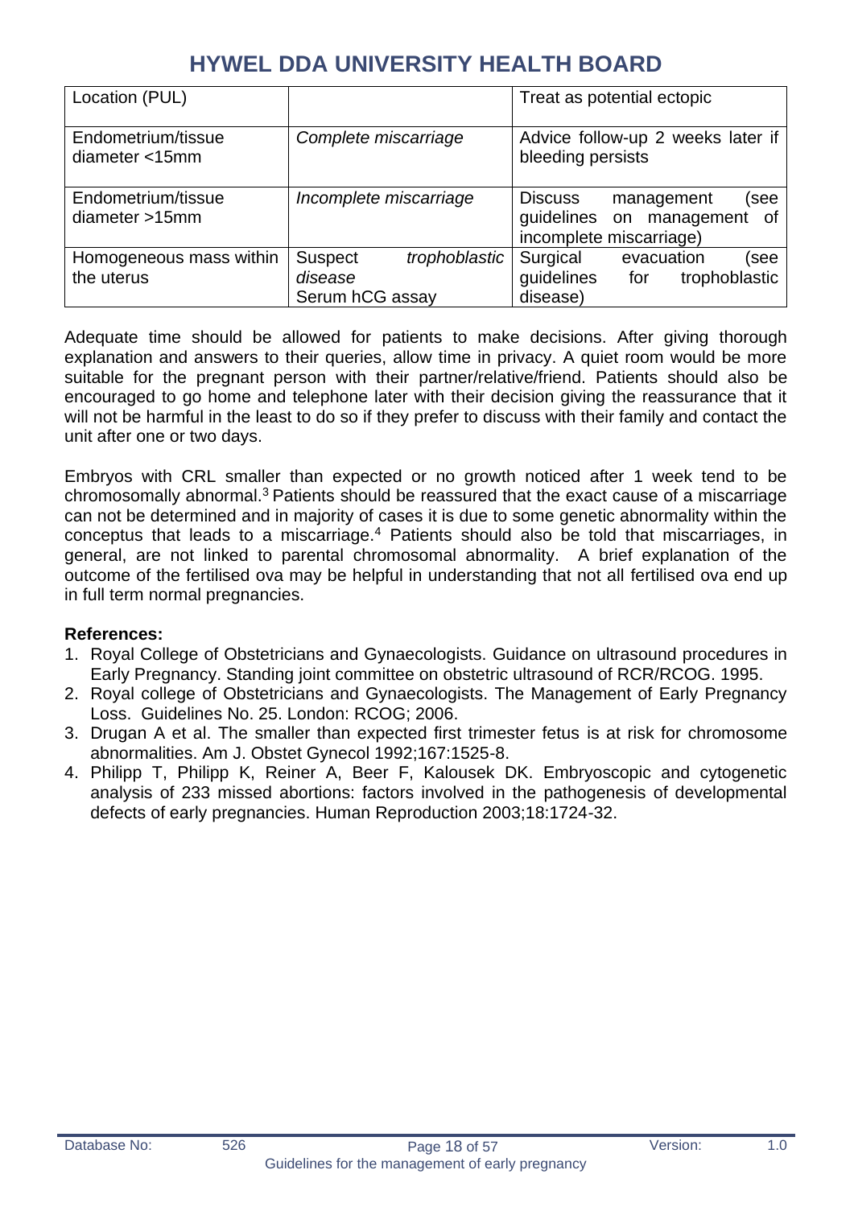| | | |
|---|---|---|
| Location (PUL) | | Treat as potential ectopic |
| Endometrium/tissue diameter <15mm | *Complete miscarriage* | Advice follow-up 2 weeks later if bleeding persists |
| Endometrium/tissue diameter >15mm | *Incomplete miscarriage* | Discuss management (see guidelines on management of incomplete miscarriage) |
| Homogeneous mass within the uterus | Suspect *trophoblastic disease*<br>Serum hCG assay | Surgical evacuation (see guidelines for trophoblastic disease) |

Adequate time should be allowed for patients to make decisions. After giving thorough explanation and answers to their queries, allow time in privacy. A quiet room would be more suitable for the pregnant person with their partner/relative/friend. Patients should also be encouraged to go home and telephone later with their decision giving the reassurance that it will not be harmful in the least to do so if they prefer to discuss with their family and contact the unit after one or two days.

Embryos with CRL smaller than expected or no growth noticed after 1 week tend to be chromosomally abnormal.[3] Patients should be reassured that the exact cause of a miscarriage can not be determined and in majority of cases it is due to some genetic abnormality within the conceptus that leads to a miscarriage.[4] Patients should also be told that miscarriages, in general, are not linked to parental chromosomal abnormality. A brief explanation of the outcome of the fertilised ova may be helpful in understanding that not all fertilised ova end up in full term normal pregnancies.

**References:**

1. Royal College of Obstetricians and Gynaecologists. Guidance on ultrasound procedures in Early Pregnancy. Standing joint committee on obstetric ultrasound of RCR/RCOG. 1995.
2. Royal college of Obstetricians and Gynaecologists. The Management of Early Pregnancy Loss. Guidelines No. 25. London: RCOG; 2006.
3. Drugan A et al. The smaller than expected first trimester fetus is at risk for chromosome abnormalities. Am J. Obstet Gynecol 1992;167:1525-8.
4. Philipp T, Philipp K, Reiner A, Beer F, Kalousek DK. Embryoscopic and cytogenetic analysis of 233 missed abortions: factors involved in the pathogenesis of developmental defects of early pregnancies. Human Reproduction 2003;18:1724-32.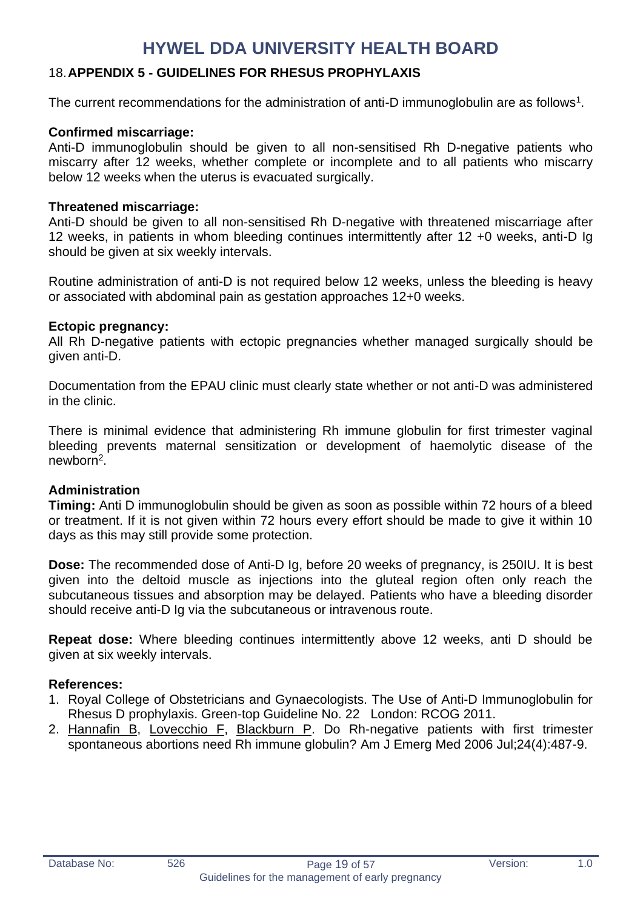## 18. APPENDIX 5 - GUIDELINES FOR RHESUS PROPHYLAXIS

The current recommendations for the administration of anti-D immunoglobulin are as follows[1].

**Confirmed miscarriage:**
Anti-D immunoglobulin should be given to all non-sensitised Rh D-negative patients who miscarry after 12 weeks, whether complete or incomplete and to all patients who miscarry below 12 weeks when the uterus is evacuated surgically.

**Threatened miscarriage:**
Anti-D should be given to all non-sensitised Rh D-negative with threatened miscarriage after 12 weeks, in patients in whom bleeding continues intermittently after 12 +0 weeks, anti-D Ig should be given at six weekly intervals.

Routine administration of anti-D is not required below 12 weeks, unless the bleeding is heavy or associated with abdominal pain as gestation approaches 12+0 weeks.

**Ectopic pregnancy:**
All Rh D-negative patients with ectopic pregnancies whether managed surgically should be given anti-D.

Documentation from the EPAU clinic must clearly state whether or not anti-D was administered in the clinic.

There is minimal evidence that administering Rh immune globulin for first trimester vaginal bleeding prevents maternal sensitization or development of haemolytic disease of the newborn[2].

**Administration**
**Timing:** Anti D immunoglobulin should be given as soon as possible within 72 hours of a bleed or treatment. If it is not given within 72 hours every effort should be made to give it within 10 days as this may still provide some protection.

**Dose:** The recommended dose of Anti-D Ig, before 20 weeks of pregnancy, is 250IU. It is best given into the deltoid muscle as injections into the gluteal region often only reach the subcutaneous tissues and absorption may be delayed. Patients who have a bleeding disorder should receive anti-D Ig via the subcutaneous or intravenous route.

**Repeat dose:** Where bleeding continues intermittently above 12 weeks, anti D should be given at six weekly intervals.

**References:**

1. Royal College of Obstetricians and Gynaecologists. The Use of Anti-D Immunoglobulin for Rhesus D prophylaxis. Green-top Guideline No. 22 London: RCOG 2011.
2. Hannafin B, Lovecchio F, Blackburn P. Do Rh-negative patients with first trimester spontaneous abortions need Rh immune globulin? Am J Emerg Med 2006 Jul;24(4):487-9.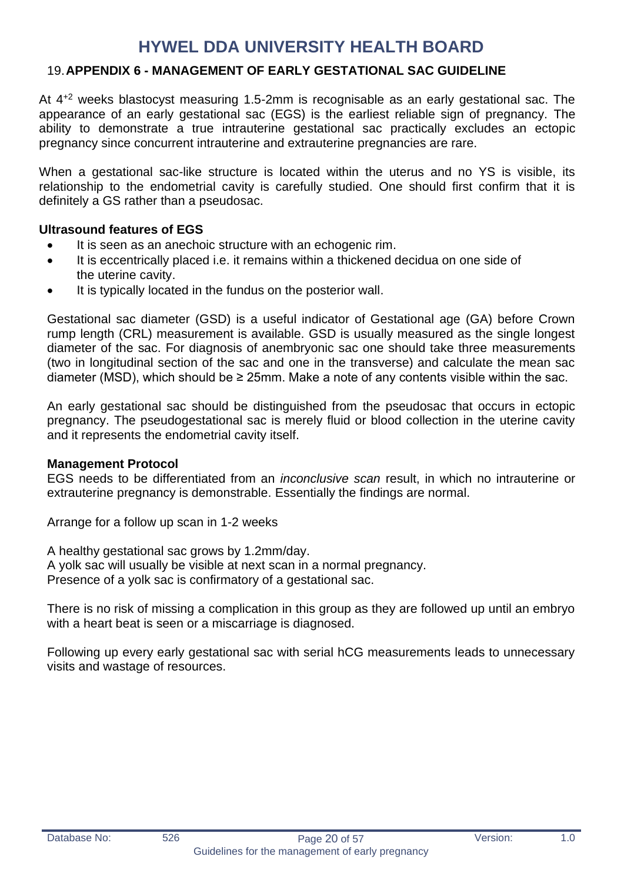# HYWEL DDA UNIVERSITY HEALTH BOARD

## 19. APPENDIX 6 - MANAGEMENT OF EARLY GESTATIONAL SAC GUIDELINE

At $4^{+2}$ weeks blastocyst measuring 1.5-2mm is recognisable as an early gestational sac. The appearance of an early gestational sac (EGS) is the earliest reliable sign of pregnancy. The ability to demonstrate a true intrauterine gestational sac practically excludes an ectopic pregnancy since concurrent intrauterine and extrauterine pregnancies are rare.

When a gestational sac-like structure is located within the uterus and no YS is visible, its relationship to the endometrial cavity is carefully studied. One should first confirm that it is definitely a GS rather than a pseudosac.

**Ultrasound features of EGS**

- It is seen as an anechoic structure with an echogenic rim.
- It is eccentrically placed i.e. it remains within a thickened decidua on one side of the uterine cavity.
- It is typically located in the fundus on the posterior wall.

Gestational sac diameter (GSD) is a useful indicator of Gestational age (GA) before Crown rump length (CRL) measurement is available. GSD is usually measured as the single longest diameter of the sac. For diagnosis of anembryonic sac one should take three measurements (two in longitudinal section of the sac and one in the transverse) and calculate the mean sac diameter (MSD), which should be ≥ 25mm. Make a note of any contents visible within the sac.

An early gestational sac should be distinguished from the pseudosac that occurs in ectopic pregnancy. The pseudogestational sac is merely fluid or blood collection in the uterine cavity and it represents the endometrial cavity itself.

**Management Protocol**

EGS needs to be differentiated from an *inconclusive scan* result, in which no intrauterine or extrauterine pregnancy is demonstrable. Essentially the findings are normal.

Arrange for a follow up scan in 1-2 weeks

A healthy gestational sac grows by 1.2mm/day.
A yolk sac will usually be visible at next scan in a normal pregnancy.
Presence of a yolk sac is confirmatory of a gestational sac.

There is no risk of missing a complication in this group as they are followed up until an embryo with a heart beat is seen or a miscarriage is diagnosed.

Following up every early gestational sac with serial hCG measurements leads to unnecessary visits and wastage of resources.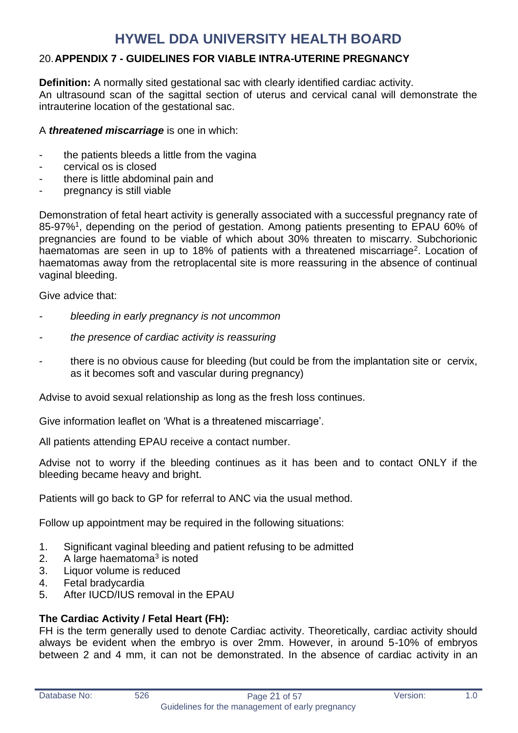# HYWEL DDA UNIVERSITY HEALTH BOARD

## 20. APPENDIX 7 - GUIDELINES FOR VIABLE INTRA-UTERINE PREGNANCY

**Definition:** A normally sited gestational sac with clearly identified cardiac activity.
An ultrasound scan of the sagittal section of uterus and cervical canal will demonstrate the intrauterine location of the gestational sac.

A ***threatened miscarriage*** is one in which:

- the patients bleeds a little from the vagina
- cervical os is closed
- there is little abdominal pain and
- pregnancy is still viable

Demonstration of fetal heart activity is generally associated with a successful pregnancy rate of 85-97%[1], depending on the period of gestation. Among patients presenting to EPAU 60% of pregnancies are found to be viable of which about 30% threaten to miscarry. Subchorionic haematomas are seen in up to 18% of patients with a threatened miscarriage[2]. Location of haematomas away from the retroplacental site is more reassuring in the absence of continual vaginal bleeding.

Give advice that:

- *bleeding in early pregnancy is not uncommon*
- *the presence of cardiac activity is reassuring*
- there is no obvious cause for bleeding (but could be from the implantation site or cervix, as it becomes soft and vascular during pregnancy)

Advise to avoid sexual relationship as long as the fresh loss continues.

Give information leaflet on 'What is a threatened miscarriage'.

All patients attending EPAU receive a contact number.

Advise not to worry if the bleeding continues as it has been and to contact ONLY if the bleeding became heavy and bright.

Patients will go back to GP for referral to ANC via the usual method.

Follow up appointment may be required in the following situations:

1. Significant vaginal bleeding and patient refusing to be admitted
2. A large haematoma[3] is noted
3. Liquor volume is reduced
4. Fetal bradycardia
5. After IUCD/IUS removal in the EPAU

**The Cardiac Activity / Fetal Heart (FH):**
FH is the term generally used to denote Cardiac activity. Theoretically, cardiac activity should always be evident when the embryo is over 2mm. However, in around 5-10% of embryos between 2 and 4 mm, it can not be demonstrated. In the absence of cardiac activity in an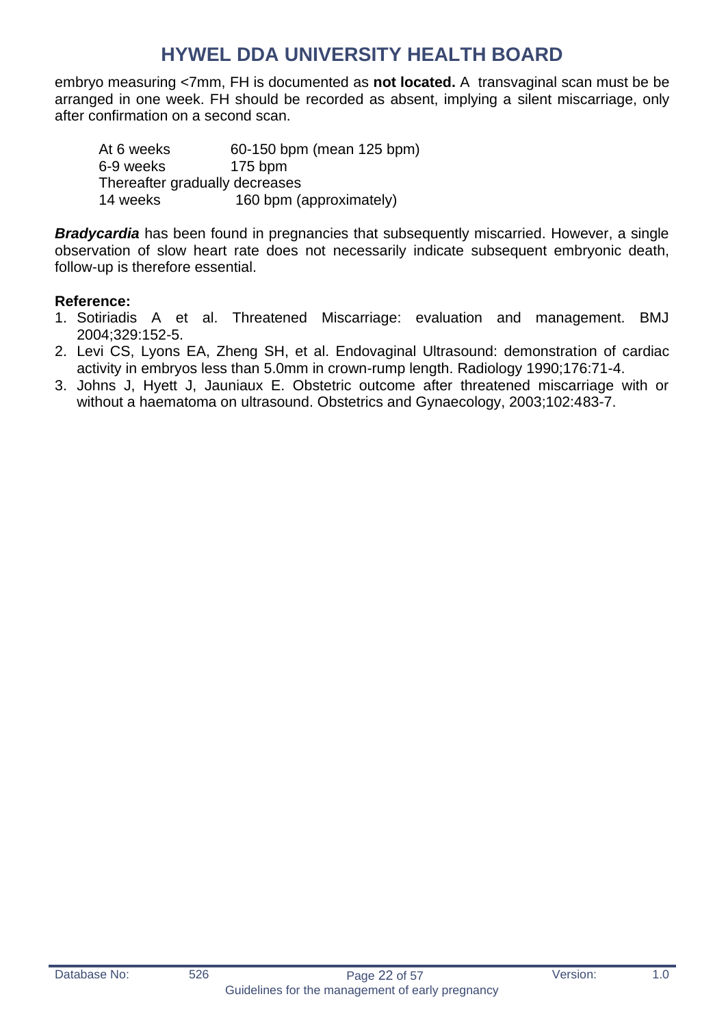embryo measuring <7mm, FH is documented as **not located.** A transvaginal scan must be be arranged in one week. FH should be recorded as absent, implying a silent miscarriage, only after confirmation on a second scan.

| | |
|---|---|
| At 6 weeks | 60-150 bpm (mean 125 bpm) |
| 6-9 weeks | 175 bpm |
| Thereafter gradually decreases | |
| 14 weeks | 160 bpm (approximately) |

***Bradycardia*** has been found in pregnancies that subsequently miscarried. However, a single observation of slow heart rate does not necessarily indicate subsequent embryonic death, follow-up is therefore essential.

**Reference:**

1. Sotiriadis A et al. Threatened Miscarriage: evaluation and management. BMJ 2004;329:152-5.
2. Levi CS, Lyons EA, Zheng SH, et al. Endovaginal Ultrasound: demonstration of cardiac activity in embryos less than 5.0mm in crown-rump length. Radiology 1990;176:71-4.
3. Johns J, Hyett J, Jauniaux E. Obstetric outcome after threatened miscarriage with or without a haematoma on ultrasound. Obstetrics and Gynaecology, 2003;102:483-7.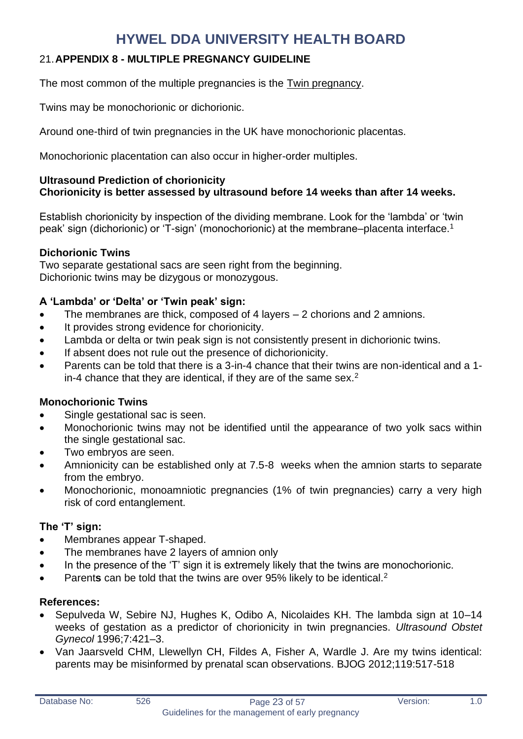## 21. APPENDIX 8 - MULTIPLE PREGNANCY GUIDELINE

The most common of the multiple pregnancies is the Twin pregnancy.

Twins may be monochorionic or dichorionic.

Around one-third of twin pregnancies in the UK have monochorionic placentas.

Monochorionic placentation can also occur in higher-order multiples.

**Ultrasound Prediction of chorionicity**
**Chorionicity is better assessed by ultrasound before 14 weeks than after 14 weeks.**

Establish chorionicity by inspection of the dividing membrane. Look for the 'lambda' or 'twin peak' sign (dichorionic) or 'T-sign' (monochorionic) at the membrane–placenta interface.[1]

**Dichorionic Twins**
Two separate gestational sacs are seen right from the beginning.
Dichorionic twins may be dizygous or monozygous.

**A 'Lambda' or 'Delta' or 'Twin peak' sign:**

- The membranes are thick, composed of 4 layers – 2 chorions and 2 amnions.
- It provides strong evidence for chorionicity.
- Lambda or delta or twin peak sign is not consistently present in dichorionic twins.
- If absent does not rule out the presence of dichorionicity.
- Parents can be told that there is a 3-in-4 chance that their twins are non-identical and a 1-in-4 chance that they are identical, if they are of the same sex.[2]

**Monochorionic Twins**

- Single gestational sac is seen.
- Monochorionic twins may not be identified until the appearance of two yolk sacs within the single gestational sac.
- Two embryos are seen.
- Amnionicity can be established only at 7.5-8 weeks when the amnion starts to separate from the embryo.
- Monochorionic, monoamniotic pregnancies (1% of twin pregnancies) carry a very high risk of cord entanglement.

**The 'T' sign:**

- Membranes appear T-shaped.
- The membranes have 2 layers of amnion only
- In the presence of the 'T' sign it is extremely likely that the twins are monochorionic.
- Parent**s** can be told that the twins are over 95% likely to be identical.[2]

**References:**

- Sepulveda W, Sebire NJ, Hughes K, Odibo A, Nicolaides KH. The lambda sign at 10–14 weeks of gestation as a predictor of chorionicity in twin pregnancies. *Ultrasound Obstet Gynecol* 1996;7:421–3.
- Van Jaarsveld CHM, Llewellyn CH, Fildes A, Fisher A, Wardle J. Are my twins identical: parents may be misinformed by prenatal scan observations. BJOG 2012;119:517-518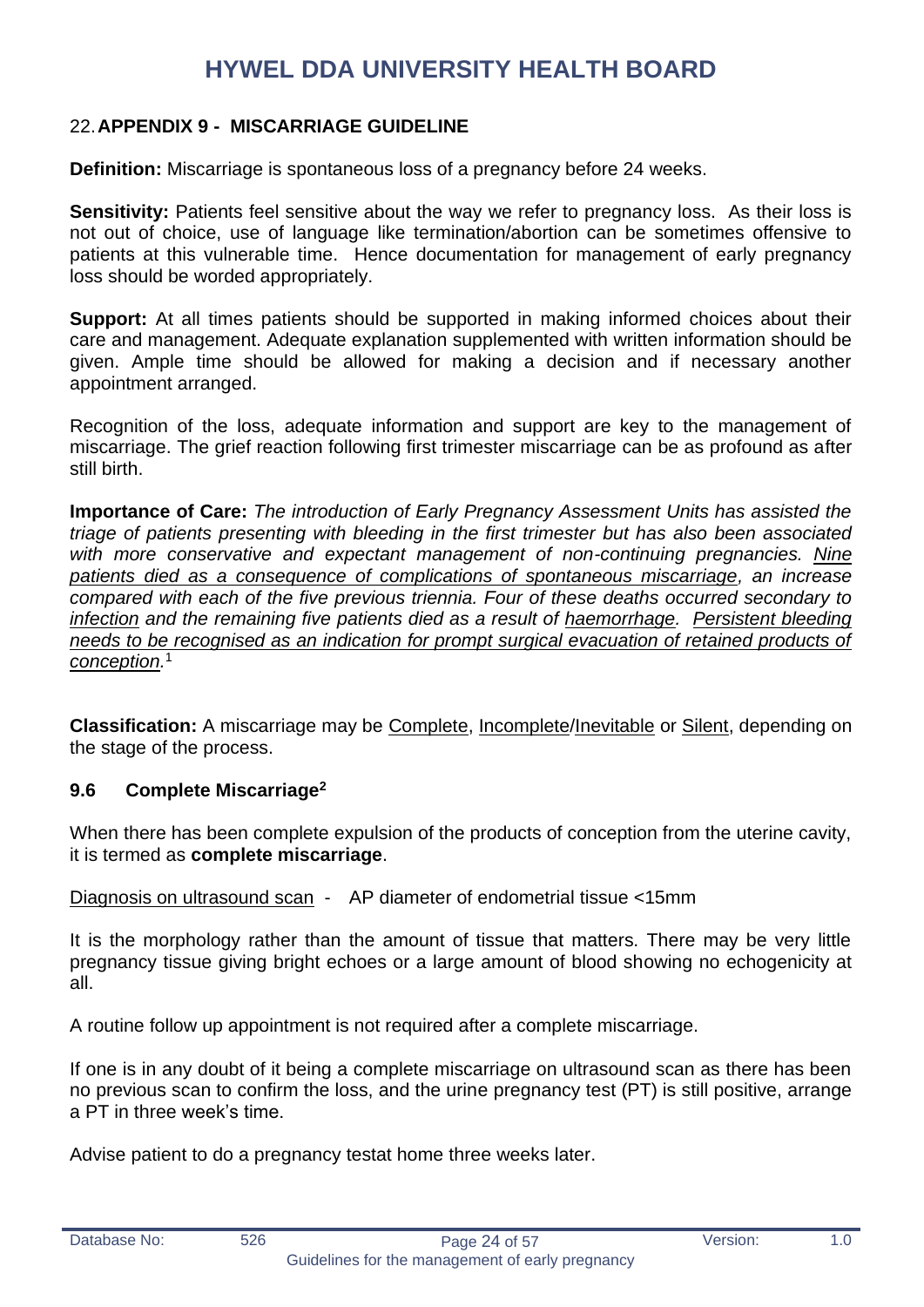## 22. APPENDIX 9 - MISCARRIAGE GUIDELINE

**Definition:** Miscarriage is spontaneous loss of a pregnancy before 24 weeks.

**Sensitivity:** Patients feel sensitive about the way we refer to pregnancy loss. As their loss is not out of choice, use of language like termination/abortion can be sometimes offensive to patients at this vulnerable time. Hence documentation for management of early pregnancy loss should be worded appropriately.

**Support:** At all times patients should be supported in making informed choices about their care and management. Adequate explanation supplemented with written information should be given. Ample time should be allowed for making a decision and if necessary another appointment arranged.

Recognition of the loss, adequate information and support are key to the management of miscarriage. The grief reaction following first trimester miscarriage can be as profound as after still birth.

**Importance of Care:** *The introduction of Early Pregnancy Assessment Units has assisted the triage of patients presenting with bleeding in the first trimester but has also been associated with more conservative and expectant management of non-continuing pregnancies. Nine patients died as a consequence of complications of spontaneous miscarriage, an increase compared with each of the five previous triennia. Four of these deaths occurred secondary to infection and the remaining five patients died as a result of haemorrhage. Persistent bleeding needs to be recognised as an indication for prompt surgical evacuation of retained products of conception.*[1]

**Classification:** A miscarriage may be Complete, Incomplete/Inevitable or Silent, depending on the stage of the process.

### 9.6 Complete Miscarriage[2]

When there has been complete expulsion of the products of conception from the uterine cavity, it is termed as **complete miscarriage**.

Diagnosis on ultrasound scan - AP diameter of endometrial tissue <15mm

It is the morphology rather than the amount of tissue that matters. There may be very little pregnancy tissue giving bright echoes or a large amount of blood showing no echogenicity at all.

A routine follow up appointment is not required after a complete miscarriage.

If one is in any doubt of it being a complete miscarriage on ultrasound scan as there has been no previous scan to confirm the loss, and the urine pregnancy test (PT) is still positive, arrange a PT in three week's time.

Advise patient to do a pregnancy testat home three weeks later.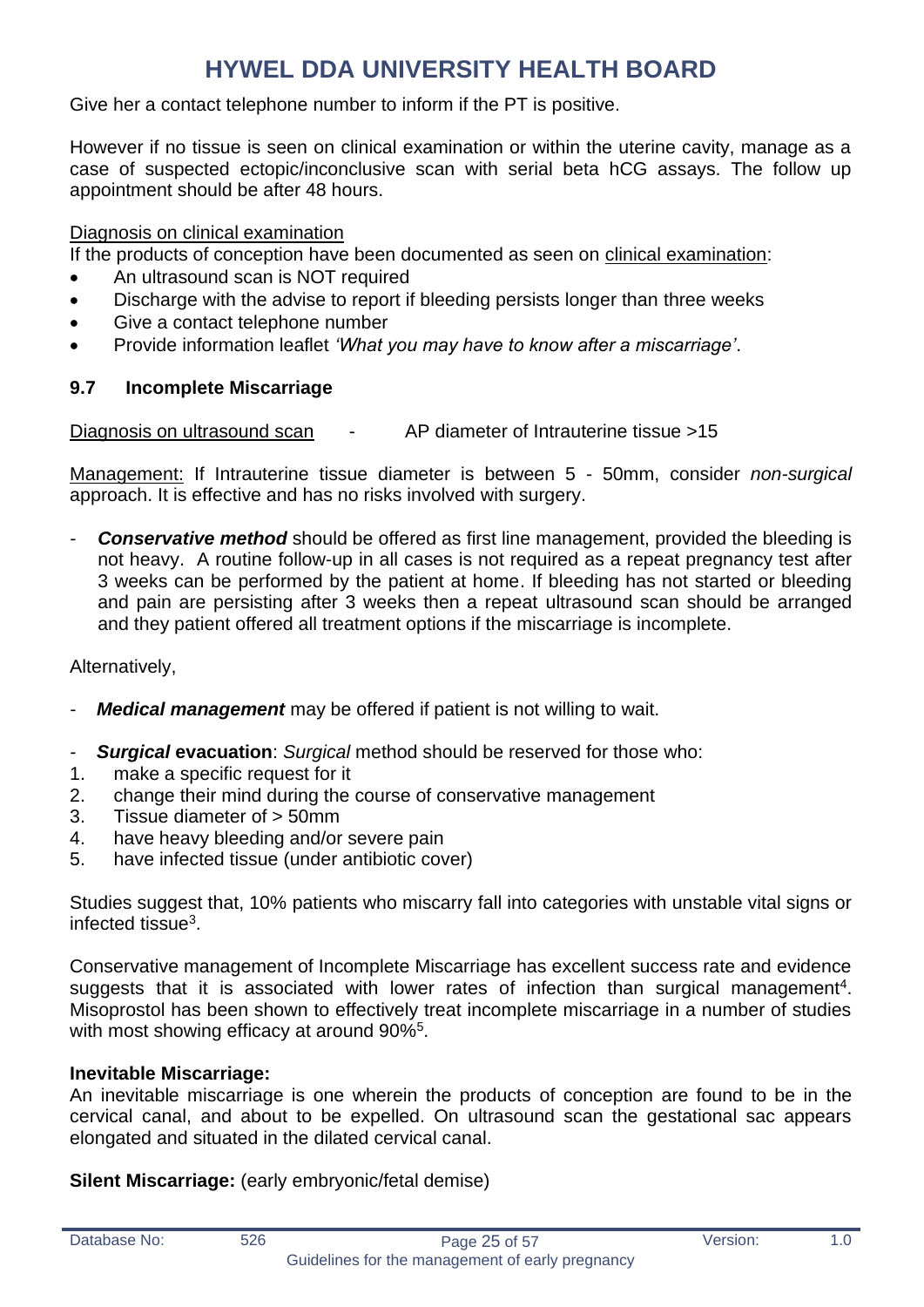Give her a contact telephone number to inform if the PT is positive.

However if no tissue is seen on clinical examination or within the uterine cavity, manage as a case of suspected ectopic/inconclusive scan with serial beta hCG assays. The follow up appointment should be after 48 hours.

Diagnosis on clinical examination

If the products of conception have been documented as seen on clinical examination:

- An ultrasound scan is NOT required
- Discharge with the advise to report if bleeding persists longer than three weeks
- Give a contact telephone number
- Provide information leaflet *'What you may have to know after a miscarriage'*.

### 9.7 Incomplete Miscarriage

Diagnosis on ultrasound scan - AP diameter of Intrauterine tissue >15

Management: If Intrauterine tissue diameter is between 5 - 50mm, consider *non-surgical* approach. It is effective and has no risks involved with surgery.

- ***Conservative method*** should be offered as first line management, provided the bleeding is not heavy. A routine follow-up in all cases is not required as a repeat pregnancy test after 3 weeks can be performed by the patient at home. If bleeding has not started or bleeding and pain are persisting after 3 weeks then a repeat ultrasound scan should be arranged and they patient offered all treatment options if the miscarriage is incomplete.

Alternatively,

- ***Medical management*** may be offered if patient is not willing to wait.
- ***Surgical* evacuation**: *Surgical* method should be reserved for those who:

1. make a specific request for it
2. change their mind during the course of conservative management
3. Tissue diameter of > 50mm
4. have heavy bleeding and/or severe pain
5. have infected tissue (under antibiotic cover)

Studies suggest that, 10% patients who miscarry fall into categories with unstable vital signs or infected tissue[3].

Conservative management of Incomplete Miscarriage has excellent success rate and evidence suggests that it is associated with lower rates of infection than surgical management[4]. Misoprostol has been shown to effectively treat incomplete miscarriage in a number of studies with most showing efficacy at around 90%[5].

**Inevitable Miscarriage:**

An inevitable miscarriage is one wherein the products of conception are found to be in the cervical canal, and about to be expelled. On ultrasound scan the gestational sac appears elongated and situated in the dilated cervical canal.

**Silent Miscarriage:** (early embryonic/fetal demise)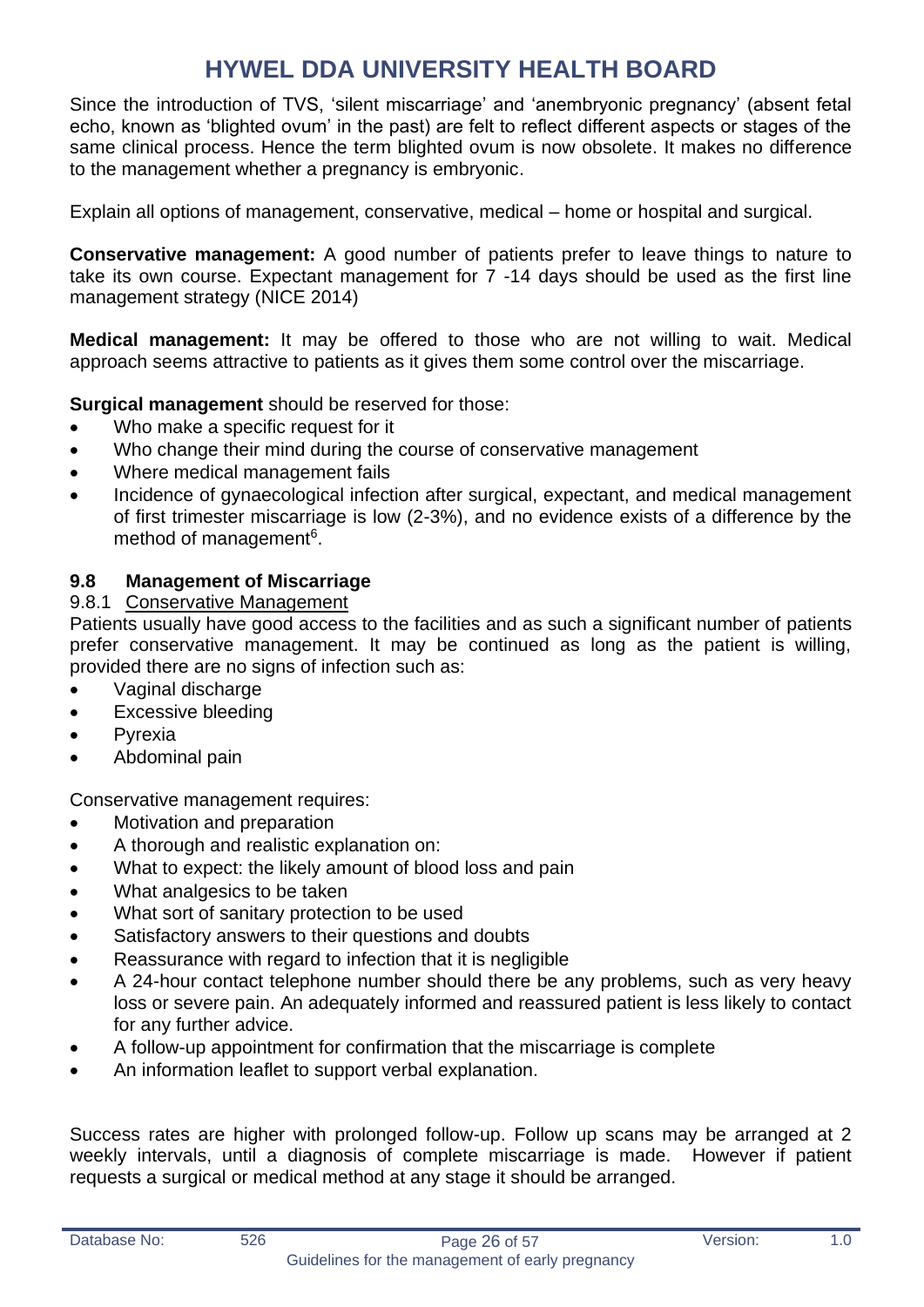Since the introduction of TVS, 'silent miscarriage' and 'anembryonic pregnancy' (absent fetal echo, known as 'blighted ovum' in the past) are felt to reflect different aspects or stages of the same clinical process. Hence the term blighted ovum is now obsolete. It makes no difference to the management whether a pregnancy is embryonic.

Explain all options of management, conservative, medical – home or hospital and surgical.

**Conservative management:** A good number of patients prefer to leave things to nature to take its own course. Expectant management for 7 -14 days should be used as the first line management strategy (NICE 2014)

**Medical management:** It may be offered to those who are not willing to wait. Medical approach seems attractive to patients as it gives them some control over the miscarriage.

**Surgical management** should be reserved for those:

- Who make a specific request for it
- Who change their mind during the course of conservative management
- Where medical management fails
- Incidence of gynaecological infection after surgical, expectant, and medical management of first trimester miscarriage is low (2-3%), and no evidence exists of a difference by the method of management[6].

### 9.8 Management of Miscarriage

#### 9.8.1 Conservative Management

Patients usually have good access to the facilities and as such a significant number of patients prefer conservative management. It may be continued as long as the patient is willing, provided there are no signs of infection such as:

- Vaginal discharge
- Excessive bleeding
- Pyrexia
- Abdominal pain

Conservative management requires:

- Motivation and preparation
- A thorough and realistic explanation on:
- What to expect: the likely amount of blood loss and pain
- What analgesics to be taken
- What sort of sanitary protection to be used
- Satisfactory answers to their questions and doubts
- Reassurance with regard to infection that it is negligible
- A 24-hour contact telephone number should there be any problems, such as very heavy loss or severe pain. An adequately informed and reassured patient is less likely to contact for any further advice.
- A follow-up appointment for confirmation that the miscarriage is complete
- An information leaflet to support verbal explanation.

Success rates are higher with prolonged follow-up. Follow up scans may be arranged at 2 weekly intervals, until a diagnosis of complete miscarriage is made. However if patient requests a surgical or medical method at any stage it should be arranged.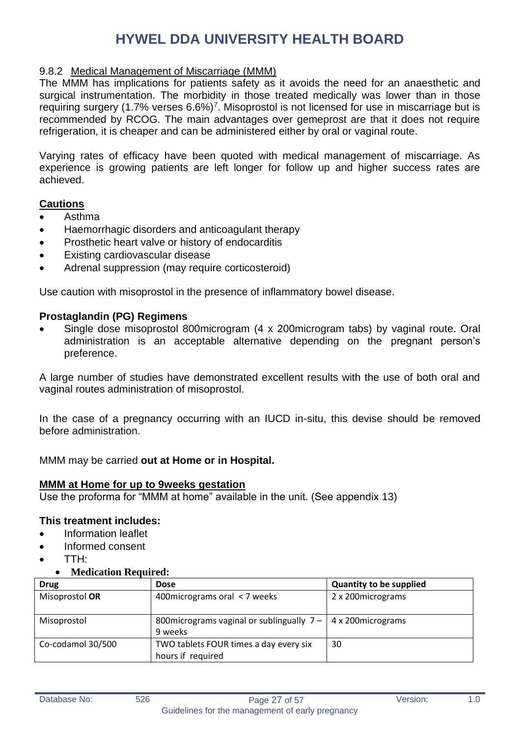### 9.8.2 Medical Management of Miscarriage (MMM)

The MMM has implications for patients safety as it avoids the need for an anaesthetic and surgical instrumentation. The morbidity in those treated medically was lower than in those requiring surgery (1.7% verses 6.6%)[7]. Misoprostol is not licensed for use in miscarriage but is recommended by RCOG. The main advantages over gemeprost are that it does not require refrigeration, it is cheaper and can be administered either by oral or vaginal route.

Varying rates of efficacy have been quoted with medical management of miscarriage. As experience is growing patients are left longer for follow up and higher success rates are achieved.

**Cautions**

- Asthma
- Haemorrhagic disorders and anticoagulant therapy
- Prosthetic heart valve or history of endocarditis
- Existing cardiovascular disease
- Adrenal suppression (may require corticosteroid)

Use caution with misoprostol in the presence of inflammatory bowel disease.

**Prostaglandin (PG) Regimens**

- Single dose misoprostol 800microgram (4 x 200microgram tabs) by vaginal route. Oral administration is an acceptable alternative depending on the pregnant person's preference.

A large number of studies have demonstrated excellent results with the use of both oral and vaginal routes administration of misoprostol.

In the case of a pregnancy occurring with an IUCD in-situ, this devise should be removed before administration.

MMM may be carried **out at Home or in Hospital.**

**MMM at Home for up to 9weeks gestation**

Use the proforma for "MMM at home" available in the unit. (See appendix 13)

**This treatment includes:**

- Information leaflet
- Informed consent
- TTH:
  - **Medication Required:**

| Drug | Dose | Quantity to be supplied |
|---|---|---|
| Misoprostol **OR** | 400micrograms oral < 7 weeks | 2 x 200micrograms |
| Misoprostol | 800micrograms vaginal or sublingually 7 – 9 weeks | 4 x 200micrograms |
| Co-codamol 30/500 | TWO tablets FOUR times a day every six hours if required | 30 |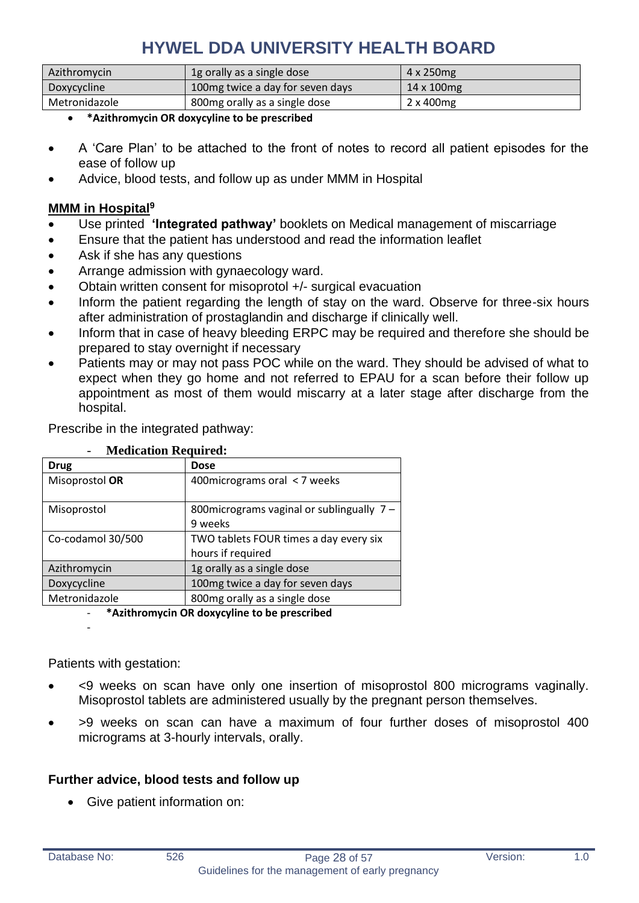| Azithromycin | 1g orally as a single dose | 4 x 250mg |
|---|---|---|
| Doxycycline | 100mg twice a day for seven days | 14 x 100mg |
| Metronidazole | 800mg orally as a single dose | 2 x 400mg |

- **\*Azithromycin OR doxycyline to be prescribed**

- A 'Care Plan' to be attached to the front of notes to record all patient episodes for the ease of follow up
- Advice, blood tests, and follow up as under MMM in Hospital

**MMM in Hospital**[9]

- Use printed **'Integrated pathway'** booklets on Medical management of miscarriage
- Ensure that the patient has understood and read the information leaflet
- Ask if she has any questions
- Arrange admission with gynaecology ward.
- Obtain written consent for misoprotol +/- surgical evacuation
- Inform the patient regarding the length of stay on the ward. Observe for three-six hours after administration of prostaglandin and discharge if clinically well.
- Inform that in case of heavy bleeding ERPC may be required and therefore she should be prepared to stay overnight if necessary
- Patients may or may not pass POC while on the ward. They should be advised of what to expect when they go home and not referred to EPAU for a scan before their follow up appointment as most of them would miscarry at a later stage after discharge from the hospital.

Prescribe in the integrated pathway:

- **Medication Required:**

| Drug | Dose |
|---|---|
| Misoprostol **OR** | 400micrograms oral < 7 weeks |
| Misoprostol | 800micrograms vaginal or sublingually 7 – 9 weeks |
| Co-codamol 30/500 | TWO tablets FOUR times a day every six hours if required |
| Azithromycin | 1g orally as a single dose |
| Doxycycline | 100mg twice a day for seven days |
| Metronidazole | 800mg orally as a single dose |

- **\*Azithromycin OR doxycyline to be prescribed**

Patients with gestation:

- <9 weeks on scan have only one insertion of misoprostol 800 micrograms vaginally. Misoprostol tablets are administered usually by the pregnant person themselves.
- >9 weeks on scan can have a maximum of four further doses of misoprostol 400 micrograms at 3-hourly intervals, orally.

**Further advice, blood tests and follow up**

- Give patient information on: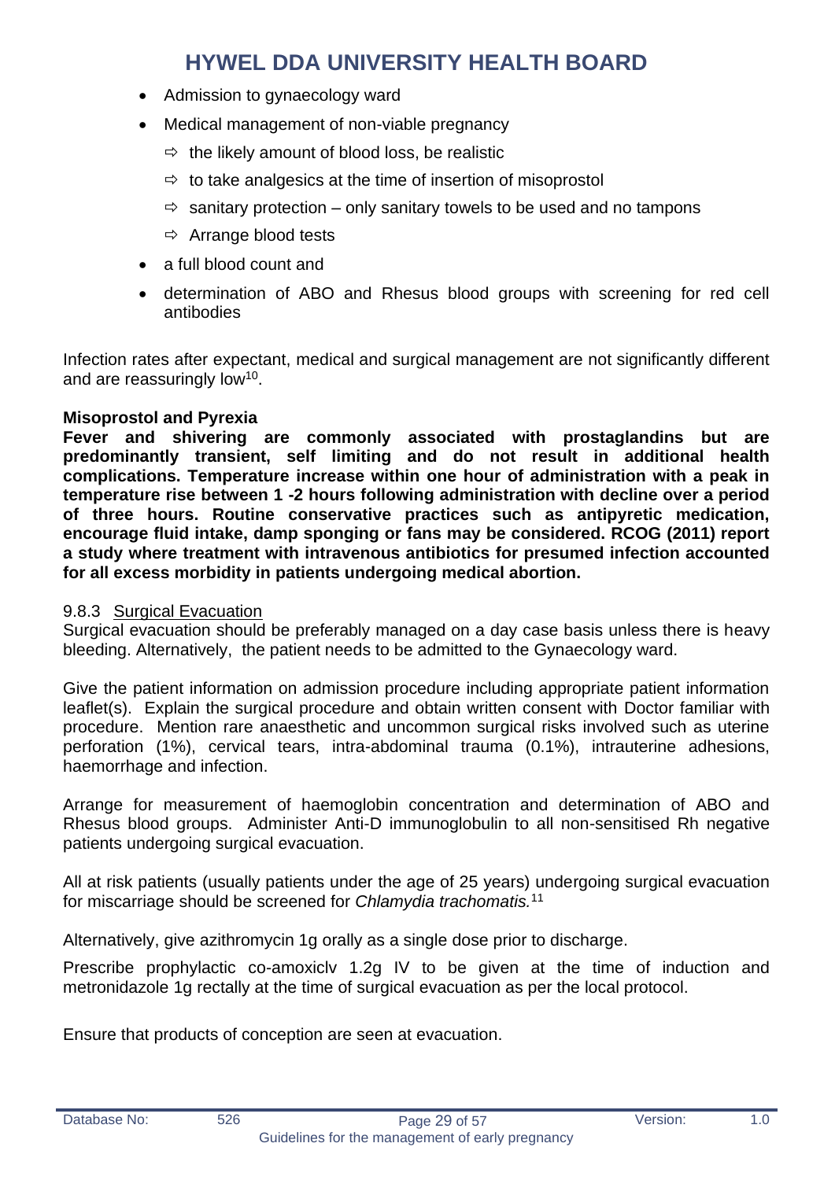- Admission to gynaecology ward
- Medical management of non-viable pregnancy
  - ⇨ the likely amount of blood loss, be realistic
  - ⇨ to take analgesics at the time of insertion of misoprostol
  - ⇨ sanitary protection – only sanitary towels to be used and no tampons
  - ⇨ Arrange blood tests
- a full blood count and
- determination of ABO and Rhesus blood groups with screening for red cell antibodies

Infection rates after expectant, medical and surgical management are not significantly different and are reassuringly low[10].

**Misoprostol and Pyrexia**
**Fever and shivering are commonly associated with prostaglandins but are predominantly transient, self limiting and do not result in additional health complications. Temperature increase within one hour of administration with a peak in temperature rise between 1 -2 hours following administration with decline over a period of three hours. Routine conservative practices such as antipyretic medication, encourage fluid intake, damp sponging or fans may be considered. RCOG (2011) report a study where treatment with intravenous antibiotics for presumed infection accounted for all excess morbidity in patients undergoing medical abortion.**

9.8.3 Surgical Evacuation
Surgical evacuation should be preferably managed on a day case basis unless there is heavy bleeding. Alternatively, the patient needs to be admitted to the Gynaecology ward.

Give the patient information on admission procedure including appropriate patient information leaflet(s). Explain the surgical procedure and obtain written consent with Doctor familiar with procedure. Mention rare anaesthetic and uncommon surgical risks involved such as uterine perforation (1%), cervical tears, intra-abdominal trauma (0.1%), intrauterine adhesions, haemorrhage and infection.

Arrange for measurement of haemoglobin concentration and determination of ABO and Rhesus blood groups. Administer Anti-D immunoglobulin to all non-sensitised Rh negative patients undergoing surgical evacuation.

All at risk patients (usually patients under the age of 25 years) undergoing surgical evacuation for miscarriage should be screened for *Chlamydia trachomatis.*[11]

Alternatively, give azithromycin 1g orally as a single dose prior to discharge.

Prescribe prophylactic co-amoxiclv 1.2g IV to be given at the time of induction and metronidazole 1g rectally at the time of surgical evacuation as per the local protocol.

Ensure that products of conception are seen at evacuation.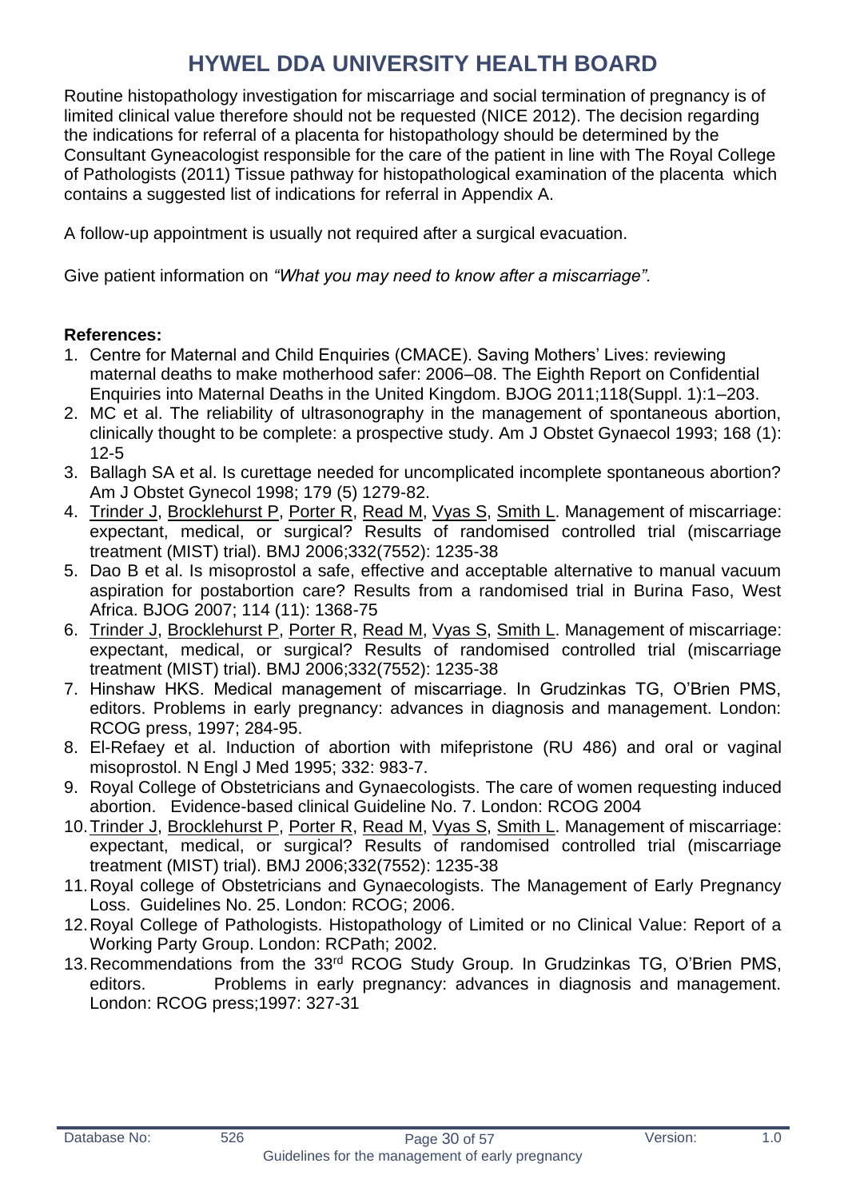Routine histopathology investigation for miscarriage and social termination of pregnancy is of limited clinical value therefore should not be requested (NICE 2012). The decision regarding the indications for referral of a placenta for histopathology should be determined by the Consultant Gyneacologist responsible for the care of the patient in line with The Royal College of Pathologists (2011) Tissue pathway for histopathological examination of the placenta which contains a suggested list of indications for referral in Appendix A.

A follow-up appointment is usually not required after a surgical evacuation.

Give patient information on *"What you may need to know after a miscarriage".*

**References:**

1. Centre for Maternal and Child Enquiries (CMACE). Saving Mothers' Lives: reviewing maternal deaths to make motherhood safer: 2006–08. The Eighth Report on Confidential Enquiries into Maternal Deaths in the United Kingdom. BJOG 2011;118(Suppl. 1):1–203.
2. MC et al. The reliability of ultrasonography in the management of spontaneous abortion, clinically thought to be complete: a prospective study. Am J Obstet Gynaecol 1993; 168 (1): 12-5
3. Ballagh SA et al. Is curettage needed for uncomplicated incomplete spontaneous abortion? Am J Obstet Gynecol 1998; 179 (5) 1279-82.
4. Trinder J, Brocklehurst P, Porter R, Read M, Vyas S, Smith L. Management of miscarriage: expectant, medical, or surgical? Results of randomised controlled trial (miscarriage treatment (MIST) trial). BMJ 2006;332(7552): 1235-38
5. Dao B et al. Is misoprostol a safe, effective and acceptable alternative to manual vacuum aspiration for postabortion care? Results from a randomised trial in Burina Faso, West Africa. BJOG 2007; 114 (11): 1368-75
6. Trinder J, Brocklehurst P, Porter R, Read M, Vyas S, Smith L. Management of miscarriage: expectant, medical, or surgical? Results of randomised controlled trial (miscarriage treatment (MIST) trial). BMJ 2006;332(7552): 1235-38
7. Hinshaw HKS. Medical management of miscarriage. In Grudzinkas TG, O'Brien PMS, editors. Problems in early pregnancy: advances in diagnosis and management. London: RCOG press, 1997; 284-95.
8. El-Refaey et al. Induction of abortion with mifepristone (RU 486) and oral or vaginal misoprostol. N Engl J Med 1995; 332: 983-7.
9. Royal College of Obstetricians and Gynaecologists. The care of women requesting induced abortion. Evidence-based clinical Guideline No. 7. London: RCOG 2004
10. Trinder J, Brocklehurst P, Porter R, Read M, Vyas S, Smith L. Management of miscarriage: expectant, medical, or surgical? Results of randomised controlled trial (miscarriage treatment (MIST) trial). BMJ 2006;332(7552): 1235-38
11. Royal college of Obstetricians and Gynaecologists. The Management of Early Pregnancy Loss. Guidelines No. 25. London: RCOG; 2006.
12. Royal College of Pathologists. Histopathology of Limited or no Clinical Value: Report of a Working Party Group. London: RCPath; 2002.
13. Recommendations from the 33rd RCOG Study Group. In Grudzinkas TG, O'Brien PMS, editors. Problems in early pregnancy: advances in diagnosis and management. London: RCOG press;1997: 327-31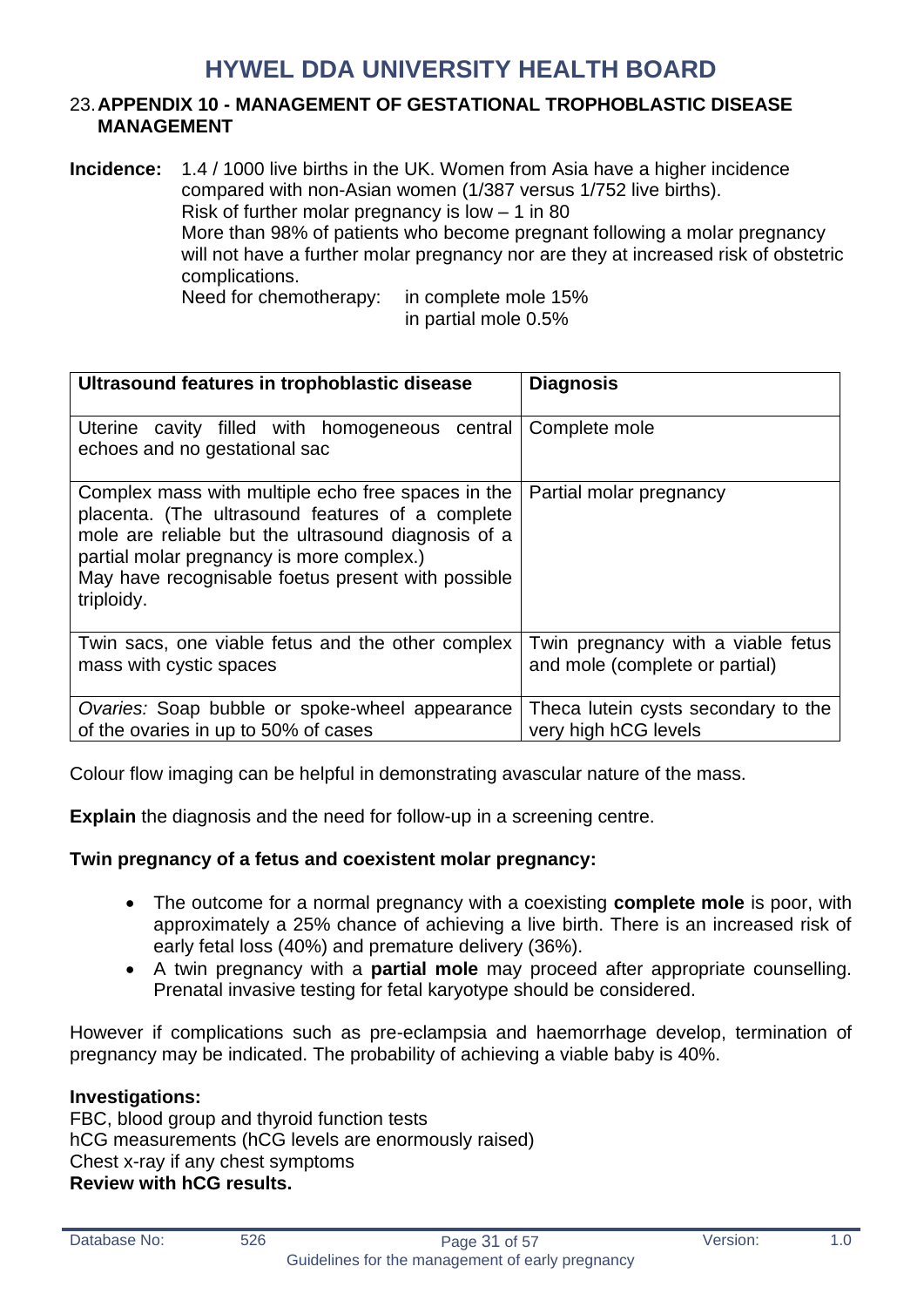## 23. APPENDIX 10 - MANAGEMENT OF GESTATIONAL TROPHOBLASTIC DISEASE MANAGEMENT

**Incidence:** 1.4 / 1000 live births in the UK. Women from Asia have a higher incidence compared with non-Asian women (1/387 versus 1/752 live births).
Risk of further molar pregnancy is low – 1 in 80
More than 98% of patients who become pregnant following a molar pregnancy will not have a further molar pregnancy nor are they at increased risk of obstetric complications.
Need for chemotherapy: in complete mole 15%
in partial mole 0.5%

| Ultrasound features in trophoblastic disease | Diagnosis |
|---|---|
| Uterine cavity filled with homogeneous central echoes and no gestational sac | Complete mole |
| Complex mass with multiple echo free spaces in the placenta. (The ultrasound features of a complete mole are reliable but the ultrasound diagnosis of a partial molar pregnancy is more complex.) May have recognisable foetus present with possible triploidy. | Partial molar pregnancy |
| Twin sacs, one viable fetus and the other complex mass with cystic spaces | Twin pregnancy with a viable fetus and mole (complete or partial) |
| *Ovaries:* Soap bubble or spoke-wheel appearance of the ovaries in up to 50% of cases | Theca lutein cysts secondary to the very high hCG levels |

Colour flow imaging can be helpful in demonstrating avascular nature of the mass.

**Explain** the diagnosis and the need for follow-up in a screening centre.

**Twin pregnancy of a fetus and coexistent molar pregnancy:**

- The outcome for a normal pregnancy with a coexisting **complete mole** is poor, with approximately a 25% chance of achieving a live birth. There is an increased risk of early fetal loss (40%) and premature delivery (36%).
- A twin pregnancy with a **partial mole** may proceed after appropriate counselling. Prenatal invasive testing for fetal karyotype should be considered.

However if complications such as pre-eclampsia and haemorrhage develop, termination of pregnancy may be indicated. The probability of achieving a viable baby is 40%.

**Investigations:**
FBC, blood group and thyroid function tests
hCG measurements (hCG levels are enormously raised)
Chest x-ray if any chest symptoms
**Review with hCG results.**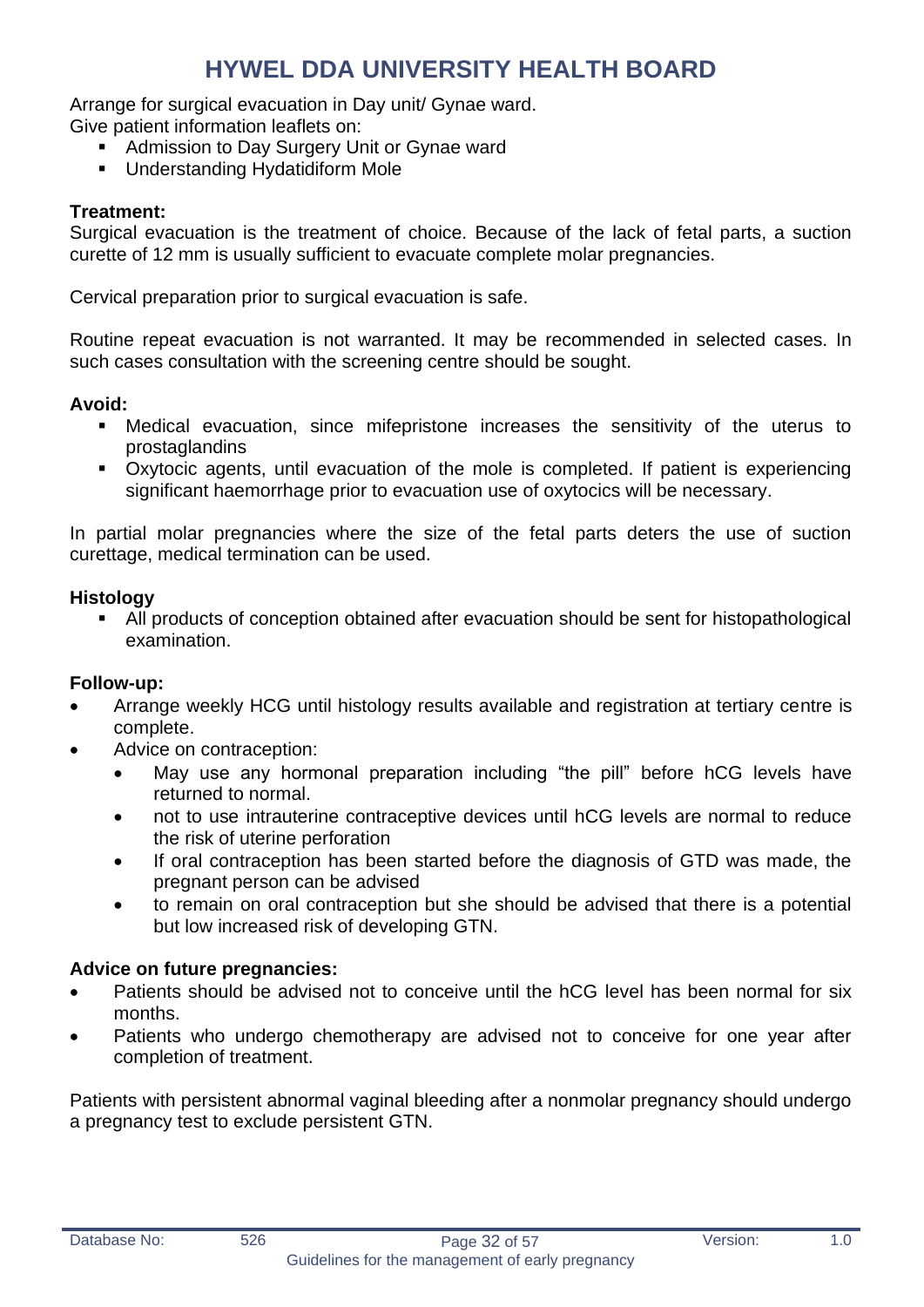Arrange for surgical evacuation in Day unit/ Gynae ward.
Give patient information leaflets on:

- Admission to Day Surgery Unit or Gynae ward
- Understanding Hydatidiform Mole

**Treatment:**
Surgical evacuation is the treatment of choice. Because of the lack of fetal parts, a suction curette of 12 mm is usually sufficient to evacuate complete molar pregnancies.

Cervical preparation prior to surgical evacuation is safe.

Routine repeat evacuation is not warranted. It may be recommended in selected cases. In such cases consultation with the screening centre should be sought.

**Avoid:**

- Medical evacuation, since mifepristone increases the sensitivity of the uterus to prostaglandins
- Oxytocic agents, until evacuation of the mole is completed. If patient is experiencing significant haemorrhage prior to evacuation use of oxytocics will be necessary.

In partial molar pregnancies where the size of the fetal parts deters the use of suction curettage, medical termination can be used.

**Histology**

- All products of conception obtained after evacuation should be sent for histopathological examination.

**Follow-up:**

- Arrange weekly HCG until histology results available and registration at tertiary centre is complete.
- Advice on contraception:
  - May use any hormonal preparation including "the pill" before hCG levels have returned to normal.
  - not to use intrauterine contraceptive devices until hCG levels are normal to reduce the risk of uterine perforation
  - If oral contraception has been started before the diagnosis of GTD was made, the pregnant person can be advised
  - to remain on oral contraception but she should be advised that there is a potential but low increased risk of developing GTN.

**Advice on future pregnancies:**

- Patients should be advised not to conceive until the hCG level has been normal for six months.
- Patients who undergo chemotherapy are advised not to conceive for one year after completion of treatment.

Patients with persistent abnormal vaginal bleeding after a nonmolar pregnancy should undergo a pregnancy test to exclude persistent GTN.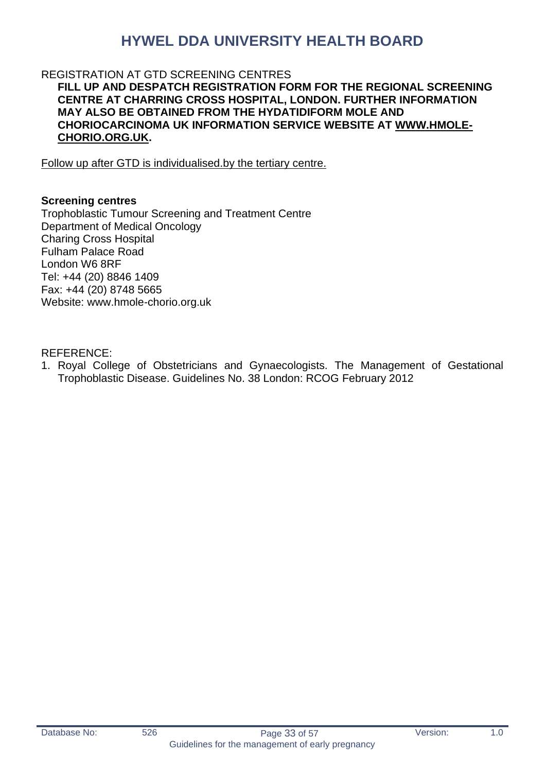REGISTRATION AT GTD SCREENING CENTRES

**FILL UP AND DESPATCH REGISTRATION FORM FOR THE REGIONAL SCREENING CENTRE AT CHARRING CROSS HOSPITAL, LONDON. FURTHER INFORMATION MAY ALSO BE OBTAINED FROM THE HYDATIDIFORM MOLE AND CHORIOCARCINOMA UK INFORMATION SERVICE WEBSITE AT WWW.HMOLE-CHORIO.ORG.UK.**

Follow up after GTD is individualised.by the tertiary centre.

**Screening centres**

Trophoblastic Tumour Screening and Treatment Centre
Department of Medical Oncology
Charing Cross Hospital
Fulham Palace Road
London W6 8RF
Tel: +44 (20) 8846 1409
Fax: +44 (20) 8748 5665
Website: www.hmole-chorio.org.uk

REFERENCE:

1. Royal College of Obstetricians and Gynaecologists. The Management of Gestational Trophoblastic Disease. Guidelines No. 38 London: RCOG February 2012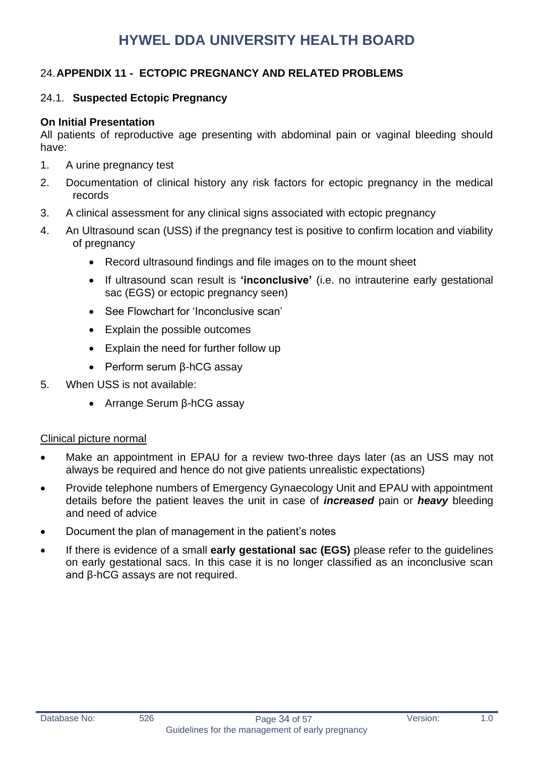## 24. APPENDIX 11 - ECTOPIC PREGNANCY AND RELATED PROBLEMS

### 24.1. Suspected Ectopic Pregnancy

**On Initial Presentation**

All patients of reproductive age presenting with abdominal pain or vaginal bleeding should have:

1. A urine pregnancy test
2. Documentation of clinical history any risk factors for ectopic pregnancy in the medical records
3. A clinical assessment for any clinical signs associated with ectopic pregnancy
4. An Ultrasound scan (USS) if the pregnancy test is positive to confirm location and viability of pregnancy
   - Record ultrasound findings and file images on to the mount sheet
   - If ultrasound scan result is **'inconclusive'** (i.e. no intrauterine early gestational sac (EGS) or ectopic pregnancy seen)
   - See Flowchart for 'Inconclusive scan'
   - Explain the possible outcomes
   - Explain the need for further follow up
   - Perform serum β-hCG assay
5. When USS is not available:
   - Arrange Serum β-hCG assay

<u>Clinical picture normal</u>

- Make an appointment in EPAU for a review two-three days later (as an USS may not always be required and hence do not give patients unrealistic expectations)
- Provide telephone numbers of Emergency Gynaecology Unit and EPAU with appointment details before the patient leaves the unit in case of ***increased*** pain or ***heavy*** bleeding and need of advice
- Document the plan of management in the patient's notes
- If there is evidence of a small **early gestational sac (EGS)** please refer to the guidelines on early gestational sacs. In this case it is no longer classified as an inconclusive scan and β-hCG assays are not required.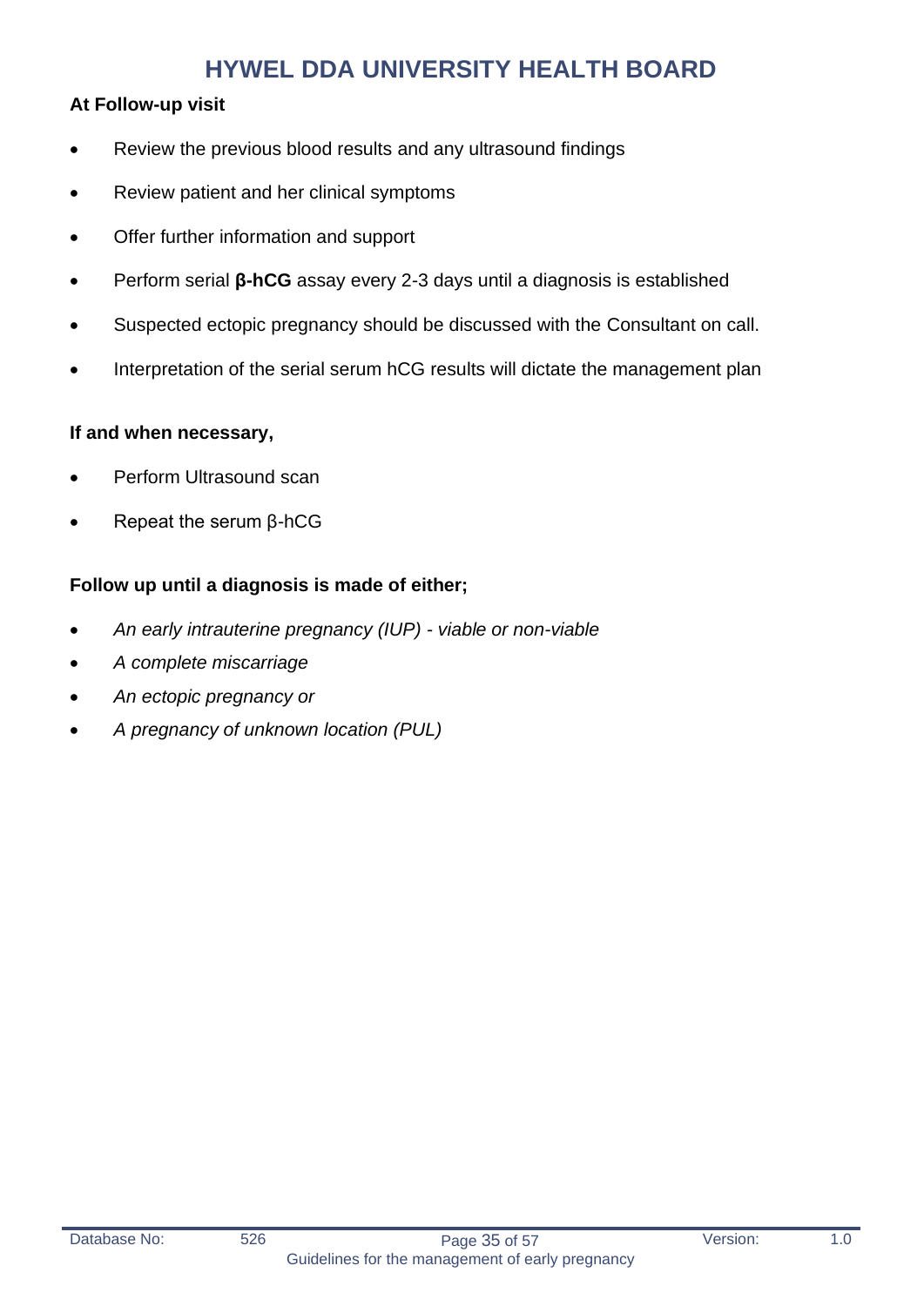**At Follow-up visit**

- Review the previous blood results and any ultrasound findings
- Review patient and her clinical symptoms
- Offer further information and support
- Perform serial **β-hCG** assay every 2-3 days until a diagnosis is established
- Suspected ectopic pregnancy should be discussed with the Consultant on call.
- Interpretation of the serial serum hCG results will dictate the management plan

**If and when necessary,**

- Perform Ultrasound scan
- Repeat the serum β-hCG

**Follow up until a diagnosis is made of either;**

- *An early intrauterine pregnancy (IUP) - viable or non-viable*
- *A complete miscarriage*
- *An ectopic pregnancy or*
- *A pregnancy of unknown location (PUL)*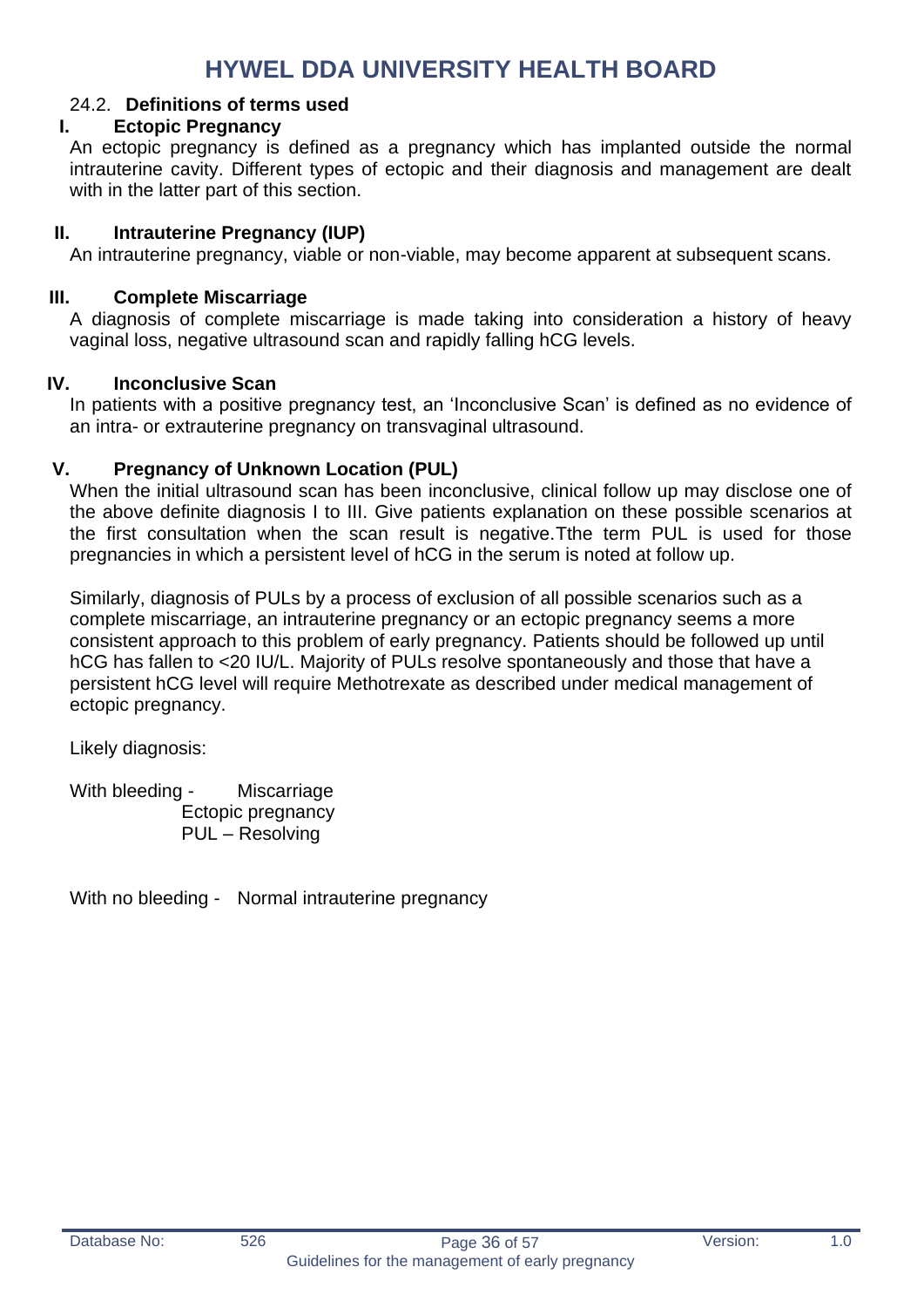## 24.2. Definitions of terms used

### I. Ectopic Pregnancy

An ectopic pregnancy is defined as a pregnancy which has implanted outside the normal intrauterine cavity. Different types of ectopic and their diagnosis and management are dealt with in the latter part of this section.

### II. Intrauterine Pregnancy (IUP)

An intrauterine pregnancy, viable or non-viable, may become apparent at subsequent scans.

### III. Complete Miscarriage

A diagnosis of complete miscarriage is made taking into consideration a history of heavy vaginal loss, negative ultrasound scan and rapidly falling hCG levels.

### IV. Inconclusive Scan

In patients with a positive pregnancy test, an 'Inconclusive Scan' is defined as no evidence of an intra- or extrauterine pregnancy on transvaginal ultrasound.

### V. Pregnancy of Unknown Location (PUL)

When the initial ultrasound scan has been inconclusive, clinical follow up may disclose one of the above definite diagnosis I to III. Give patients explanation on these possible scenarios at the first consultation when the scan result is negative.Tthe term PUL is used for those pregnancies in which a persistent level of hCG in the serum is noted at follow up.

Similarly, diagnosis of PULs by a process of exclusion of all possible scenarios such as a complete miscarriage, an intrauterine pregnancy or an ectopic pregnancy seems a more consistent approach to this problem of early pregnancy. Patients should be followed up until hCG has fallen to <20 IU/L. Majority of PULs resolve spontaneously and those that have a persistent hCG level will require Methotrexate as described under medical management of ectopic pregnancy.

Likely diagnosis:

With bleeding - Miscarriage
Ectopic pregnancy
PUL – Resolving

With no bleeding - Normal intrauterine pregnancy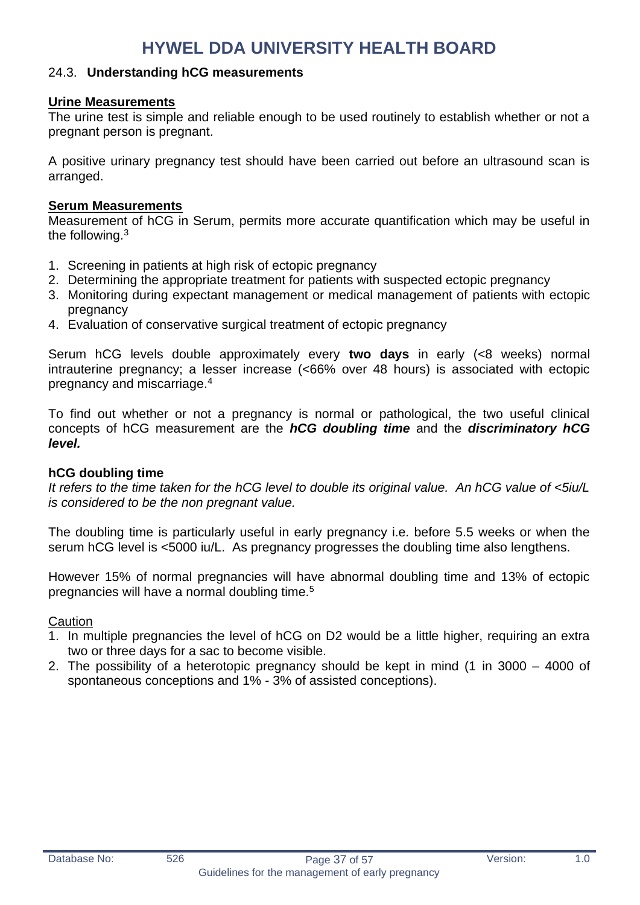### 24.3. Understanding hCG measurements

**Urine Measurements**

The urine test is simple and reliable enough to be used routinely to establish whether or not a pregnant person is pregnant.

A positive urinary pregnancy test should have been carried out before an ultrasound scan is arranged.

**Serum Measurements**

Measurement of hCG in Serum, permits more accurate quantification which may be useful in the following.[3]

1. Screening in patients at high risk of ectopic pregnancy
2. Determining the appropriate treatment for patients with suspected ectopic pregnancy
3. Monitoring during expectant management or medical management of patients with ectopic pregnancy
4. Evaluation of conservative surgical treatment of ectopic pregnancy

Serum hCG levels double approximately every **two days** in early (<8 weeks) normal intrauterine pregnancy; a lesser increase (<66% over 48 hours) is associated with ectopic pregnancy and miscarriage.[4]

To find out whether or not a pregnancy is normal or pathological, the two useful clinical concepts of hCG measurement are the ***hCG doubling time*** and the ***discriminatory hCG level.***

**hCG doubling time**

*It refers to the time taken for the hCG level to double its original value. An hCG value of <5iu/L is considered to be the non pregnant value.*

The doubling time is particularly useful in early pregnancy i.e. before 5.5 weeks or when the serum hCG level is <5000 iu/L. As pregnancy progresses the doubling time also lengthens.

However 15% of normal pregnancies will have abnormal doubling time and 13% of ectopic pregnancies will have a normal doubling time.[5]

Caution

1. In multiple pregnancies the level of hCG on D2 would be a little higher, requiring an extra two or three days for a sac to become visible.
2. The possibility of a heterotopic pregnancy should be kept in mind (1 in 3000 – 4000 of spontaneous conceptions and 1% - 3% of assisted conceptions).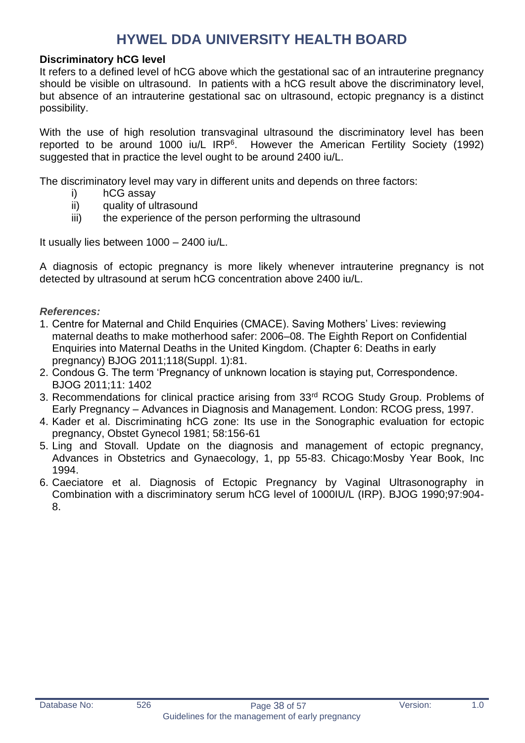### Discriminatory hCG level

It refers to a defined level of hCG above which the gestational sac of an intrauterine pregnancy should be visible on ultrasound. In patients with a hCG result above the discriminatory level, but absence of an intrauterine gestational sac on ultrasound, ectopic pregnancy is a distinct possibility.

With the use of high resolution transvaginal ultrasound the discriminatory level has been reported to be around 1000 iu/L IRP[6]. However the American Fertility Society (1992) suggested that in practice the level ought to be around 2400 iu/L.

The discriminatory level may vary in different units and depends on three factors:

i) hCG assay
ii) quality of ultrasound
iii) the experience of the person performing the ultrasound

It usually lies between 1000 – 2400 iu/L.

A diagnosis of ectopic pregnancy is more likely whenever intrauterine pregnancy is not detected by ultrasound at serum hCG concentration above 2400 iu/L.

***References:***

1. Centre for Maternal and Child Enquiries (CMACE). Saving Mothers' Lives: reviewing maternal deaths to make motherhood safer: 2006–08. The Eighth Report on Confidential Enquiries into Maternal Deaths in the United Kingdom. (Chapter 6: Deaths in early pregnancy) BJOG 2011;118(Suppl. 1):81.
2. Condous G. The term 'Pregnancy of unknown location is staying put, Correspondence. BJOG 2011;11: 1402
3. Recommendations for clinical practice arising from 33rd RCOG Study Group. Problems of Early Pregnancy – Advances in Diagnosis and Management. London: RCOG press, 1997.
4. Kader et al. Discriminating hCG zone: Its use in the Sonographic evaluation for ectopic pregnancy, Obstet Gynecol 1981; 58:156-61
5. Ling and Stovall. Update on the diagnosis and management of ectopic pregnancy, Advances in Obstetrics and Gynaecology, 1, pp 55-83. Chicago:Mosby Year Book, Inc 1994.
6. Caeciatore et al. Diagnosis of Ectopic Pregnancy by Vaginal Ultrasonography in Combination with a discriminatory serum hCG level of 1000IU/L (IRP). BJOG 1990;97:904-8.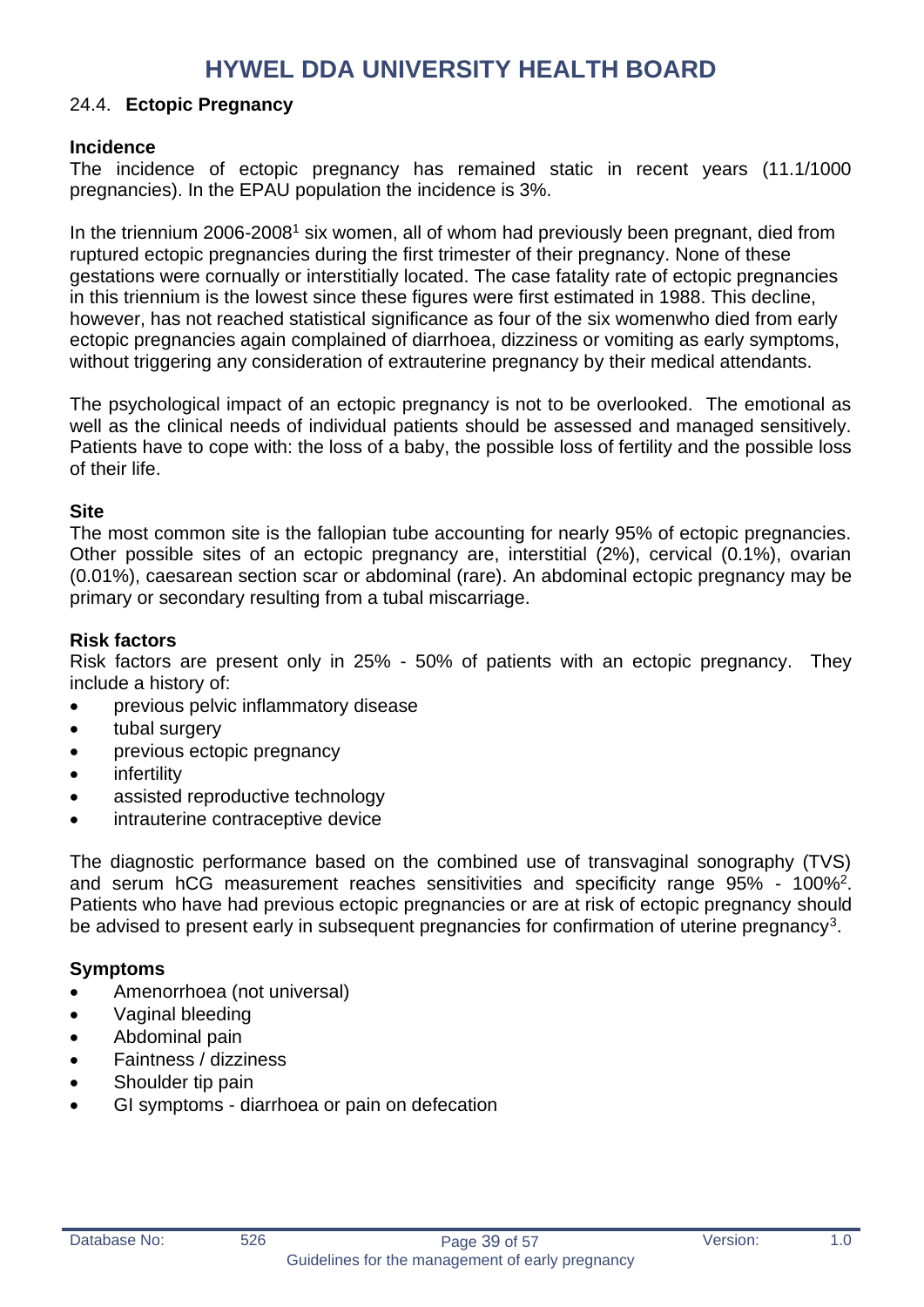## 24.4. Ectopic Pregnancy

### Incidence

The incidence of ectopic pregnancy has remained static in recent years (11.1/1000 pregnancies). In the EPAU population the incidence is 3%.

In the triennium 2006-2008[1] six women, all of whom had previously been pregnant, died from ruptured ectopic pregnancies during the first trimester of their pregnancy. None of these gestations were cornually or interstitially located. The case fatality rate of ectopic pregnancies in this triennium is the lowest since these figures were first estimated in 1988. This decline, however, has not reached statistical significance as four of the six womenwho died from early ectopic pregnancies again complained of diarrhoea, dizziness or vomiting as early symptoms, without triggering any consideration of extrauterine pregnancy by their medical attendants.

The psychological impact of an ectopic pregnancy is not to be overlooked. The emotional as well as the clinical needs of individual patients should be assessed and managed sensitively. Patients have to cope with: the loss of a baby, the possible loss of fertility and the possible loss of their life.

### Site

The most common site is the fallopian tube accounting for nearly 95% of ectopic pregnancies. Other possible sites of an ectopic pregnancy are, interstitial (2%), cervical (0.1%), ovarian (0.01%), caesarean section scar or abdominal (rare). An abdominal ectopic pregnancy may be primary or secondary resulting from a tubal miscarriage.

### Risk factors

Risk factors are present only in 25% - 50% of patients with an ectopic pregnancy. They include a history of:

- previous pelvic inflammatory disease
- tubal surgery
- previous ectopic pregnancy
- infertility
- assisted reproductive technology
- intrauterine contraceptive device

The diagnostic performance based on the combined use of transvaginal sonography (TVS) and serum hCG measurement reaches sensitivities and specificity range 95% - 100%[2]. Patients who have had previous ectopic pregnancies or are at risk of ectopic pregnancy should be advised to present early in subsequent pregnancies for confirmation of uterine pregnancy[3].

### Symptoms

- Amenorrhoea (not universal)
- Vaginal bleeding
- Abdominal pain
- Faintness / dizziness
- Shoulder tip pain
- GI symptoms - diarrhoea or pain on defecation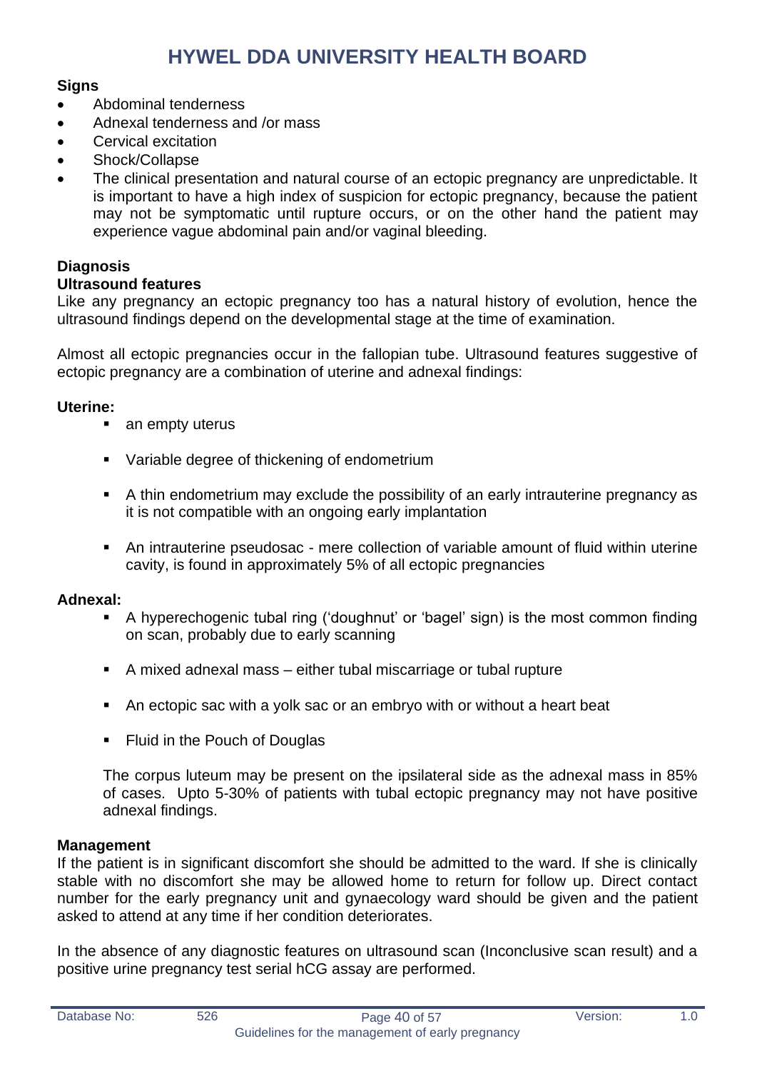**Signs**

- Abdominal tenderness
- Adnexal tenderness and /or mass
- Cervical excitation
- Shock/Collapse
- The clinical presentation and natural course of an ectopic pregnancy are unpredictable. It is important to have a high index of suspicion for ectopic pregnancy, because the patient may not be symptomatic until rupture occurs, or on the other hand the patient may experience vague abdominal pain and/or vaginal bleeding.

**Diagnosis**

**Ultrasound features**

Like any pregnancy an ectopic pregnancy too has a natural history of evolution, hence the ultrasound findings depend on the developmental stage at the time of examination.

Almost all ectopic pregnancies occur in the fallopian tube. Ultrasound features suggestive of ectopic pregnancy are a combination of uterine and adnexal findings:

**Uterine:**

- an empty uterus
- Variable degree of thickening of endometrium
- A thin endometrium may exclude the possibility of an early intrauterine pregnancy as it is not compatible with an ongoing early implantation
- An intrauterine pseudosac - mere collection of variable amount of fluid within uterine cavity, is found in approximately 5% of all ectopic pregnancies

**Adnexal:**

- A hyperechogenic tubal ring ('doughnut' or 'bagel' sign) is the most common finding on scan, probably due to early scanning
- A mixed adnexal mass – either tubal miscarriage or tubal rupture
- An ectopic sac with a yolk sac or an embryo with or without a heart beat
- Fluid in the Pouch of Douglas

The corpus luteum may be present on the ipsilateral side as the adnexal mass in 85% of cases. Upto 5-30% of patients with tubal ectopic pregnancy may not have positive adnexal findings.

**Management**

If the patient is in significant discomfort she should be admitted to the ward. If she is clinically stable with no discomfort she may be allowed home to return for follow up. Direct contact number for the early pregnancy unit and gynaecology ward should be given and the patient asked to attend at any time if her condition deteriorates.

In the absence of any diagnostic features on ultrasound scan (Inconclusive scan result) and a positive urine pregnancy test serial hCG assay are performed.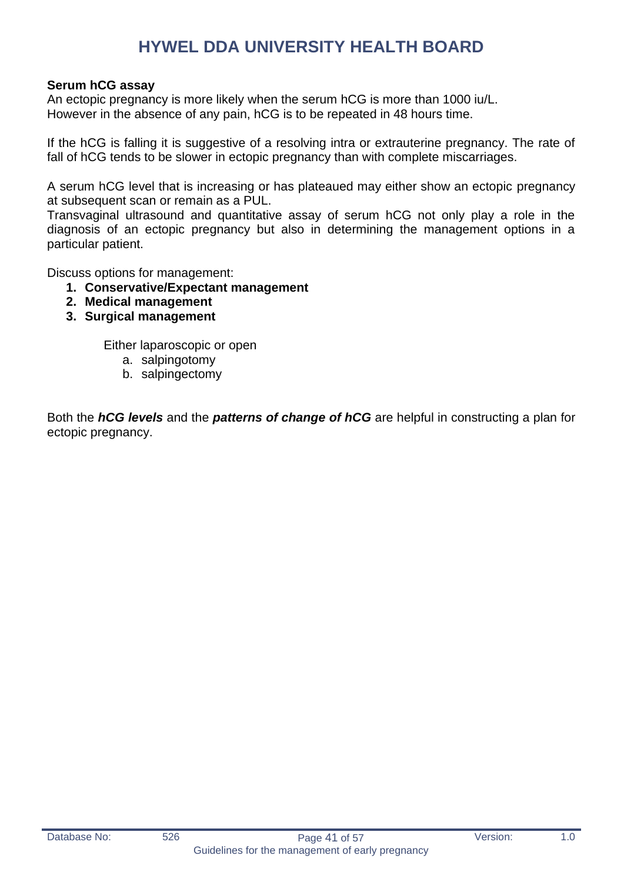**Serum hCG assay**

An ectopic pregnancy is more likely when the serum hCG is more than 1000 iu/L.
However in the absence of any pain, hCG is to be repeated in 48 hours time.

If the hCG is falling it is suggestive of a resolving intra or extrauterine pregnancy. The rate of fall of hCG tends to be slower in ectopic pregnancy than with complete miscarriages.

A serum hCG level that is increasing or has plateaued may either show an ectopic pregnancy at subsequent scan or remain as a PUL.
Transvaginal ultrasound and quantitative assay of serum hCG not only play a role in the diagnosis of an ectopic pregnancy but also in determining the management options in a particular patient.

Discuss options for management:

1. **Conservative/Expectant management**
2. **Medical management**
3. **Surgical management**

   Either laparoscopic or open

   a. salpingotomy
   b. salpingectomy

Both the ***hCG levels*** and the ***patterns of change of hCG*** are helpful in constructing a plan for ectopic pregnancy.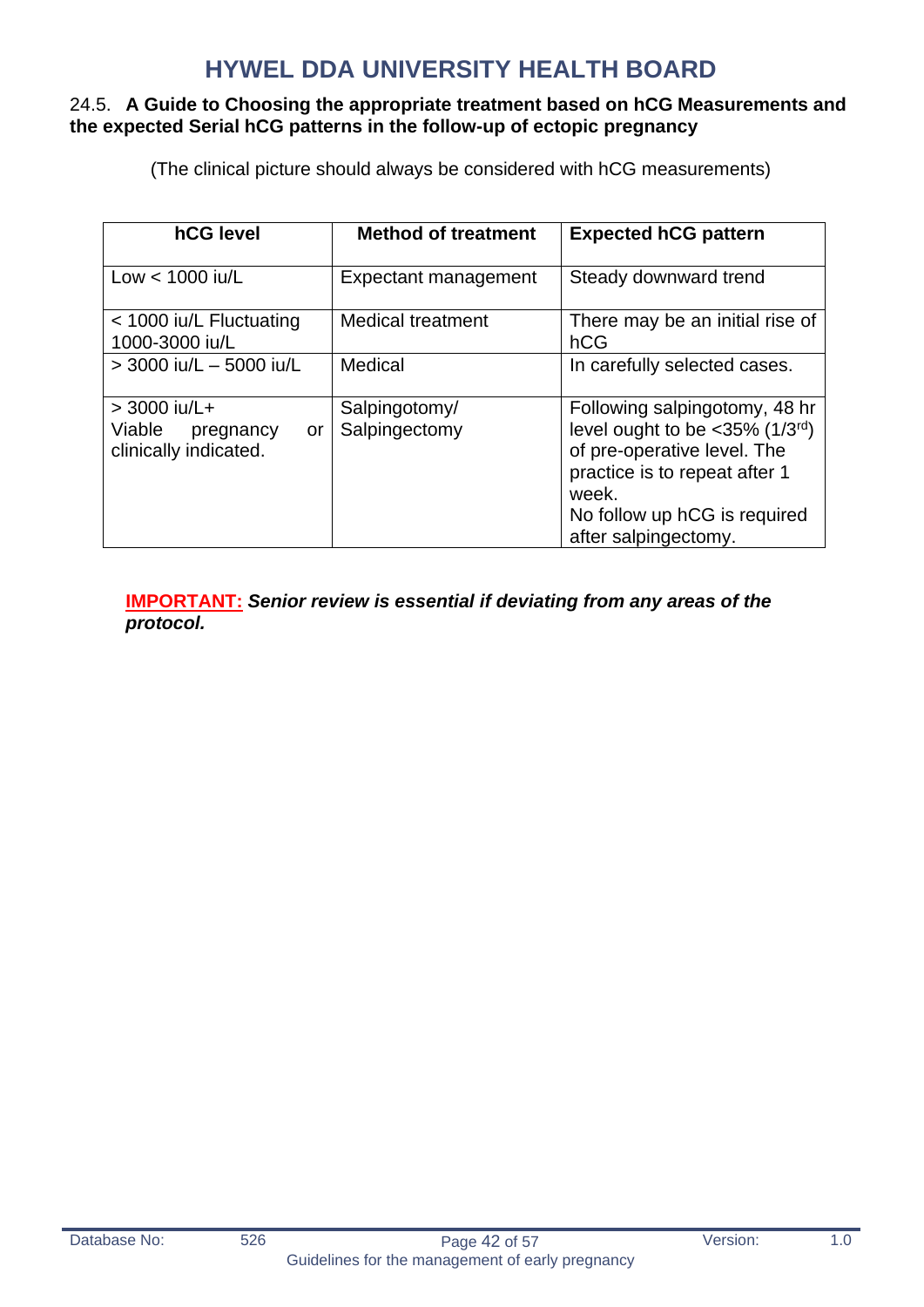### 24.5. A Guide to Choosing the appropriate treatment based on hCG Measurements and the expected Serial hCG patterns in the follow-up of ectopic pregnancy

(The clinical picture should always be considered with hCG measurements)

| hCG level | Method of treatment | Expected hCG pattern |
|---|---|---|
| Low < 1000 iu/L | Expectant management | Steady downward trend |
| < 1000 iu/L Fluctuating 1000-3000 iu/L | Medical treatment | There may be an initial rise of hCG |
| > 3000 iu/L – 5000 iu/L | Medical | In carefully selected cases. |
| > 3000 iu/L+ Viable pregnancy or clinically indicated. | Salpingotomy/ Salpingectomy | Following salpingotomy, 48 hr level ought to be <35% (1/3rd) of pre-operative level. The practice is to repeat after 1 week. No follow up hCG is required after salpingectomy. |

**IMPORTANT:** ***Senior review is essential if deviating from any areas of the protocol.***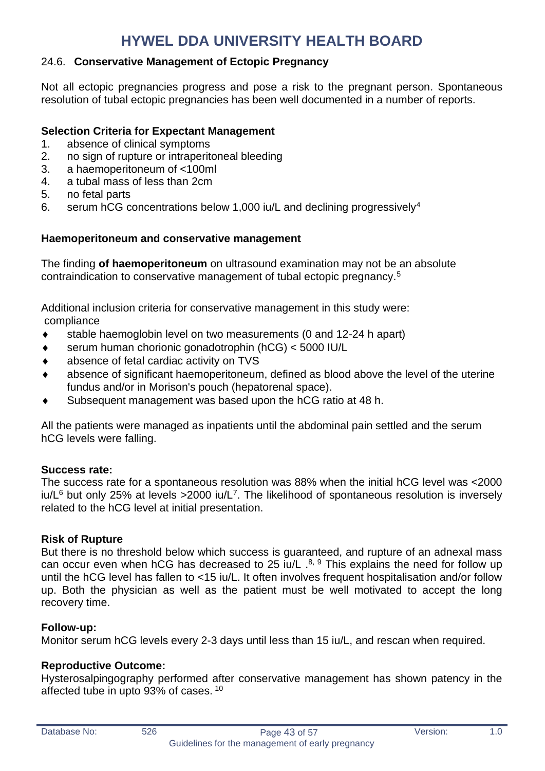## 24.6. Conservative Management of Ectopic Pregnancy

Not all ectopic pregnancies progress and pose a risk to the pregnant person. Spontaneous resolution of tubal ectopic pregnancies has been well documented in a number of reports.

**Selection Criteria for Expectant Management**

1. absence of clinical symptoms
2. no sign of rupture or intraperitoneal bleeding
3. a haemoperitoneum of <100ml
4. a tubal mass of less than 2cm
5. no fetal parts
6. serum hCG concentrations below 1,000 iu/L and declining progressively[4]

**Haemoperitoneum and conservative management**

The finding **of haemoperitoneum** on ultrasound examination may not be an absolute contraindication to conservative management of tubal ectopic pregnancy.[5]

Additional inclusion criteria for conservative management in this study were:
compliance

- stable haemoglobin level on two measurements (0 and 12-24 h apart)
- serum human chorionic gonadotrophin (hCG) < 5000 IU/L
- absence of fetal cardiac activity on TVS
- absence of significant haemoperitoneum, defined as blood above the level of the uterine fundus and/or in Morison's pouch (hepatorenal space).
- Subsequent management was based upon the hCG ratio at 48 h.

All the patients were managed as inpatients until the abdominal pain settled and the serum hCG levels were falling.

**Success rate:**

The success rate for a spontaneous resolution was 88% when the initial hCG level was <2000 iu/L[6] but only 25% at levels >2000 iu/L[7]. The likelihood of spontaneous resolution is inversely related to the hCG level at initial presentation.

**Risk of Rupture**

But there is no threshold below which success is guaranteed, and rupture of an adnexal mass can occur even when hCG has decreased to 25 iu/L .[8, 9] This explains the need for follow up until the hCG level has fallen to <15 iu/L. It often involves frequent hospitalisation and/or follow up. Both the physician as well as the patient must be well motivated to accept the long recovery time.

**Follow-up:**

Monitor serum hCG levels every 2-3 days until less than 15 iu/L, and rescan when required.

**Reproductive Outcome:**

Hysterosalpingography performed after conservative management has shown patency in the affected tube in upto 93% of cases. [10]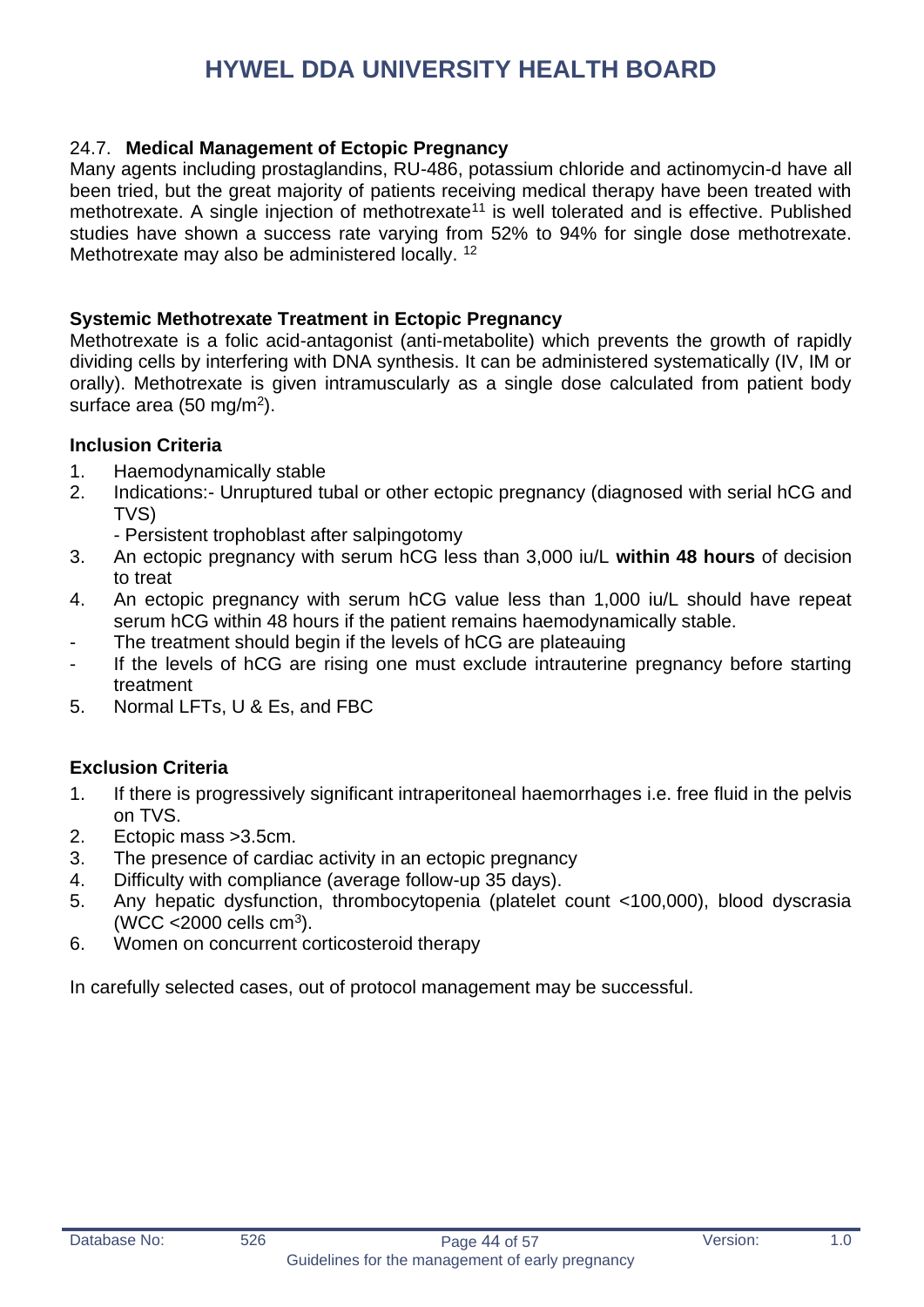## 24.7. Medical Management of Ectopic Pregnancy

Many agents including prostaglandins, RU-486, potassium chloride and actinomycin-d have all been tried, but the great majority of patients receiving medical therapy have been treated with methotrexate. A single injection of methotrexate[11] is well tolerated and is effective. Published studies have shown a success rate varying from 52% to 94% for single dose methotrexate. Methotrexate may also be administered locally. [12]

### Systemic Methotrexate Treatment in Ectopic Pregnancy

Methotrexate is a folic acid-antagonist (anti-metabolite) which prevents the growth of rapidly dividing cells by interfering with DNA synthesis. It can be administered systematically (IV, IM or orally). Methotrexate is given intramuscularly as a single dose calculated from patient body surface area (50 mg/m$^2$).

### Inclusion Criteria

1. Haemodynamically stable
2. Indications:- Unruptured tubal or other ectopic pregnancy (diagnosed with serial hCG and TVS)
   - Persistent trophoblast after salpingotomy
3. An ectopic pregnancy with serum hCG less than 3,000 iu/L **within 48 hours** of decision to treat
4. An ectopic pregnancy with serum hCG value less than 1,000 iu/L should have repeat serum hCG within 48 hours if the patient remains haemodynamically stable.
   - The treatment should begin if the levels of hCG are plateauing
   - If the levels of hCG are rising one must exclude intrauterine pregnancy before starting treatment
5. Normal LFTs, U & Es, and FBC

### Exclusion Criteria

1. If there is progressively significant intraperitoneal haemorrhages i.e. free fluid in the pelvis on TVS.
2. Ectopic mass >3.5cm.
3. The presence of cardiac activity in an ectopic pregnancy
4. Difficulty with compliance (average follow-up 35 days).
5. Any hepatic dysfunction, thrombocytopenia (platelet count <100,000), blood dyscrasia (WCC <2000 cells cm$^3$).
6. Women on concurrent corticosteroid therapy

In carefully selected cases, out of protocol management may be successful.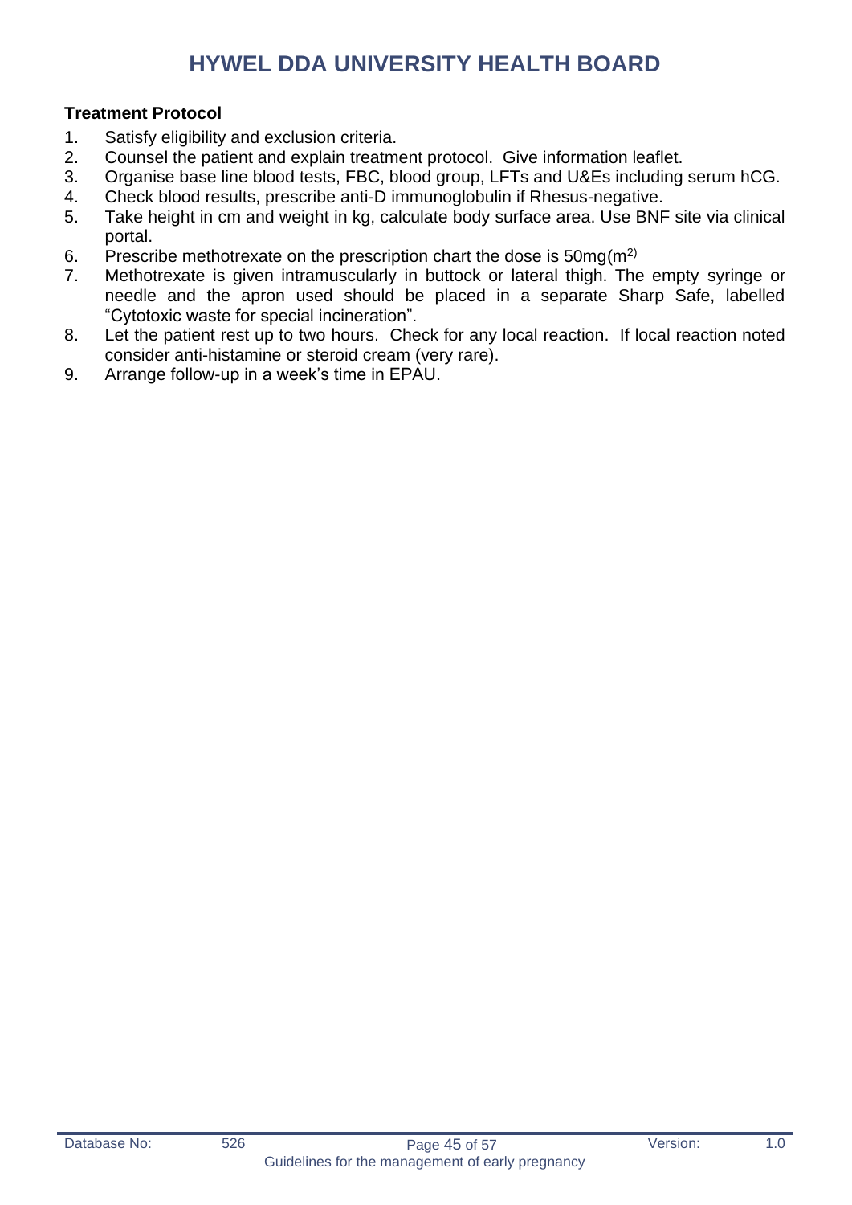**Treatment Protocol**

1. Satisfy eligibility and exclusion criteria.
2. Counsel the patient and explain treatment protocol. Give information leaflet.
3. Organise base line blood tests, FBC, blood group, LFTs and U&Es including serum hCG.
4. Check blood results, prescribe anti-D immunoglobulin if Rhesus-negative.
5. Take height in cm and weight in kg, calculate body surface area. Use BNF site via clinical portal.
6. Prescribe methotrexate on the prescription chart the dose is 50mg($m^{2)}$
7. Methotrexate is given intramuscularly in buttock or lateral thigh. The empty syringe or needle and the apron used should be placed in a separate Sharp Safe, labelled "Cytotoxic waste for special incineration".
8. Let the patient rest up to two hours. Check for any local reaction. If local reaction noted consider anti-histamine or steroid cream (very rare).
9. Arrange follow-up in a week's time in EPAU.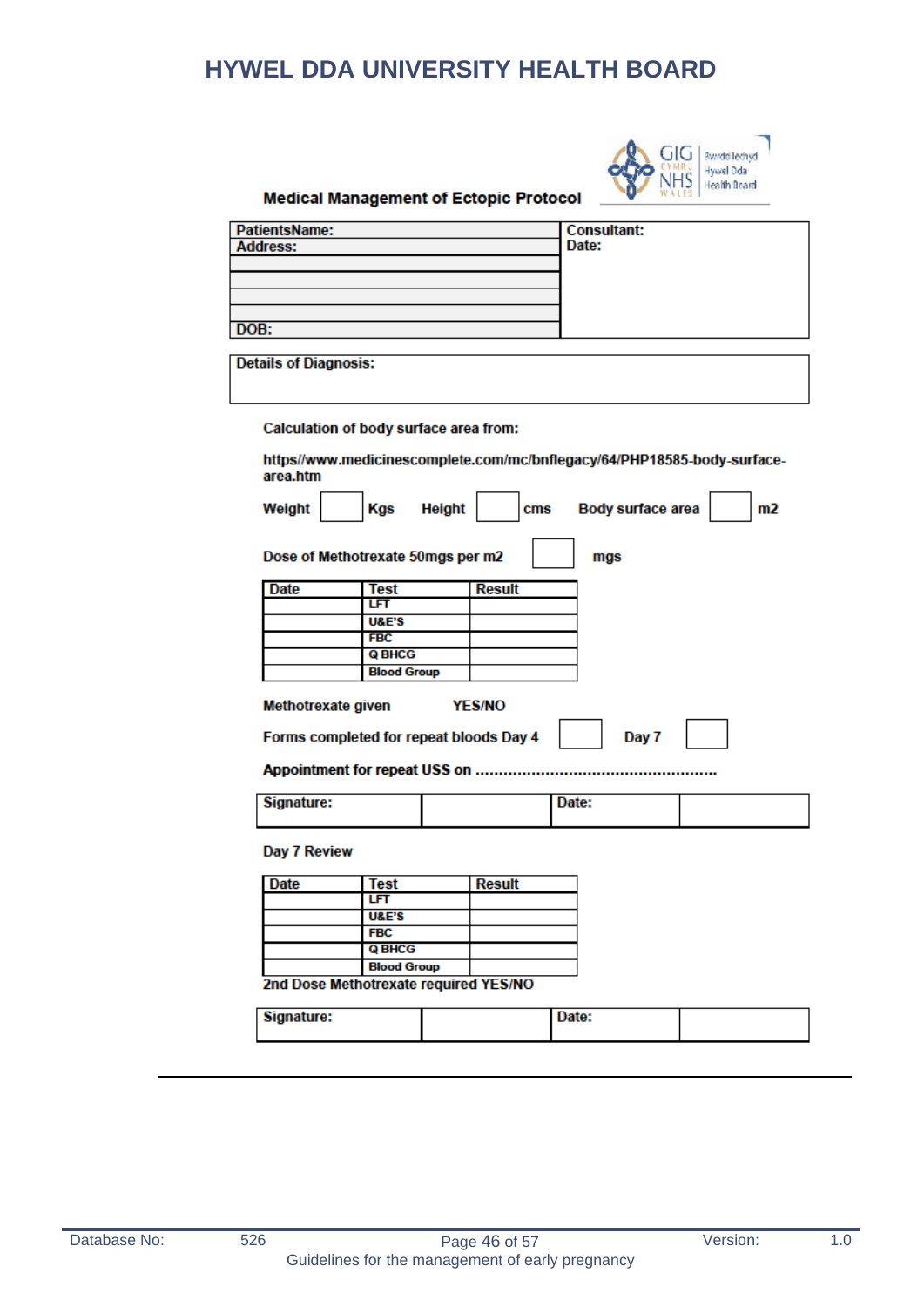## Medical Management of Ectopic Protocol

| PatientsName: | Consultant: |
|---|---|
| Address: | Date: |
| | |
| | |
| | |
| | |
| DOB: | |

| Details of Diagnosis: |
|---|
| |

**Calculation of body surface area from:**

**https//www.medicinescomplete.com/mc/bnflegacy/64/PHP18585-body-surface-area.htm**

**Weight** ☐ **Kgs** **Height** ☐ **cms** **Body surface area** ☐ **m2**

**Dose of Methotrexate 50mgs per m2** ☐ **mgs**

| Date | Test | Result |
|---|---|---|
| | LFT | |
| | U&E'S | |
| | FBC | |
| | Q BHCG | |
| | Blood Group | |

**Methotrexate given YES/NO**

**Forms completed for repeat bloods Day 4** ☐ **Day 7** ☐

**Appointment for repeat USS on ...................................................**

| Signature: | | Date: | |
|---|---|---|---|

**Day 7 Review**

| Date | Test | Result |
|---|---|---|
| | LFT | |
| | U&E'S | |
| | FBC | |
| | Q BHCG | |
| | Blood Group | |

**2nd Dose Methotrexate required YES/NO**

| Signature: | | Date: | |
|---|---|---|---|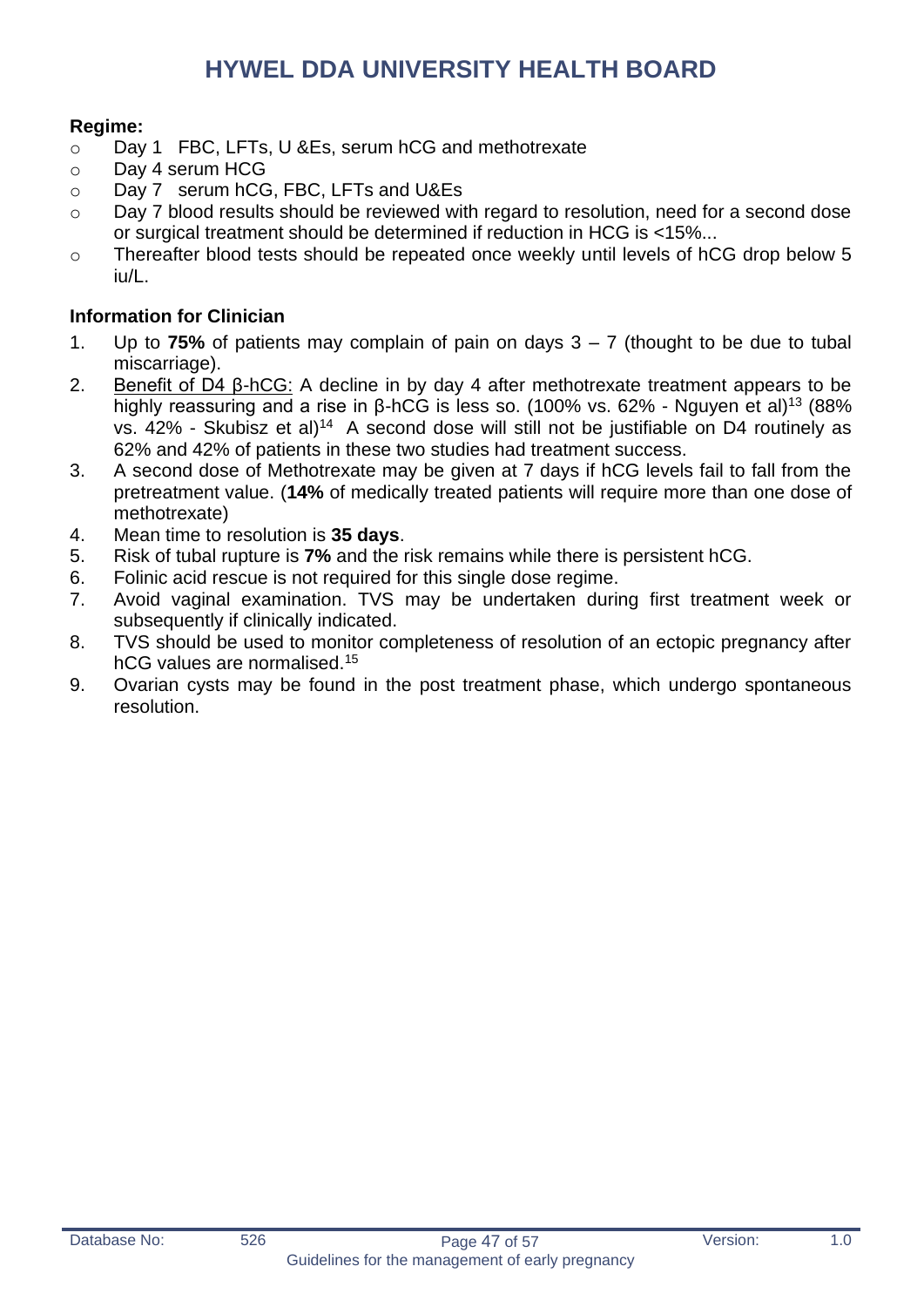**Regime:**

- Day 1 FBC, LFTs, U &Es, serum hCG and methotrexate
- Day 4 serum HCG
- Day 7 serum hCG, FBC, LFTs and U&Es
- Day 7 blood results should be reviewed with regard to resolution, need for a second dose or surgical treatment should be determined if reduction in HCG is <15%...
- Thereafter blood tests should be repeated once weekly until levels of hCG drop below 5 iu/L.

**Information for Clinician**

1. Up to **75%** of patients may complain of pain on days 3 – 7 (thought to be due to tubal miscarriage).
2. Benefit of D4 β-hCG: A decline in by day 4 after methotrexate treatment appears to be highly reassuring and a rise in β-hCG is less so. (100% vs. 62% - Nguyen et al)[13] (88% vs. 42% - Skubisz et al)[14] A second dose will still not be justifiable on D4 routinely as 62% and 42% of patients in these two studies had treatment success.
3. A second dose of Methotrexate may be given at 7 days if hCG levels fail to fall from the pretreatment value. (**14%** of medically treated patients will require more than one dose of methotrexate)
4. Mean time to resolution is **35 days**.
5. Risk of tubal rupture is **7%** and the risk remains while there is persistent hCG.
6. Folinic acid rescue is not required for this single dose regime.
7. Avoid vaginal examination. TVS may be undertaken during first treatment week or subsequently if clinically indicated.
8. TVS should be used to monitor completeness of resolution of an ectopic pregnancy after hCG values are normalised.[15]
9. Ovarian cysts may be found in the post treatment phase, which undergo spontaneous resolution.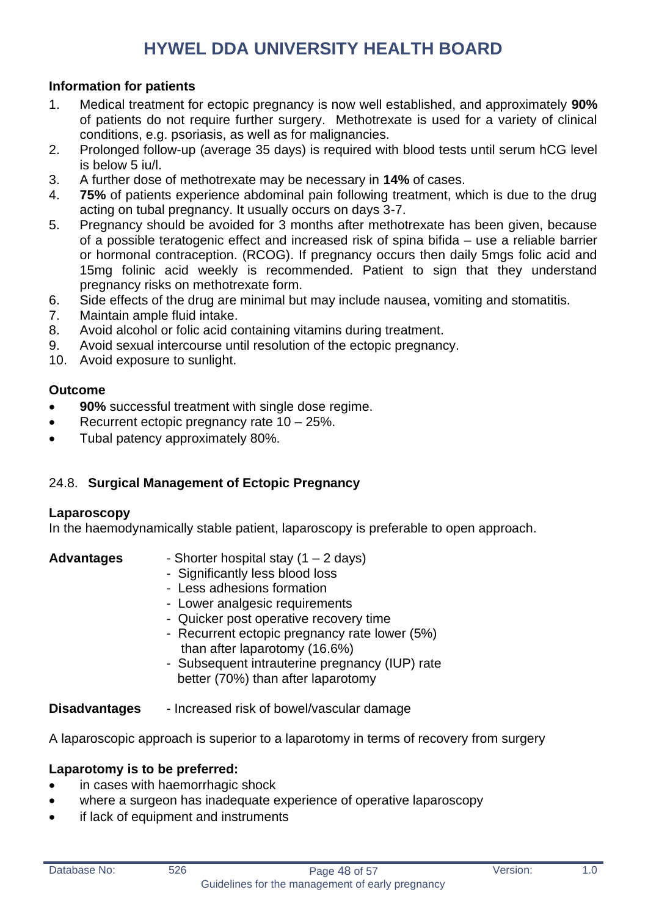**Information for patients**

1. Medical treatment for ectopic pregnancy is now well established, and approximately **90%** of patients do not require further surgery. Methotrexate is used for a variety of clinical conditions, e.g. psoriasis, as well as for malignancies.
2. Prolonged follow-up (average 35 days) is required with blood tests until serum hCG level is below 5 iu/l.
3. A further dose of methotrexate may be necessary in **14%** of cases.
4. **75%** of patients experience abdominal pain following treatment, which is due to the drug acting on tubal pregnancy. It usually occurs on days 3-7.
5. Pregnancy should be avoided for 3 months after methotrexate has been given, because of a possible teratogenic effect and increased risk of spina bifida – use a reliable barrier or hormonal contraception. (RCOG). If pregnancy occurs then daily 5mgs folic acid and 15mg folinic acid weekly is recommended. Patient to sign that they understand pregnancy risks on methotrexate form.
6. Side effects of the drug are minimal but may include nausea, vomiting and stomatitis.
7. Maintain ample fluid intake.
8. Avoid alcohol or folic acid containing vitamins during treatment.
9. Avoid sexual intercourse until resolution of the ectopic pregnancy.
10. Avoid exposure to sunlight.

**Outcome**

- **90%** successful treatment with single dose regime.
- Recurrent ectopic pregnancy rate 10 – 25%.
- Tubal patency approximately 80%.

### 24.8. Surgical Management of Ectopic Pregnancy

**Laparoscopy**

In the haemodynamically stable patient, laparoscopy is preferable to open approach.

**Advantages**

- Shorter hospital stay (1 – 2 days)
- Significantly less blood loss
- Less adhesions formation
- Lower analgesic requirements
- Quicker post operative recovery time
- Recurrent ectopic pregnancy rate lower (5%) than after laparotomy (16.6%)
- Subsequent intrauterine pregnancy (IUP) rate better (70%) than after laparotomy

**Disadvantages**

- Increased risk of bowel/vascular damage

A laparoscopic approach is superior to a laparotomy in terms of recovery from surgery

**Laparotomy is to be preferred:**

- in cases with haemorrhagic shock
- where a surgeon has inadequate experience of operative laparoscopy
- if lack of equipment and instruments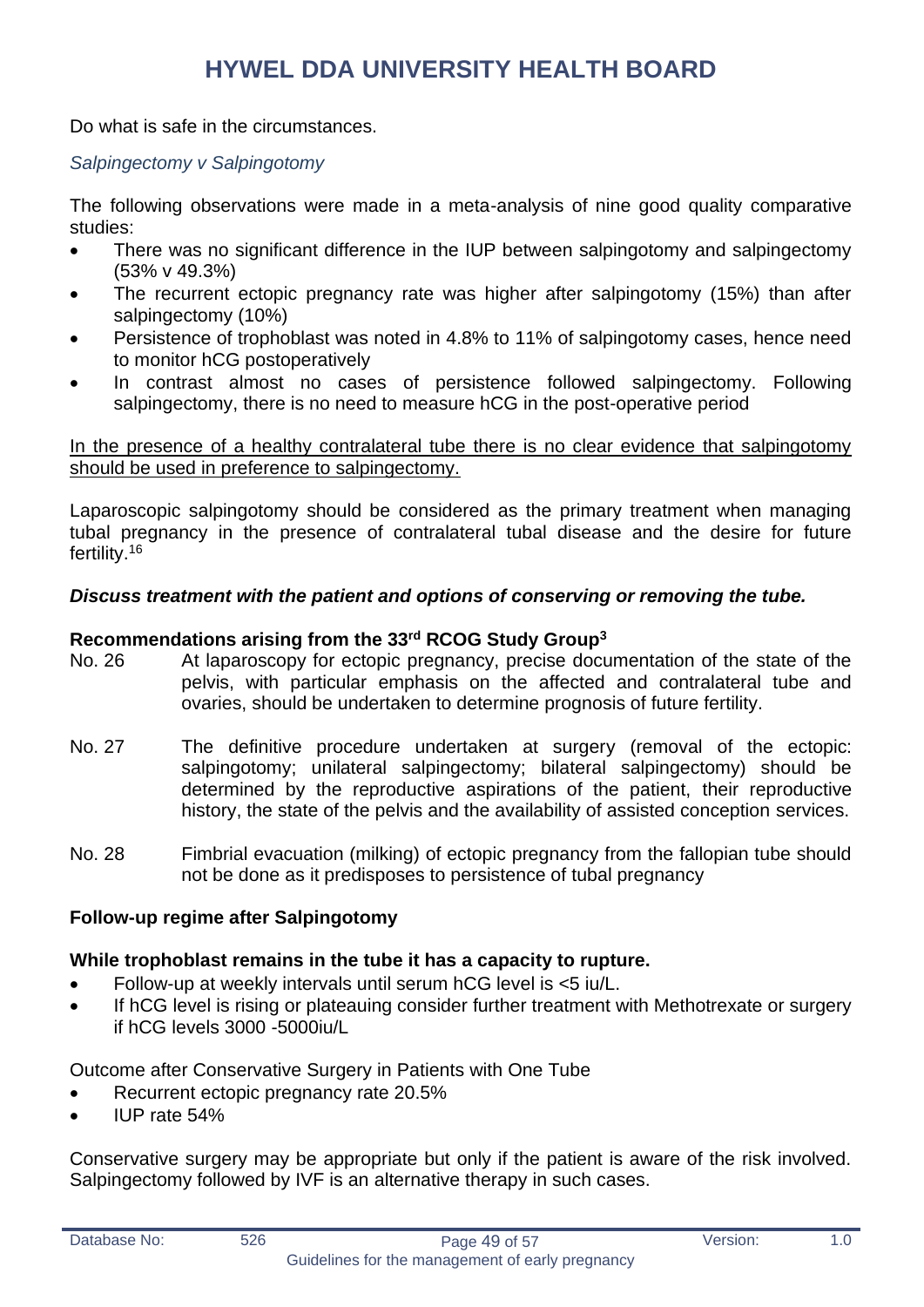Do what is safe in the circumstances.

*Salpingectomy v Salpingotomy*

The following observations were made in a meta-analysis of nine good quality comparative studies:

- There was no significant difference in the IUP between salpingotomy and salpingectomy (53% v 49.3%)
- The recurrent ectopic pregnancy rate was higher after salpingotomy (15%) than after salpingectomy (10%)
- Persistence of trophoblast was noted in 4.8% to 11% of salpingotomy cases, hence need to monitor hCG postoperatively
- In contrast almost no cases of persistence followed salpingectomy. Following salpingectomy, there is no need to measure hCG in the post-operative period

<u>In the presence of a healthy contralateral tube there is no clear evidence that salpingotomy should be used in preference to salpingectomy.</u>

Laparoscopic salpingotomy should be considered as the primary treatment when managing tubal pregnancy in the presence of contralateral tubal disease and the desire for future fertility.[16]

***Discuss treatment with the patient and options of conserving or removing the tube.***

**Recommendations arising from the 33rd RCOG Study Group[3]**

No. 26 At laparoscopy for ectopic pregnancy, precise documentation of the state of the pelvis, with particular emphasis on the affected and contralateral tube and ovaries, should be undertaken to determine prognosis of future fertility.

No. 27 The definitive procedure undertaken at surgery (removal of the ectopic: salpingotomy; unilateral salpingectomy; bilateral salpingectomy) should be determined by the reproductive aspirations of the patient, their reproductive history, the state of the pelvis and the availability of assisted conception services.

No. 28 Fimbrial evacuation (milking) of ectopic pregnancy from the fallopian tube should not be done as it predisposes to persistence of tubal pregnancy

**Follow-up regime after Salpingotomy**

**While trophoblast remains in the tube it has a capacity to rupture.**

- Follow-up at weekly intervals until serum hCG level is <5 iu/L.
- If hCG level is rising or plateauing consider further treatment with Methotrexate or surgery if hCG levels 3000 -5000iu/L

Outcome after Conservative Surgery in Patients with One Tube

- Recurrent ectopic pregnancy rate 20.5%
- IUP rate 54%

Conservative surgery may be appropriate but only if the patient is aware of the risk involved. Salpingectomy followed by IVF is an alternative therapy in such cases.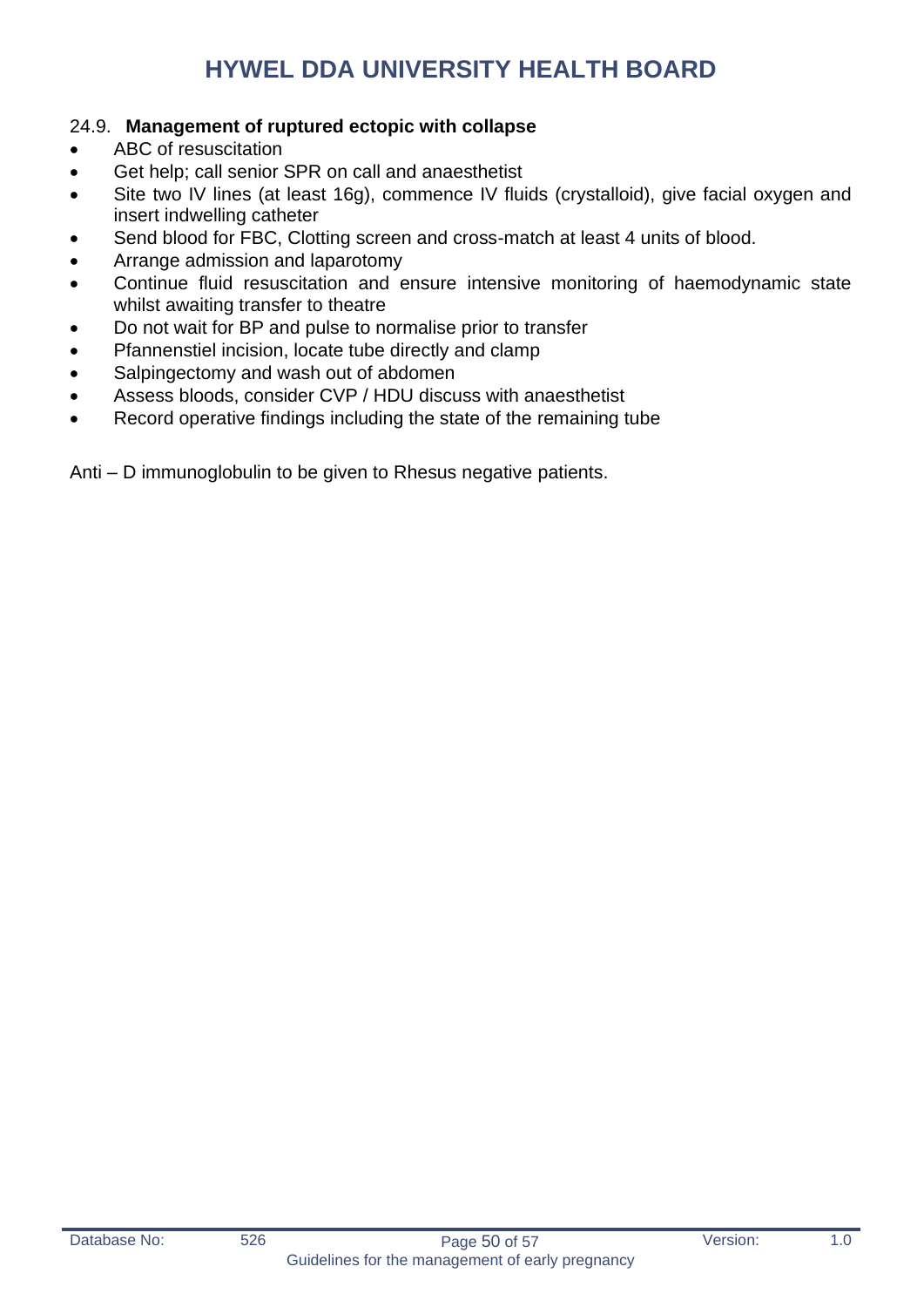### 24.9. **Management of ruptured ectopic with collapse**

- ABC of resuscitation
- Get help; call senior SPR on call and anaesthetist
- Site two IV lines (at least 16g), commence IV fluids (crystalloid), give facial oxygen and insert indwelling catheter
- Send blood for FBC, Clotting screen and cross-match at least 4 units of blood.
- Arrange admission and laparotomy
- Continue fluid resuscitation and ensure intensive monitoring of haemodynamic state whilst awaiting transfer to theatre
- Do not wait for BP and pulse to normalise prior to transfer
- Pfannenstiel incision, locate tube directly and clamp
- Salpingectomy and wash out of abdomen
- Assess bloods, consider CVP / HDU discuss with anaesthetist
- Record operative findings including the state of the remaining tube

Anti – D immunoglobulin to be given to Rhesus negative patients.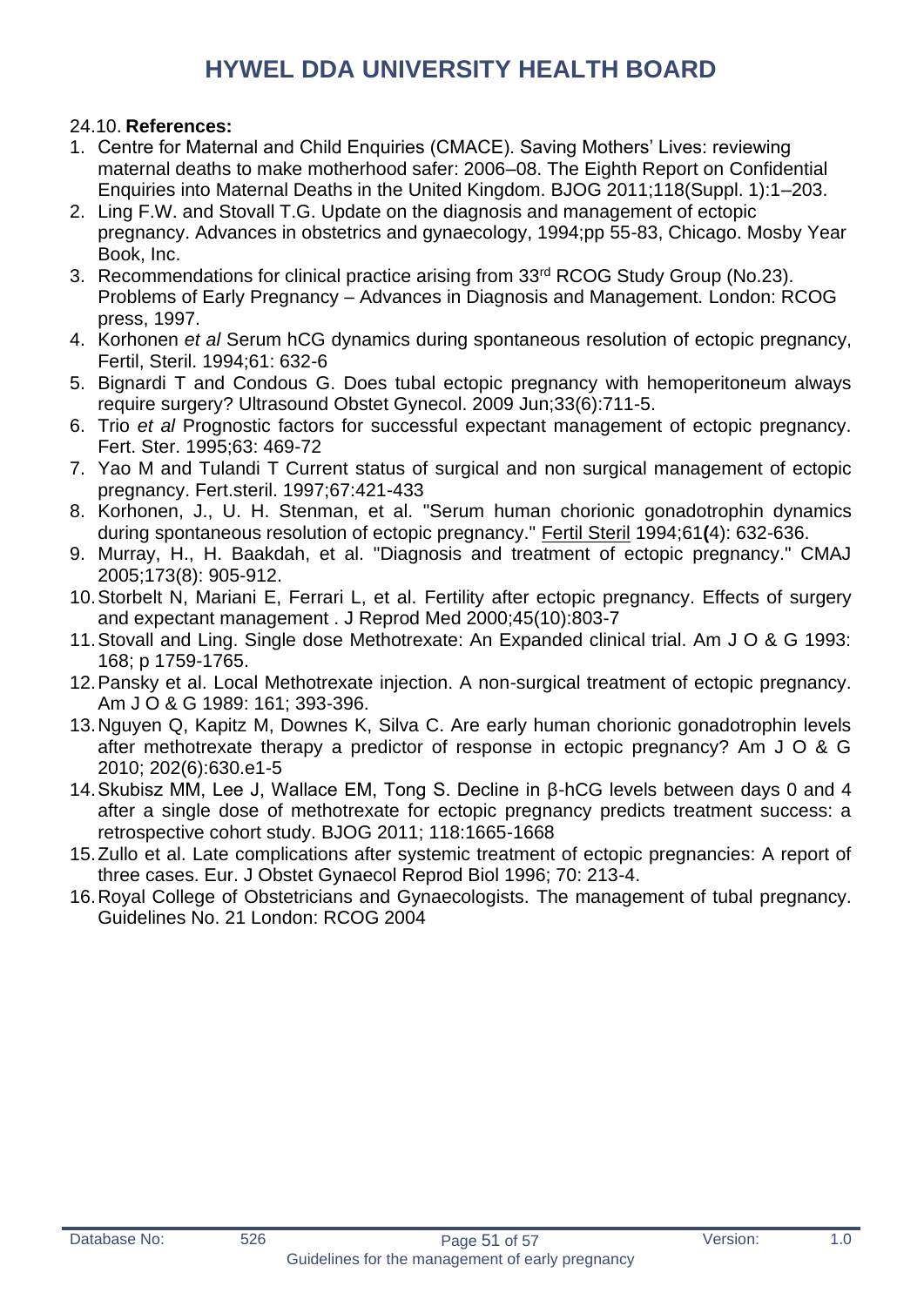24.10. **References:**

1. Centre for Maternal and Child Enquiries (CMACE). Saving Mothers' Lives: reviewing maternal deaths to make motherhood safer: 2006–08. The Eighth Report on Confidential Enquiries into Maternal Deaths in the United Kingdom. BJOG 2011;118(Suppl. 1):1–203.
2. Ling F.W. and Stovall T.G. Update on the diagnosis and management of ectopic pregnancy. Advances in obstetrics and gynaecology, 1994;pp 55-83, Chicago. Mosby Year Book, Inc.
3. Recommendations for clinical practice arising from 33rd RCOG Study Group (No.23). Problems of Early Pregnancy – Advances in Diagnosis and Management. London: RCOG press, 1997.
4. Korhonen *et al* Serum hCG dynamics during spontaneous resolution of ectopic pregnancy, Fertil, Steril. 1994;61: 632-6
5. Bignardi T and Condous G. Does tubal ectopic pregnancy with hemoperitoneum always require surgery? Ultrasound Obstet Gynecol. 2009 Jun;33(6):711-5.
6. Trio *et al* Prognostic factors for successful expectant management of ectopic pregnancy. Fert. Ster. 1995;63: 469-72
7. Yao M and Tulandi T Current status of surgical and non surgical management of ectopic pregnancy. Fert.steril. 1997;67:421-433
8. Korhonen, J., U. H. Stenman, et al. "Serum human chorionic gonadotrophin dynamics during spontaneous resolution of ectopic pregnancy." Fertil Steril 1994;61**(**4): 632-636.
9. Murray, H., H. Baakdah, et al. "Diagnosis and treatment of ectopic pregnancy." CMAJ 2005;173(8): 905-912.
10. Storbelt N, Mariani E, Ferrari L, et al. Fertility after ectopic pregnancy. Effects of surgery and expectant management . J Reprod Med 2000;45(10):803-7
11. Stovall and Ling. Single dose Methotrexate: An Expanded clinical trial. Am J O & G 1993: 168; p 1759-1765.
12. Pansky et al. Local Methotrexate injection. A non-surgical treatment of ectopic pregnancy. Am J O & G 1989: 161; 393-396.
13. Nguyen Q, Kapitz M, Downes K, Silva C. Are early human chorionic gonadotrophin levels after methotrexate therapy a predictor of response in ectopic pregnancy? Am J O & G 2010; 202(6):630.e1-5
14. Skubisz MM, Lee J, Wallace EM, Tong S. Decline in β-hCG levels between days 0 and 4 after a single dose of methotrexate for ectopic pregnancy predicts treatment success: a retrospective cohort study. BJOG 2011; 118:1665-1668
15. Zullo et al. Late complications after systemic treatment of ectopic pregnancies: A report of three cases. Eur. J Obstet Gynaecol Reprod Biol 1996; 70: 213-4.
16. Royal College of Obstetricians and Gynaecologists. The management of tubal pregnancy. Guidelines No. 21 London: RCOG 2004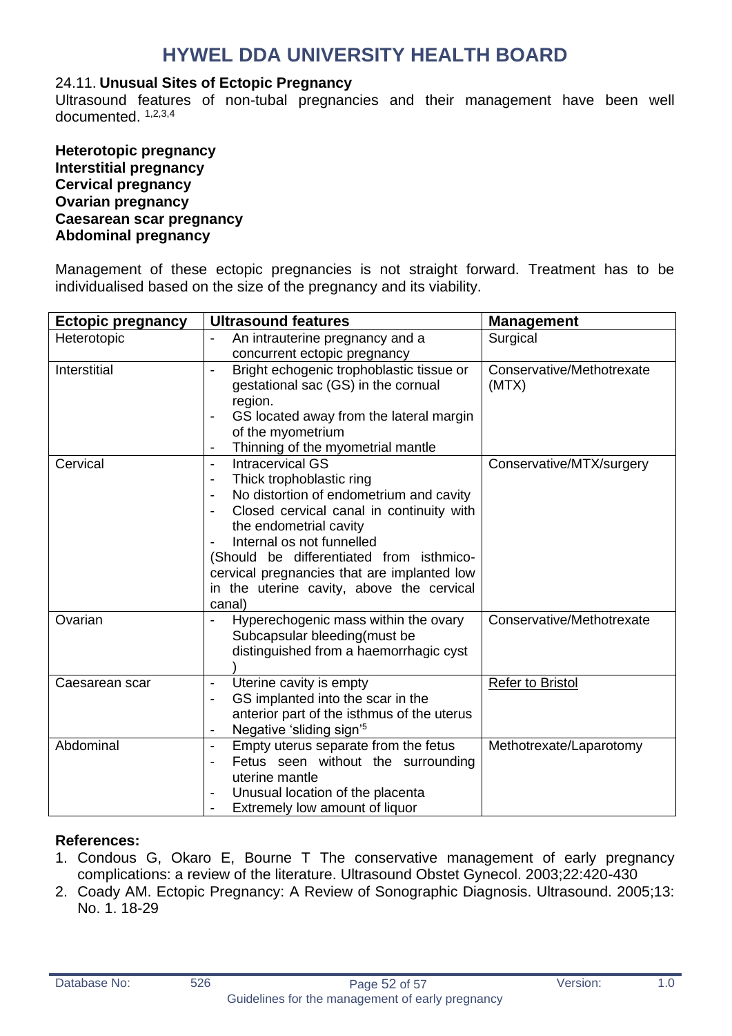### 24.11. **Unusual Sites of Ectopic Pregnancy**

Ultrasound features of non-tubal pregnancies and their management have been well documented. [1,2,3,4]

**Heterotopic pregnancy**
**Interstitial pregnancy**
**Cervical pregnancy**
**Ovarian pregnancy**
**Caesarean scar pregnancy**
**Abdominal pregnancy**

Management of these ectopic pregnancies is not straight forward. Treatment has to be individualised based on the size of the pregnancy and its viability.

| **Ectopic pregnancy** | **Ultrasound features** | **Management** |
|---|---|---|
| Heterotopic | - An intrauterine pregnancy and a concurrent ectopic pregnancy | Surgical |
| Interstitial | - Bright echogenic trophoblastic tissue or gestational sac (GS) in the cornual region.<br>- GS located away from the lateral margin of the myometrium<br>- Thinning of the myometrial mantle | Conservative/Methotrexate (MTX) |
| Cervical | - Intracervical GS<br>- Thick trophoblastic ring<br>- No distortion of endometrium and cavity<br>- Closed cervical canal in continuity with the endometrial cavity<br>- Internal os not funnelled<br>(Should be differentiated from isthmico-cervical pregnancies that are implanted low in the uterine cavity, above the cervical canal) | Conservative/MTX/surgery |
| Ovarian | - Hyperechogenic mass within the ovary Subcapsular bleeding(must be distinguished from a haemorrhagic cyst ) | Conservative/Methotrexate |
| Caesarean scar | - Uterine cavity is empty<br>- GS implanted into the scar in the anterior part of the isthmus of the uterus<br>- Negative 'sliding sign'[5] | Refer to Bristol |
| Abdominal | - Empty uterus separate from the fetus<br>- Fetus seen without the surrounding uterine mantle<br>- Unusual location of the placenta<br>- Extremely low amount of liquor | Methotrexate/Laparotomy |

**References:**

1. Condous G, Okaro E, Bourne T The conservative management of early pregnancy complications: a review of the literature. Ultrasound Obstet Gynecol. 2003;22:420-430
2. Coady AM. Ectopic Pregnancy: A Review of Sonographic Diagnosis. Ultrasound. 2005;13: No. 1. 18-29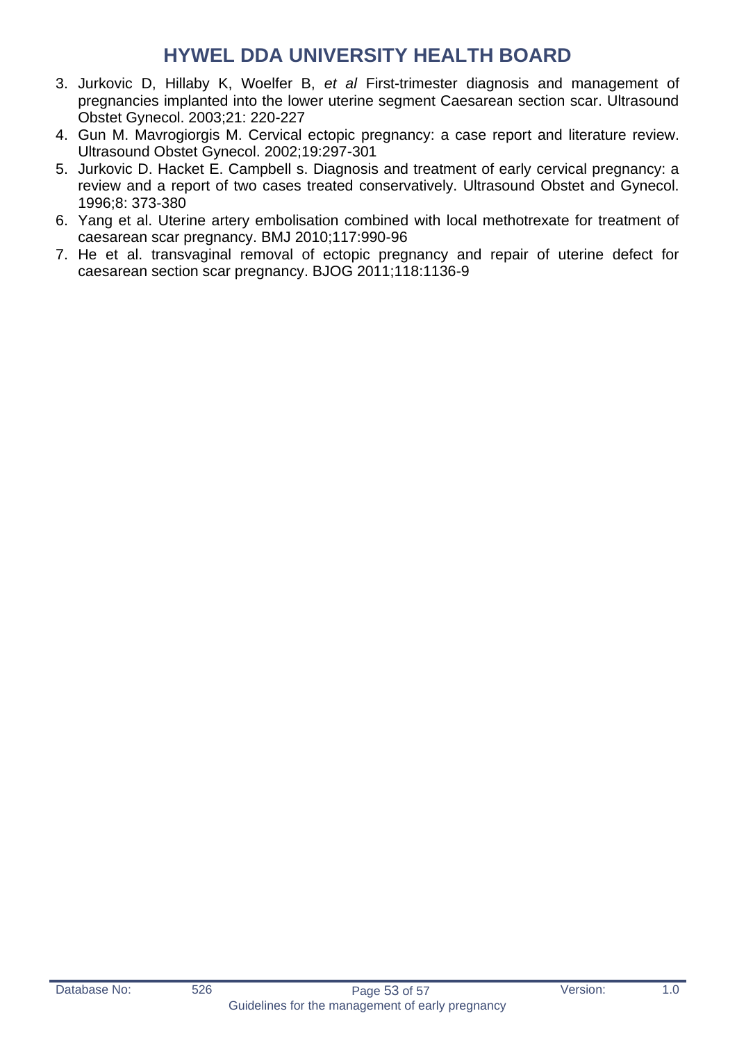3. Jurkovic D, Hillaby K, Woelfer B, *et al* First-trimester diagnosis and management of pregnancies implanted into the lower uterine segment Caesarean section scar. Ultrasound Obstet Gynecol. 2003;21: 220-227
4. Gun M. Mavrogiorgis M. Cervical ectopic pregnancy: a case report and literature review. Ultrasound Obstet Gynecol. 2002;19:297-301
5. Jurkovic D. Hacket E. Campbell s. Diagnosis and treatment of early cervical pregnancy: a review and a report of two cases treated conservatively. Ultrasound Obstet and Gynecol. 1996;8: 373-380
6. Yang et al. Uterine artery embolisation combined with local methotrexate for treatment of caesarean scar pregnancy. BMJ 2010;117:990-96
7. He et al. transvaginal removal of ectopic pregnancy and repair of uterine defect for caesarean section scar pregnancy. BJOG 2011;118:1136-9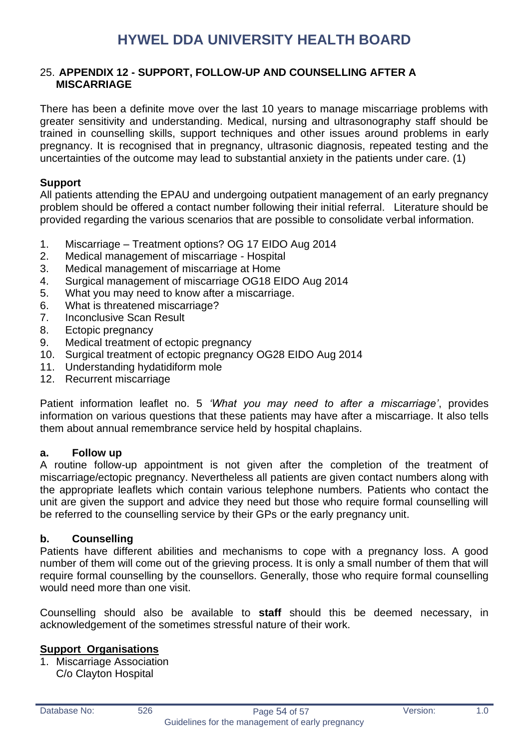## 25. APPENDIX 12 - SUPPORT, FOLLOW-UP AND COUNSELLING AFTER A MISCARRIAGE

There has been a definite move over the last 10 years to manage miscarriage problems with greater sensitivity and understanding. Medical, nursing and ultrasonography staff should be trained in counselling skills, support techniques and other issues around problems in early pregnancy. It is recognised that in pregnancy, ultrasonic diagnosis, repeated testing and the uncertainties of the outcome may lead to substantial anxiety in the patients under care. (1)

### Support

All patients attending the EPAU and undergoing outpatient management of an early pregnancy problem should be offered a contact number following their initial referral. Literature should be provided regarding the various scenarios that are possible to consolidate verbal information.

1. Miscarriage – Treatment options? OG 17 EIDO Aug 2014
2. Medical management of miscarriage - Hospital
3. Medical management of miscarriage at Home
4. Surgical management of miscarriage OG18 EIDO Aug 2014
5. What you may need to know after a miscarriage.
6. What is threatened miscarriage?
7. Inconclusive Scan Result
8. Ectopic pregnancy
9. Medical treatment of ectopic pregnancy
10. Surgical treatment of ectopic pregnancy OG28 EIDO Aug 2014
11. Understanding hydatidiform mole
12. Recurrent miscarriage

Patient information leaflet no. 5 *'What you may need to after a miscarriage'*, provides information on various questions that these patients may have after a miscarriage. It also tells them about annual remembrance service held by hospital chaplains.

### a. Follow up

A routine follow-up appointment is not given after the completion of the treatment of miscarriage/ectopic pregnancy. Nevertheless all patients are given contact numbers along with the appropriate leaflets which contain various telephone numbers. Patients who contact the unit are given the support and advice they need but those who require formal counselling will be referred to the counselling service by their GPs or the early pregnancy unit.

### b. Counselling

Patients have different abilities and mechanisms to cope with a pregnancy loss. A good number of them will come out of the grieving process. It is only a small number of them that will require formal counselling by the counsellors. Generally, those who require formal counselling would need more than one visit.

Counselling should also be available to **staff** should this be deemed necessary, in acknowledgement of the sometimes stressful nature of their work.

### Support Organisations

1. Miscarriage Association
   C/o Clayton Hospital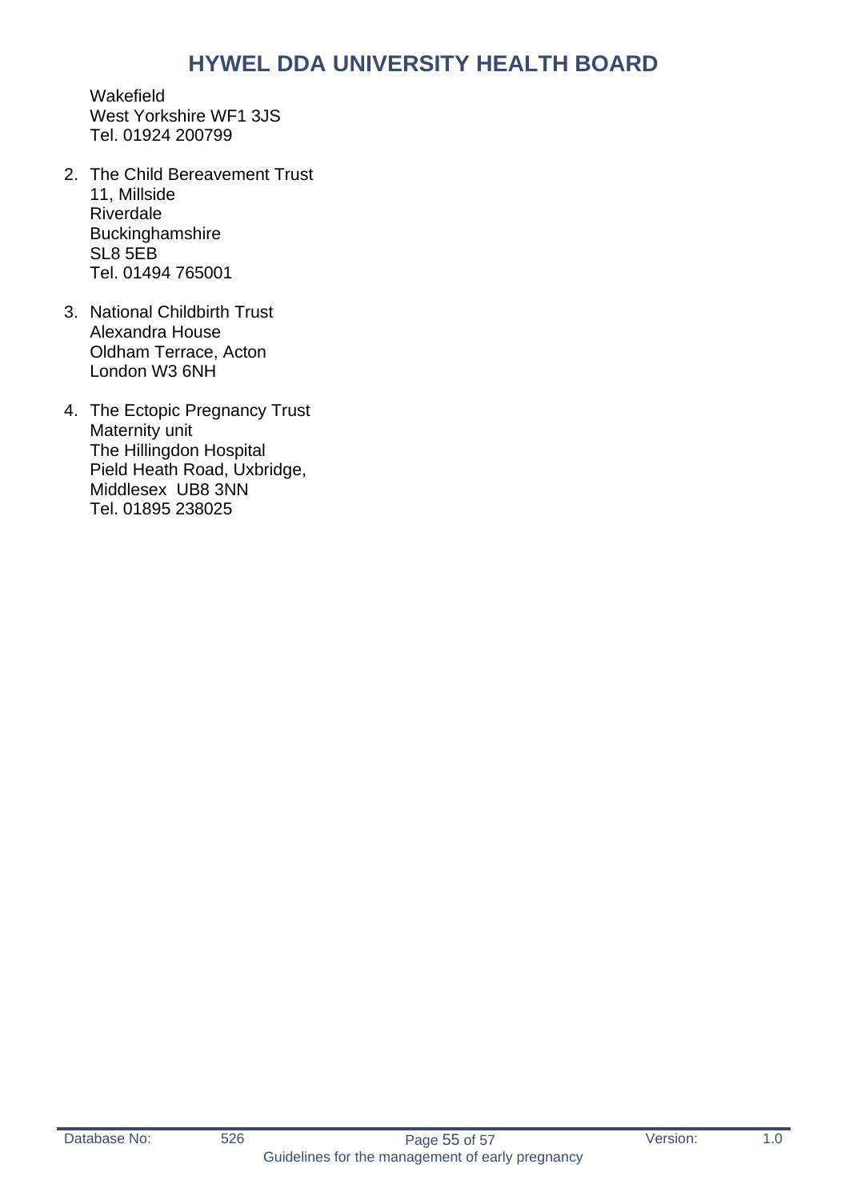Wakefield
West Yorkshire WF1 3JS
Tel. 01924 200799

2. The Child Bereavement Trust
   11, Millside
   Riverdale
   Buckinghamshire
   SL8 5EB
   Tel. 01494 765001

3. National Childbirth Trust
   Alexandra House
   Oldham Terrace, Acton
   London W3 6NH

4. The Ectopic Pregnancy Trust
   Maternity unit
   The Hillingdon Hospital
   Pield Heath Road, Uxbridge,
   Middlesex UB8 3NN
   Tel. 01895 238025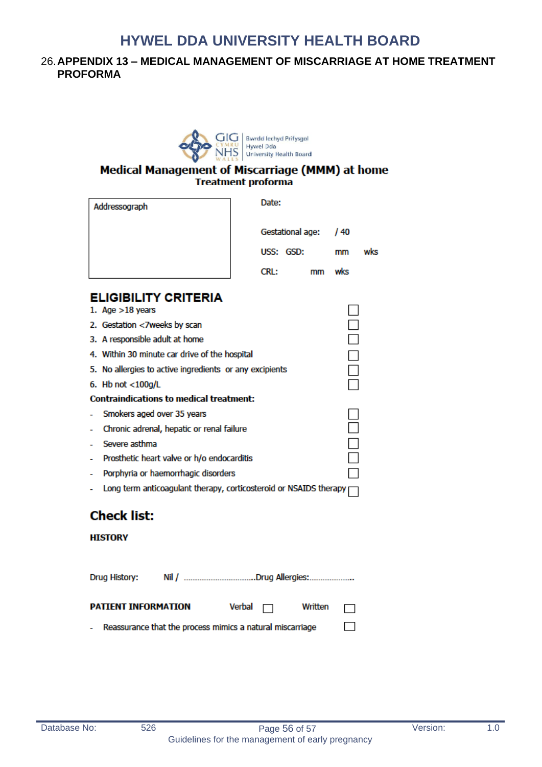# HYWEL DDA UNIVERSITY HEALTH BOARD

## 26. APPENDIX 13 – MEDICAL MANAGEMENT OF MISCARRIAGE AT HOME TREATMENT PROFORMA

GIG CYMRU NHS WALES | Bwrdd Iechyd Prifysgol Hywel Dda University Health Board

### Medical Management of Miscarriage (MMM) at home

**Treatment proforma**

| Addressograph | Date: |
|---|---|
| | Gestational age: / 40 |
| | USS: GSD: mm wks |
| | CRL: mm wks |

### ELIGIBILITY CRITERIA

1. Age >18 years ☐
2. Gestation <7weeks by scan ☐
3. A responsible adult at home ☐
4. Within 30 minute car drive of the hospital ☐
5. No allergies to active ingredients or any excipients ☐
6. Hb not <100g/L ☐

**Contraindications to medical treatment:**

- Smokers aged over 35 years ☐
- Chronic adrenal, hepatic or renal failure ☐
- Severe asthma ☐
- Prosthetic heart valve or h/o endocarditis ☐
- Porphyria or haemorrhagic disorders ☐
- Long term anticoagulant therapy, corticosteroid or NSAIDS therapy ☐

### Check list:

**HISTORY**

Drug History: Nil / ...............................Drug Allergies:...................

**PATIENT INFORMATION** Verbal ☐ Written ☐

- Reassurance that the process mimics a natural miscarriage ☐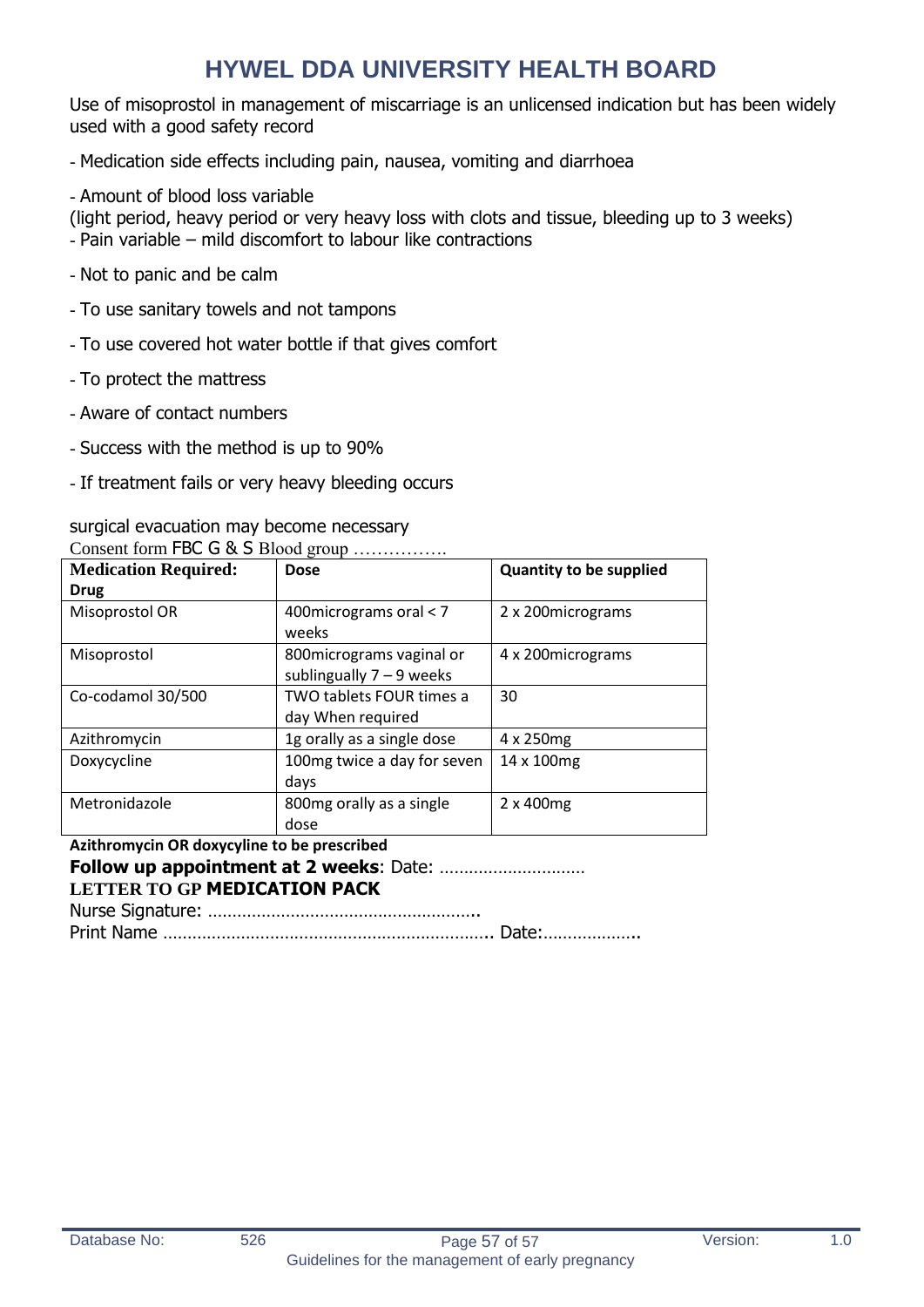# HYWEL DDA UNIVERSITY HEALTH BOARD

Use of misoprostol in management of miscarriage is an unlicensed indication but has been widely used with a good safety record

- Medication side effects including pain, nausea, vomiting and diarrhoea
- Amount of blood loss variable
(light period, heavy period or very heavy loss with clots and tissue, bleeding up to 3 weeks)
- Pain variable – mild discomfort to labour like contractions
- Not to panic and be calm
- To use sanitary towels and not tampons
- To use covered hot water bottle if that gives comfort
- To protect the mattress
- Aware of contact numbers
- Success with the method is up to 90%
- If treatment fails or very heavy bleeding occurs

surgical evacuation may become necessary

Consent form FBC G & S Blood group …………….

| **Medication Required: Drug** | **Dose** | **Quantity to be supplied** |
|---|---|---|
| Misoprostol OR | 400micrograms oral < 7 weeks | 2 x 200micrograms |
| Misoprostol | 800micrograms vaginal or sublingually 7 – 9 weeks | 4 x 200micrograms |
| Co-codamol 30/500 | TWO tablets FOUR times a day When required | 30 |
| Azithromycin | 1g orally as a single dose | 4 x 250mg |
| Doxycycline | 100mg twice a day for seven days | 14 x 100mg |
| Metronidazole | 800mg orally as a single dose | 2 x 400mg |

**Azithromycin OR doxycyline to be prescribed**

**Follow up appointment at 2 weeks**: Date: …………………………

**LETTER TO GP MEDICATION PACK**

Nurse Signature: ……………………………………………….

Print Name ………………………………………………………… Date:………………..